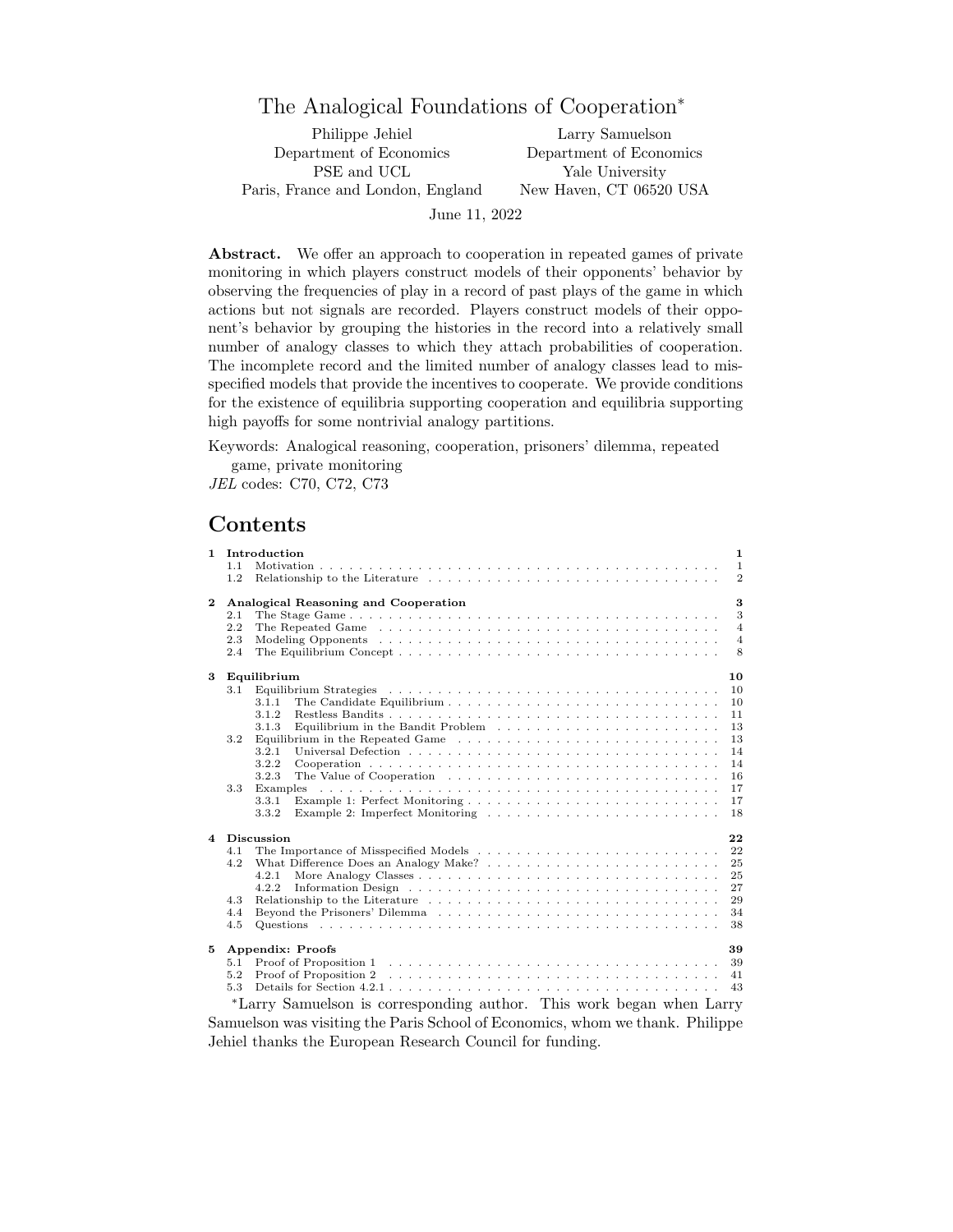# The Analogical Foundations of Cooperation*

| Philippe Jehiel | Larry Samuelson |
| --- | --- |
| Department of Economics | Department of Economics |
| PSE and UCL | Yale University |
| Paris, France and London, England | New Haven, CT 06520 USA |

June 11, 2022

**Abstract.** We offer an approach to cooperation in repeated games of private monitoring in which players construct models of their opponents' behavior by observing the frequencies of play in a record of past plays of the game in which actions but not signals are recorded. Players construct models of their opponent's behavior by grouping the histories in the record into a relatively small number of analogy classes to which they attach probabilities of cooperation. The incomplete record and the limited number of analogy classes lead to misspecified models that provide the incentives to cooperate. We provide conditions for the existence of equilibria supporting cooperation and equilibria supporting high payoffs for some nontrivial analogy partitions.

Keywords: Analogical reasoning, cooperation, prisoners' dilemma, repeated game, private monitoring

*JEL* codes: C70, C72, C73

## Contents

- **1 Introduction** — 1
  - 1.1 Motivation — 1
  - 1.2 Relationship to the Literature — 2
- **2 Analogical Reasoning and Cooperation** — 3
  - 2.1 The Stage Game — 3
  - 2.2 The Repeated Game — 4
  - 2.3 Modeling Opponents — 4
  - 2.4 The Equilibrium Concept — 8
- **3 Equilibrium** — 10
  - 3.1 Equilibrium Strategies — 10
    - 3.1.1 The Candidate Equilibrium — 10
    - 3.1.2 Restless Bandits — 11
    - 3.1.3 Equilibrium in the Bandit Problem — 13
  - 3.2 Equilibrium in the Repeated Game — 13
    - 3.2.1 Universal Defection — 14
    - 3.2.2 Cooperation — 14
    - 3.2.3 The Value of Cooperation — 16
  - 3.3 Examples — 17
    - 3.3.1 Example 1: Perfect Monitoring — 17
    - 3.3.2 Example 2: Imperfect Monitoring — 18
- **4 Discussion** — 22
  - 4.1 The Importance of Misspecified Models — 22
  - 4.2 What Difference Does an Analogy Make? — 25
    - 4.2.1 More Analogy Classes — 25
    - 4.2.2 Information Design — 27
  - 4.3 Relationship to the Literature — 29
  - 4.4 Beyond the Prisoners' Dilemma — 34
  - 4.5 Questions — 38
- **5 Appendix: Proofs** — 39
  - 5.1 Proof of Proposition 1 — 39
  - 5.2 Proof of Proposition 2 — 41
  - 5.3 Details for Section 4.2.1 — 43

*Larry Samuelson is corresponding author. This work began when Larry Samuelson was visiting the Paris School of Economics, whom we thank. Philippe Jehiel thanks the European Research Council for funding.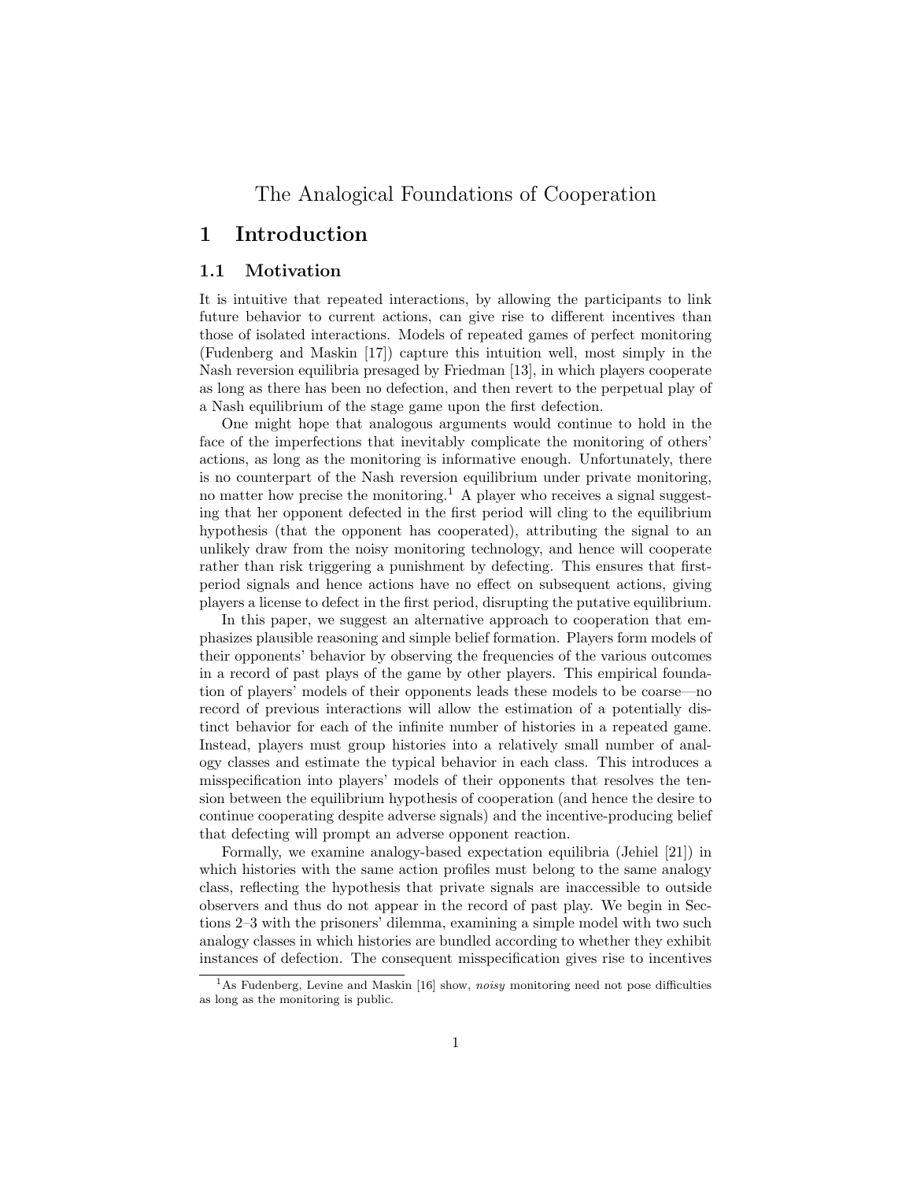# The Analogical Foundations of Cooperation

## 1 Introduction

### 1.1 Motivation

It is intuitive that repeated interactions, by allowing the participants to link future behavior to current actions, can give rise to different incentives than those of isolated interactions. Models of repeated games of perfect monitoring (Fudenberg and Maskin [17]) capture this intuition well, most simply in the Nash reversion equilibria presaged by Friedman [13], in which players cooperate as long as there has been no defection, and then revert to the perpetual play of a Nash equilibrium of the stage game upon the first defection.

One might hope that analogous arguments would continue to hold in the face of the imperfections that inevitably complicate the monitoring of others' actions, as long as the monitoring is informative enough. Unfortunately, there is no counterpart of the Nash reversion equilibrium under private monitoring, no matter how precise the monitoring.[1] A player who receives a signal suggesting that her opponent defected in the first period will cling to the equilibrium hypothesis (that the opponent has cooperated), attributing the signal to an unlikely draw from the noisy monitoring technology, and hence will cooperate rather than risk triggering a punishment by defecting. This ensures that first-period signals and hence actions have no effect on subsequent actions, giving players a license to defect in the first period, disrupting the putative equilibrium.

In this paper, we suggest an alternative approach to cooperation that emphasizes plausible reasoning and simple belief formation. Players form models of their opponents' behavior by observing the frequencies of the various outcomes in a record of past plays of the game by other players. This empirical foundation of players' models of their opponents leads these models to be coarse—no record of previous interactions will allow the estimation of a potentially distinct behavior for each of the infinite number of histories in a repeated game. Instead, players must group histories into a relatively small number of analogy classes and estimate the typical behavior in each class. This introduces a misspecification into players' models of their opponents that resolves the tension between the equilibrium hypothesis of cooperation (and hence the desire to continue cooperating despite adverse signals) and the incentive-producing belief that defecting will prompt an adverse opponent reaction.

Formally, we examine analogy-based expectation equilibria (Jehiel [21]) in which histories with the same action profiles must belong to the same analogy class, reflecting the hypothesis that private signals are inaccessible to outside observers and thus do not appear in the record of past play. We begin in Sections 2–3 with the prisoners' dilemma, examining a simple model with two such analogy classes in which histories are bundled according to whether they exhibit instances of defection. The consequent misspecification gives rise to incentives

[1] As Fudenberg, Levine and Maskin [16] show, *noisy* monitoring need not pose difficulties as long as the monitoring is public.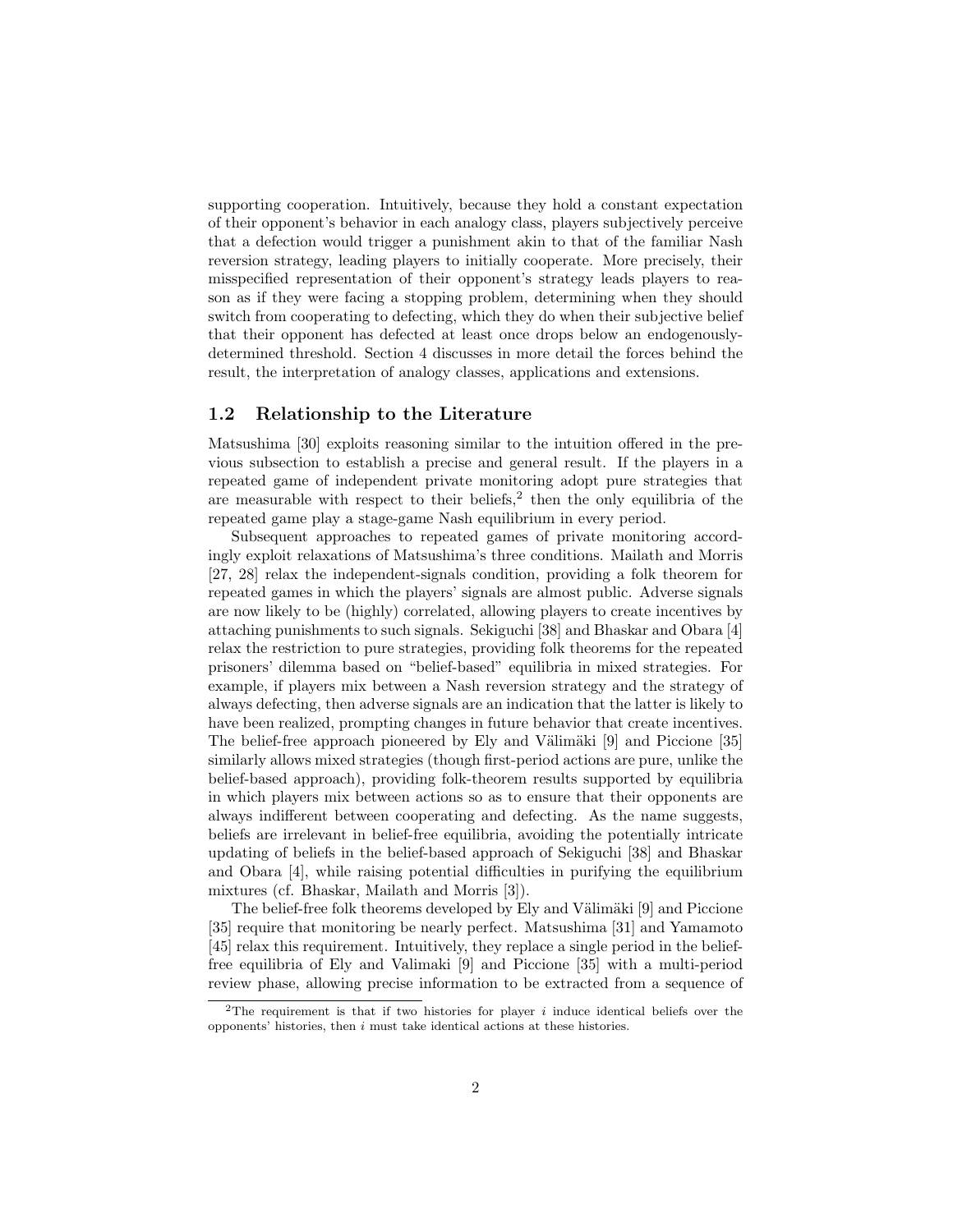supporting cooperation. Intuitively, because they hold a constant expectation of their opponent's behavior in each analogy class, players subjectively perceive that a defection would trigger a punishment akin to that of the familiar Nash reversion strategy, leading players to initially cooperate. More precisely, their misspecified representation of their opponent's strategy leads players to reason as if they were facing a stopping problem, determining when they should switch from cooperating to defecting, which they do when their subjective belief that their opponent has defected at least once drops below an endogenously-determined threshold. Section 4 discusses in more detail the forces behind the result, the interpretation of analogy classes, applications and extensions.

### 1.2 Relationship to the Literature

Matsushima [30] exploits reasoning similar to the intuition offered in the previous subsection to establish a precise and general result. If the players in a repeated game of independent private monitoring adopt pure strategies that are measurable with respect to their beliefs,[2] then the only equilibria of the repeated game play a stage-game Nash equilibrium in every period.

Subsequent approaches to repeated games of private monitoring accordingly exploit relaxations of Matsushima's three conditions. Mailath and Morris [27, 28] relax the independent-signals condition, providing a folk theorem for repeated games in which the players' signals are almost public. Adverse signals are now likely to be (highly) correlated, allowing players to create incentives by attaching punishments to such signals. Sekiguchi [38] and Bhaskar and Obara [4] relax the restriction to pure strategies, providing folk theorems for the repeated prisoners' dilemma based on "belief-based" equilibria in mixed strategies. For example, if players mix between a Nash reversion strategy and the strategy of always defecting, then adverse signals are an indication that the latter is likely to have been realized, prompting changes in future behavior that create incentives. The belief-free approach pioneered by Ely and Välimäki [9] and Piccione [35] similarly allows mixed strategies (though first-period actions are pure, unlike the belief-based approach), providing folk-theorem results supported by equilibria in which players mix between actions so as to ensure that their opponents are always indifferent between cooperating and defecting. As the name suggests, beliefs are irrelevant in belief-free equilibria, avoiding the potentially intricate updating of beliefs in the belief-based approach of Sekiguchi [38] and Bhaskar and Obara [4], while raising potential difficulties in purifying the equilibrium mixtures (cf. Bhaskar, Mailath and Morris [3]).

The belief-free folk theorems developed by Ely and Välimäki [9] and Piccione [35] require that monitoring be nearly perfect. Matsushima [31] and Yamamoto [45] relax this requirement. Intuitively, they replace a single period in the belief-free equilibria of Ely and Valimaki [9] and Piccione [35] with a multi-period review phase, allowing precise information to be extracted from a sequence of

[2] The requirement is that if two histories for player $i$ induce identical beliefs over the opponents' histories, then $i$ must take identical actions at these histories.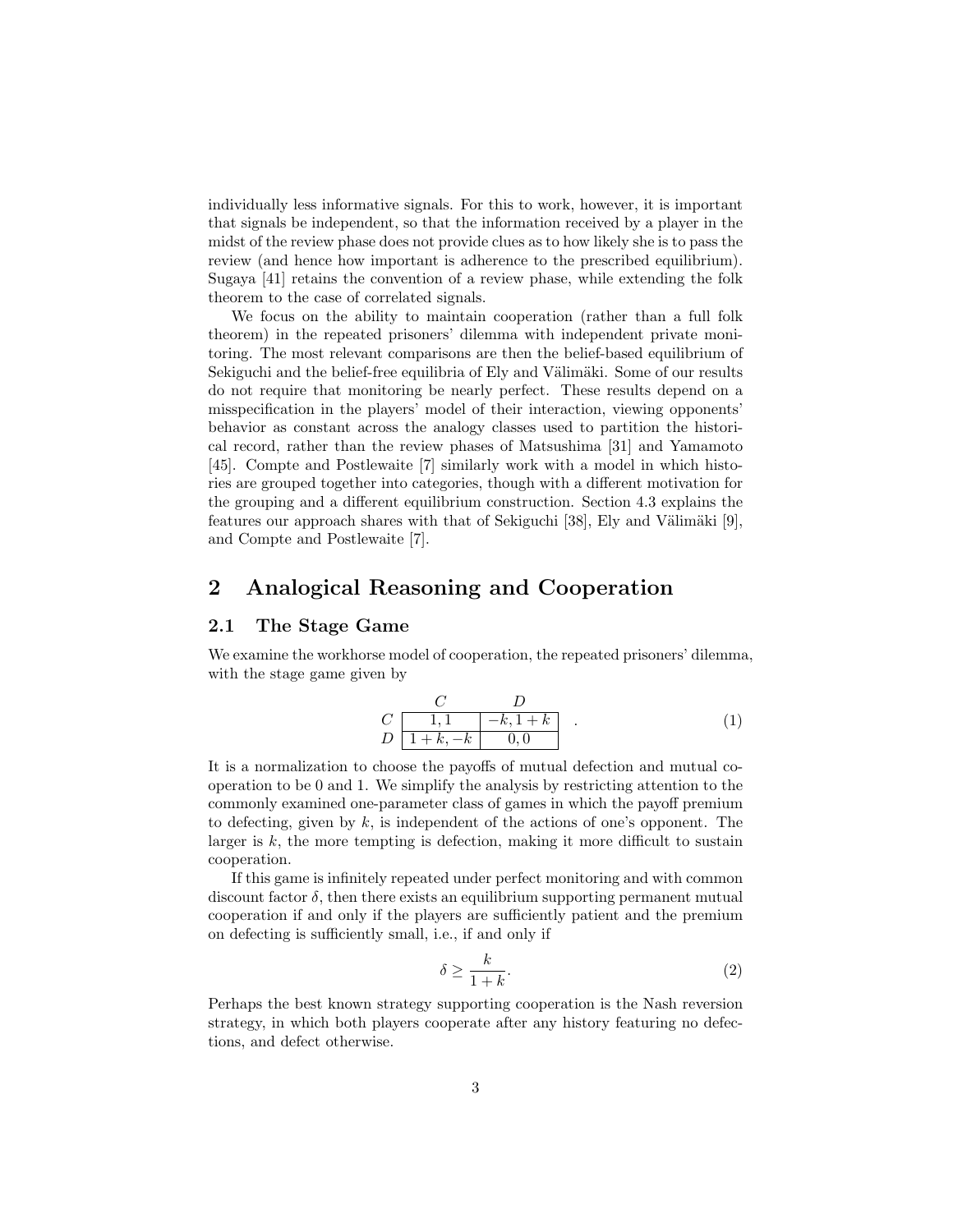individually less informative signals. For this to work, however, it is important that signals be independent, so that the information received by a player in the midst of the review phase does not provide clues as to how likely she is to pass the review (and hence how important is adherence to the prescribed equilibrium). Sugaya [41] retains the convention of a review phase, while extending the folk theorem to the case of correlated signals.

We focus on the ability to maintain cooperation (rather than a full folk theorem) in the repeated prisoners' dilemma with independent private monitoring. The most relevant comparisons are then the belief-based equilibrium of Sekiguchi and the belief-free equilibria of Ely and Välimäki. Some of our results do not require that monitoring be nearly perfect. These results depend on a misspecification in the players' model of their interaction, viewing opponents' behavior as constant across the analogy classes used to partition the historical record, rather than the review phases of Matsushima [31] and Yamamoto [45]. Compte and Postlewaite [7] similarly work with a model in which histories are grouped together into categories, though with a different motivation for the grouping and a different equilibrium construction. Section 4.3 explains the features our approach shares with that of Sekiguchi [38], Ely and Välimäki [9], and Compte and Postlewaite [7].

# 2 Analogical Reasoning and Cooperation

## 2.1 The Stage Game

We examine the workhorse model of cooperation, the repeated prisoners' dilemma, with the stage game given by

|   | $C$ | $D$ |
|---|---|---|
| $C$ | $1, 1$ | $-k, 1+k$ |
| $D$ | $1+k, -k$ | $0, 0$ |

(1)

It is a normalization to choose the payoffs of mutual defection and mutual cooperation to be 0 and 1. We simplify the analysis by restricting attention to the commonly examined one-parameter class of games in which the payoff premium to defecting, given by $k$, is independent of the actions of one's opponent. The larger is $k$, the more tempting is defection, making it more difficult to sustain cooperation.

If this game is infinitely repeated under perfect monitoring and with common discount factor $\delta$, then there exists an equilibrium supporting permanent mutual cooperation if and only if the players are sufficiently patient and the premium on defecting is sufficiently small, i.e., if and only if

$$\delta \geq \frac{k}{1+k}. \tag{2}$$

Perhaps the best known strategy supporting cooperation is the Nash reversion strategy, in which both players cooperate after any history featuring no defections, and defect otherwise.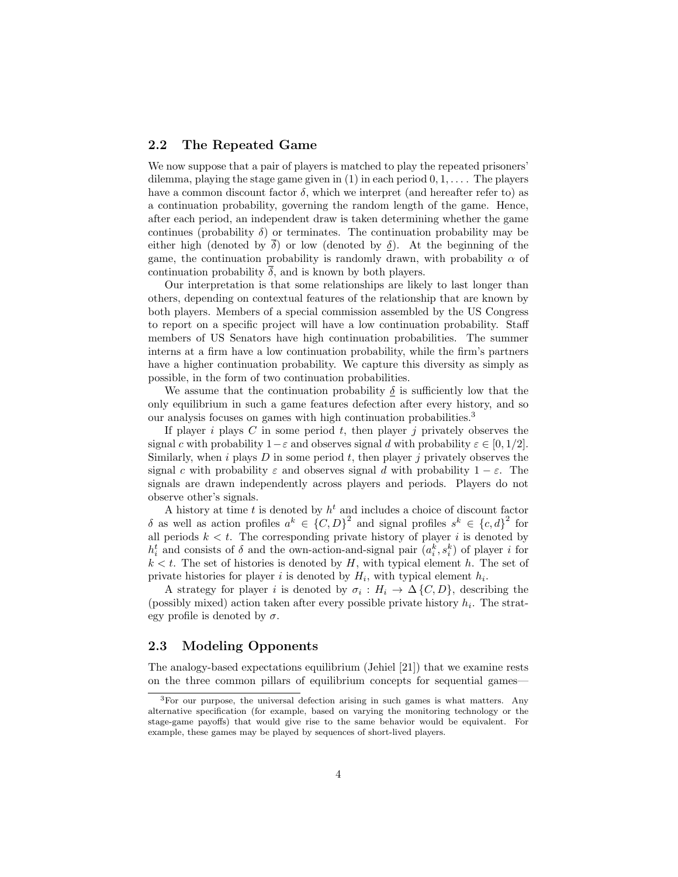### 2.2 The Repeated Game

We now suppose that a pair of players is matched to play the repeated prisoners' dilemma, playing the stage game given in (1) in each period $0, 1, \ldots$. The players have a common discount factor $\delta$, which we interpret (and hereafter refer to) as a continuation probability, governing the random length of the game. Hence, after each period, an independent draw is taken determining whether the game continues (probability $\delta$) or terminates. The continuation probability may be either high (denoted by $\overline{\delta}$) or low (denoted by $\underline{\delta}$). At the beginning of the game, the continuation probability is randomly drawn, with probability $\alpha$ of continuation probability $\overline{\delta}$, and is known by both players.

Our interpretation is that some relationships are likely to last longer than others, depending on contextual features of the relationship that are known by both players. Members of a special commission assembled by the US Congress to report on a specific project will have a low continuation probability. Staff members of US Senators have high continuation probabilities. The summer interns at a firm have a low continuation probability, while the firm's partners have a higher continuation probability. We capture this diversity as simply as possible, in the form of two continuation probabilities.

We assume that the continuation probability $\underline{\delta}$ is sufficiently low that the only equilibrium in such a game features defection after every history, and so our analysis focuses on games with high continuation probabilities.[3]

If player $i$ plays $C$ in some period $t$, then player $j$ privately observes the signal $c$ with probability $1-\varepsilon$ and observes signal $d$ with probability $\varepsilon \in [0, 1/2]$. Similarly, when $i$ plays $D$ in some period $t$, then player $j$ privately observes the signal $c$ with probability $\varepsilon$ and observes signal $d$ with probability $1 - \varepsilon$. The signals are drawn independently across players and periods. Players do not observe other's signals.

A history at time $t$ is denoted by $h^t$ and includes a choice of discount factor $\delta$ as well as action profiles $a^k \in \{C, D\}^2$ and signal profiles $s^k \in \{c, d\}^2$ for all periods $k < t$. The corresponding private history of player $i$ is denoted by $h_i^t$ and consists of $\delta$ and the own-action-and-signal pair $(a_i^k, s_i^k)$ of player $i$ for $k < t$. The set of histories is denoted by $H$, with typical element $h$. The set of private histories for player $i$ is denoted by $H_i$, with typical element $h_i$.

A strategy for player $i$ is denoted by $\sigma_i : H_i \to \Delta\{C, D\}$, describing the (possibly mixed) action taken after every possible private history $h_i$. The strategy profile is denoted by $\sigma$.

### 2.3 Modeling Opponents

The analogy-based expectations equilibrium (Jehiel [21]) that we examine rests on the three common pillars of equilibrium concepts for sequential games—

[3] For our purpose, the universal defection arising in such games is what matters. Any alternative specification (for example, based on varying the monitoring technology or the stage-game payoffs) that would give rise to the same behavior would be equivalent. For example, these games may be played by sequences of short-lived players.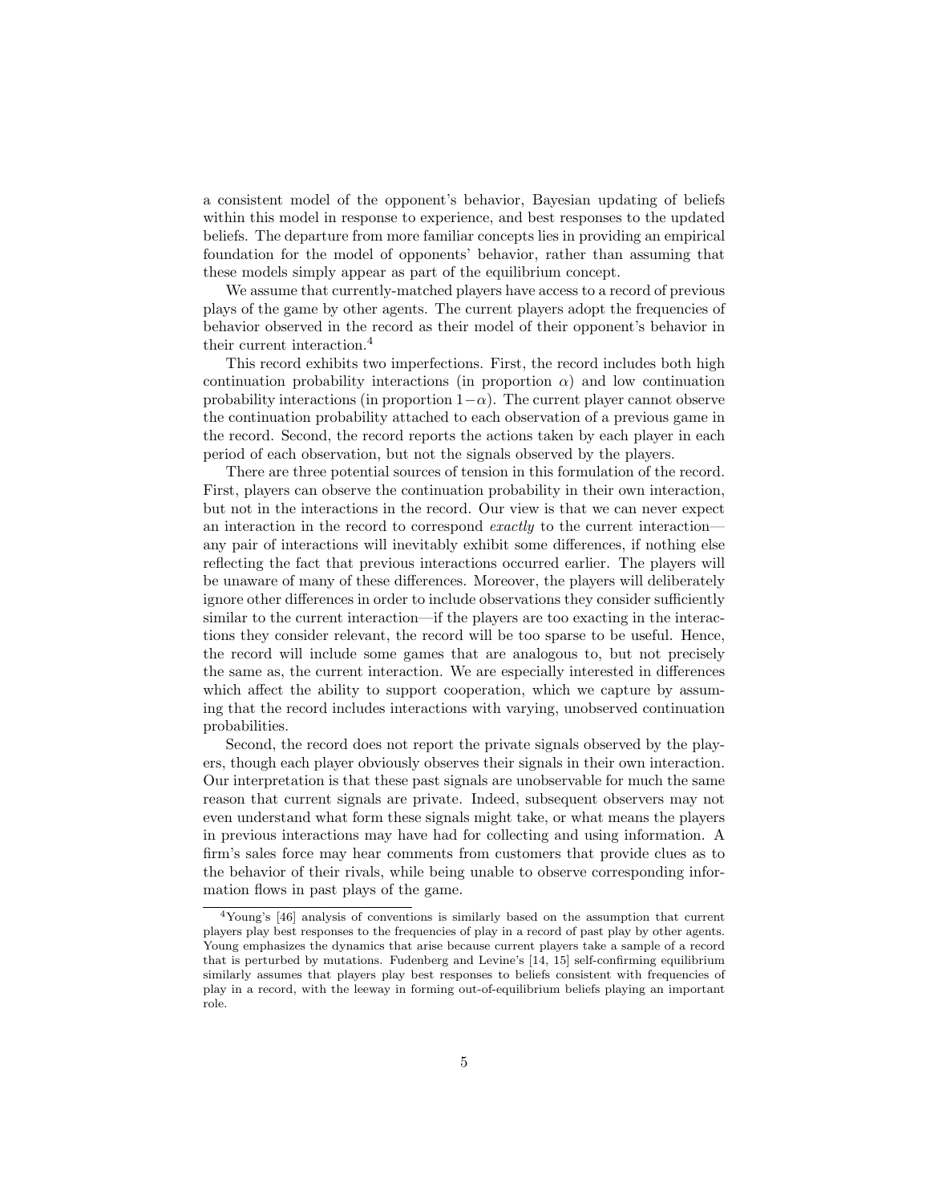a consistent model of the opponent's behavior, Bayesian updating of beliefs within this model in response to experience, and best responses to the updated beliefs. The departure from more familiar concepts lies in providing an empirical foundation for the model of opponents' behavior, rather than assuming that these models simply appear as part of the equilibrium concept.

We assume that currently-matched players have access to a record of previous plays of the game by other agents. The current players adopt the frequencies of behavior observed in the record as their model of their opponent's behavior in their current interaction.[4]

This record exhibits two imperfections. First, the record includes both high continuation probability interactions (in proportion $\alpha$) and low continuation probability interactions (in proportion $1-\alpha$). The current player cannot observe the continuation probability attached to each observation of a previous game in the record. Second, the record reports the actions taken by each player in each period of each observation, but not the signals observed by the players.

There are three potential sources of tension in this formulation of the record. First, players can observe the continuation probability in their own interaction, but not in the interactions in the record. Our view is that we can never expect an interaction in the record to correspond *exactly* to the current interaction—any pair of interactions will inevitably exhibit some differences, if nothing else reflecting the fact that previous interactions occurred earlier. The players will be unaware of many of these differences. Moreover, the players will deliberately ignore other differences in order to include observations they consider sufficiently similar to the current interaction—if the players are too exacting in the interactions they consider relevant, the record will be too sparse to be useful. Hence, the record will include some games that are analogous to, but not precisely the same as, the current interaction. We are especially interested in differences which affect the ability to support cooperation, which we capture by assuming that the record includes interactions with varying, unobserved continuation probabilities.

Second, the record does not report the private signals observed by the players, though each player obviously observes their signals in their own interaction. Our interpretation is that these past signals are unobservable for much the same reason that current signals are private. Indeed, subsequent observers may not even understand what form these signals might take, or what means the players in previous interactions may have had for collecting and using information. A firm's sales force may hear comments from customers that provide clues as to the behavior of their rivals, while being unable to observe corresponding information flows in past plays of the game.

[4] Young's [46] analysis of conventions is similarly based on the assumption that current players play best responses to the frequencies of play in a record of past play by other agents. Young emphasizes the dynamics that arise because current players take a sample of a record that is perturbed by mutations. Fudenberg and Levine's [14, 15] self-confirming equilibrium similarly assumes that players play best responses to beliefs consistent with frequencies of play in a record, with the leeway in forming out-of-equilibrium beliefs playing an important role.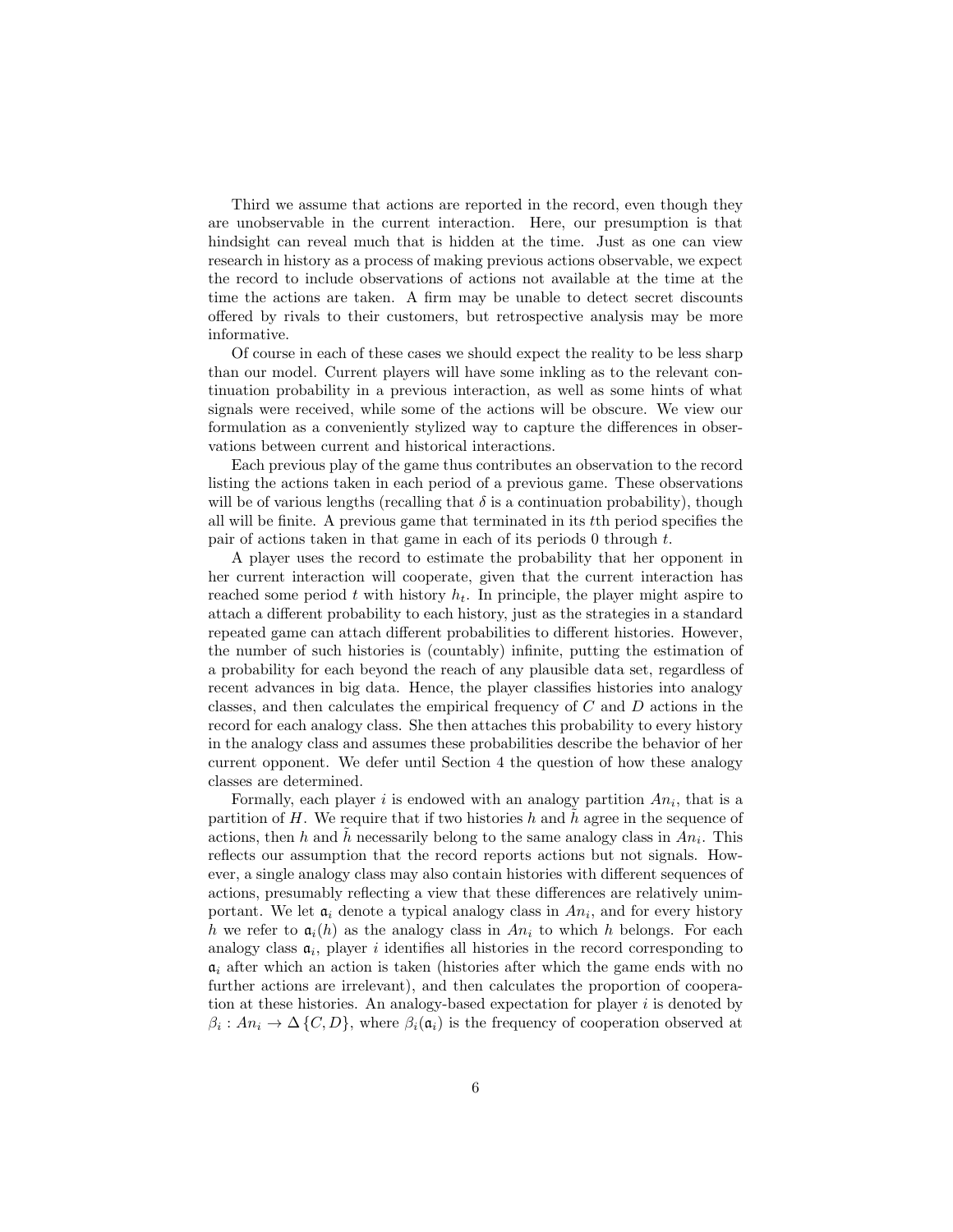Third we assume that actions are reported in the record, even though they are unobservable in the current interaction. Here, our presumption is that hindsight can reveal much that is hidden at the time. Just as one can view research in history as a process of making previous actions observable, we expect the record to include observations of actions not available at the time at the time the actions are taken. A firm may be unable to detect secret discounts offered by rivals to their customers, but retrospective analysis may be more informative.

Of course in each of these cases we should expect the reality to be less sharp than our model. Current players will have some inkling as to the relevant continuation probability in a previous interaction, as well as some hints of what signals were received, while some of the actions will be obscure. We view our formulation as a conveniently stylized way to capture the differences in observations between current and historical interactions.

Each previous play of the game thus contributes an observation to the record listing the actions taken in each period of a previous game. These observations will be of various lengths (recalling that $\delta$ is a continuation probability), though all will be finite. A previous game that terminated in its $t$th period specifies the pair of actions taken in that game in each of its periods 0 through $t$.

A player uses the record to estimate the probability that her opponent in her current interaction will cooperate, given that the current interaction has reached some period $t$ with history $h_t$. In principle, the player might aspire to attach a different probability to each history, just as the strategies in a standard repeated game can attach different probabilities to different histories. However, the number of such histories is (countably) infinite, putting the estimation of a probability for each beyond the reach of any plausible data set, regardless of recent advances in big data. Hence, the player classifies histories into analogy classes, and then calculates the empirical frequency of $C$ and $D$ actions in the record for each analogy class. She then attaches this probability to every history in the analogy class and assumes these probabilities describe the behavior of her current opponent. We defer until Section 4 the question of how these analogy classes are determined.

Formally, each player $i$ is endowed with an analogy partition $An_i$, that is a partition of $H$. We require that if two histories $h$ and $\tilde{h}$ agree in the sequence of actions, then $h$ and $\tilde{h}$ necessarily belong to the same analogy class in $An_i$. This reflects our assumption that the record reports actions but not signals. However, a single analogy class may also contain histories with different sequences of actions, presumably reflecting a view that these differences are relatively unimportant. We let $\mathfrak{a}_i$ denote a typical analogy class in $An_i$, and for every history $h$ we refer to $\mathfrak{a}_i(h)$ as the analogy class in $An_i$ to which $h$ belongs. For each analogy class $\mathfrak{a}_i$, player $i$ identifies all histories in the record corresponding to $\mathfrak{a}_i$ after which an action is taken (histories after which the game ends with no further actions are irrelevant), and then calculates the proportion of cooperation at these histories. An analogy-based expectation for player $i$ is denoted by $\beta_i : An_i \to \Delta\{C, D\}$, where $\beta_i(\mathfrak{a}_i)$ is the frequency of cooperation observed at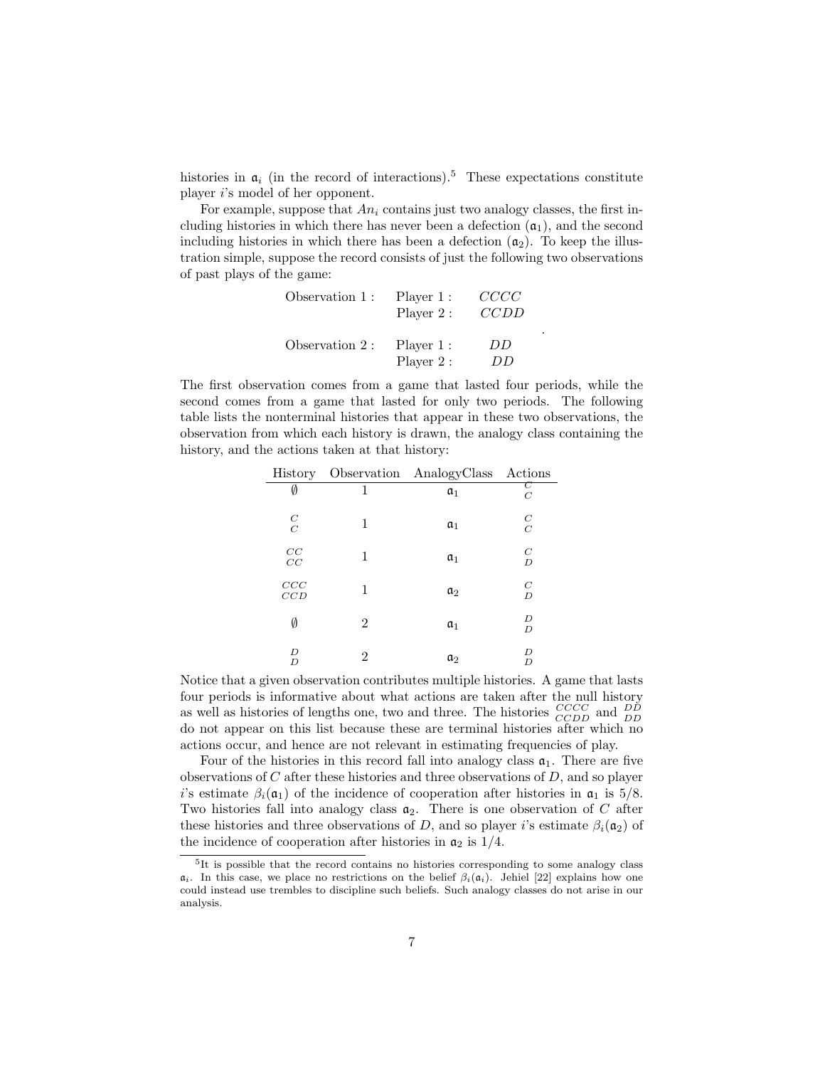histories in $\mathfrak{a}_i$ (in the record of interactions).[5] These expectations constitute player $i$'s model of her opponent.

For example, suppose that $An_i$ contains just two analogy classes, the first including histories in which there has never been a defection ($\mathfrak{a}_1$), and the second including histories in which there has been a defection ($\mathfrak{a}_2$). To keep the illustration simple, suppose the record consists of just the following two observations of past plays of the game:

$$\begin{array}{lll} \text{Observation 1}: & \text{Player 1}: & CCCC \\ & \text{Player 2}: & CCDD \\ & & \\ \text{Observation 2}: & \text{Player 1}: & DD \\ & \text{Player 2}: & DD \end{array}.$$

The first observation comes from a game that lasted four periods, while the second comes from a game that lasted for only two periods. The following table lists the nonterminal histories that appear in these two observations, the observation from which each history is drawn, the analogy class containing the history, and the actions taken at that history:

| History | Observation | AnalogyClass | Actions |
|---|---|---|---|
| $\emptyset$ | 1 | $\mathfrak{a}_1$ | $\frac{C}{C}$ |
| $\frac{C}{C}$ | 1 | $\mathfrak{a}_1$ | $\frac{C}{C}$ |
| $\frac{CC}{CC}$ | 1 | $\mathfrak{a}_1$ | $\frac{C}{D}$ |
| $\frac{CCC}{CCD}$ | 1 | $\mathfrak{a}_2$ | $\frac{C}{D}$ |
| $\emptyset$ | 2 | $\mathfrak{a}_1$ | $\frac{D}{D}$ |
| $\frac{D}{D}$ | 2 | $\mathfrak{a}_2$ | $\frac{D}{D}$ |

Notice that a given observation contributes multiple histories. A game that lasts four periods is informative about what actions are taken after the null history as well as histories of lengths one, two and three. The histories $\frac{CCCC}{CCDD}$ and $\frac{DD}{DD}$ do not appear on this list because these are terminal histories after which no actions occur, and hence are not relevant in estimating frequencies of play.

Four of the histories in this record fall into analogy class $\mathfrak{a}_1$. There are five observations of $C$ after these histories and three observations of $D$, and so player $i$'s estimate $\beta_i(\mathfrak{a}_1)$ of the incidence of cooperation after histories in $\mathfrak{a}_1$ is $5/8$. Two histories fall into analogy class $\mathfrak{a}_2$. There is one observation of $C$ after these histories and three observations of $D$, and so player $i$'s estimate $\beta_i(\mathfrak{a}_2)$ of the incidence of cooperation after histories in $\mathfrak{a}_2$ is $1/4$.

[5] It is possible that the record contains no histories corresponding to some analogy class $\mathfrak{a}_i$. In this case, we place no restrictions on the belief $\beta_i(\mathfrak{a}_i)$. Jehiel [22] explains how one could instead use trembles to discipline such beliefs. Such analogy classes do not arise in our analysis.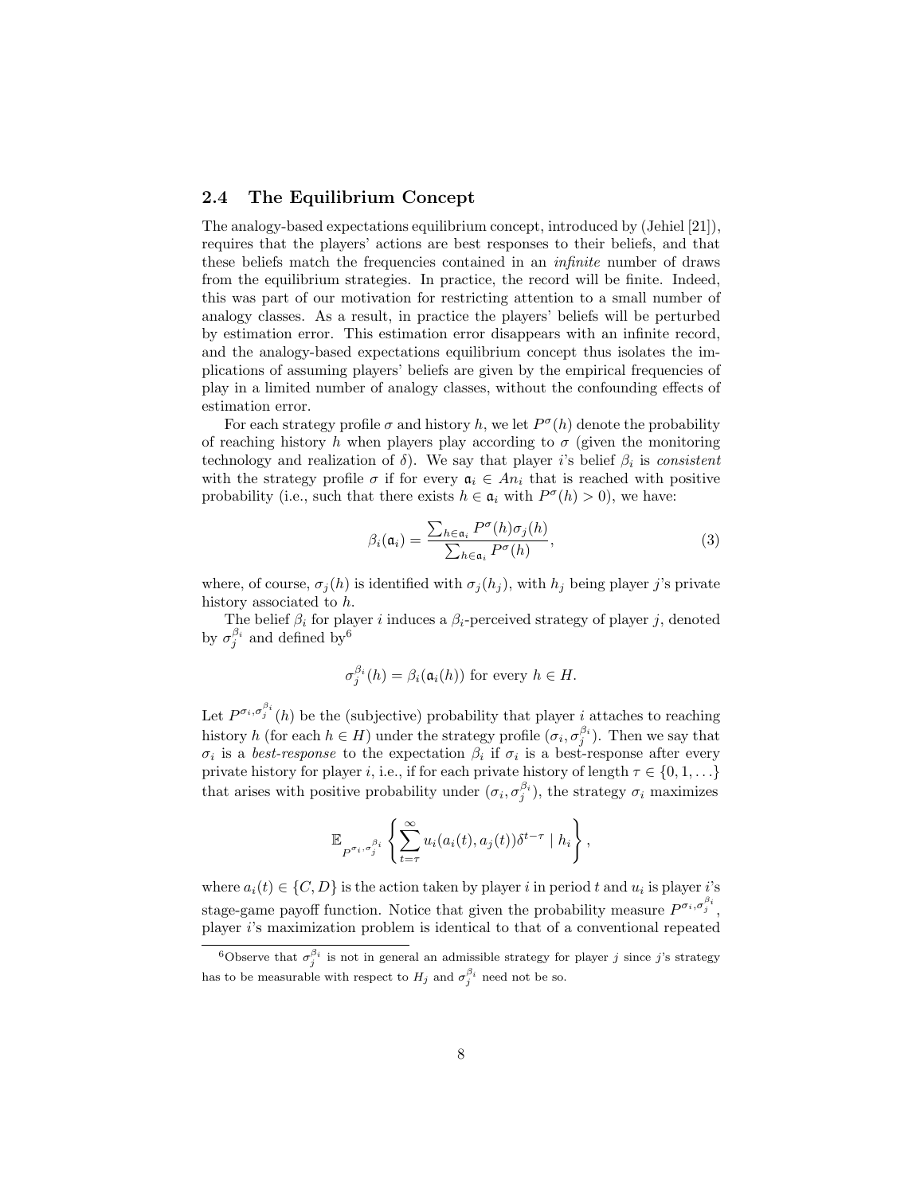### 2.4 The Equilibrium Concept

The analogy-based expectations equilibrium concept, introduced by (Jehiel [21]), requires that the players' actions are best responses to their beliefs, and that these beliefs match the frequencies contained in an *infinite* number of draws from the equilibrium strategies. In practice, the record will be finite. Indeed, this was part of our motivation for restricting attention to a small number of analogy classes. As a result, in practice the players' beliefs will be perturbed by estimation error. This estimation error disappears with an infinite record, and the analogy-based expectations equilibrium concept thus isolates the implications of assuming players' beliefs are given by the empirical frequencies of play in a limited number of analogy classes, without the confounding effects of estimation error.

For each strategy profile $\sigma$ and history $h$, we let $P^{\sigma}(h)$ denote the probability of reaching history $h$ when players play according to $\sigma$ (given the monitoring technology and realization of $\delta$). We say that player $i$'s belief $\beta_i$ is *consistent* with the strategy profile $\sigma$ if for every $\mathfrak{a}_i \in An_i$ that is reached with positive probability (i.e., such that there exists $h \in \mathfrak{a}_i$ with $P^{\sigma}(h) > 0$), we have:

$$\beta_i(\mathfrak{a}_i) = \frac{\sum_{h \in \mathfrak{a}_i} P^{\sigma}(h)\sigma_j(h)}{\sum_{h \in \mathfrak{a}_i} P^{\sigma}(h)}, \tag{3}$$

where, of course, $\sigma_j(h)$ is identified with $\sigma_j(h_j)$, with $h_j$ being player $j$'s private history associated to $h$.

The belief $\beta_i$ for player $i$ induces a $\beta_i$-perceived strategy of player $j$, denoted by $\sigma_j^{\beta_i}$ and defined by[6]

$$\sigma_j^{\beta_i}(h) = \beta_i(\mathfrak{a}_i(h)) \text{ for every } h \in H.$$

Let $P^{\sigma_i, \sigma_j^{\beta_i}}(h)$ be the (subjective) probability that player $i$ attaches to reaching history $h$ (for each $h \in H$) under the strategy profile $(\sigma_i, \sigma_j^{\beta_i})$. Then we say that $\sigma_i$ is a *best-response* to the expectation $\beta_i$ if $\sigma_i$ is a best-response after every private history for player $i$, i.e., if for each private history of length $\tau \in \{0, 1, \ldots\}$ that arises with positive probability under $(\sigma_i, \sigma_j^{\beta_i})$, the strategy $\sigma_i$ maximizes

$$\mathbb{E}_{P^{\sigma_i, \sigma_j^{\beta_i}}} \left\{ \sum_{t=\tau}^{\infty} u_i(a_i(t), a_j(t)) \delta^{t-\tau} \mid h_i \right\},$$

where $a_i(t) \in \{C, D\}$ is the action taken by player $i$ in period $t$ and $u_i$ is player $i$'s stage-game payoff function. Notice that given the probability measure $P^{\sigma_i, \sigma_j^{\beta_i}}$, player $i$'s maximization problem is identical to that of a conventional repeated

[6] Observe that $\sigma_j^{\beta_i}$ is not in general an admissible strategy for player $j$ since $j$'s strategy has to be measurable with respect to $H_j$ and $\sigma_j^{\beta_i}$ need not be so.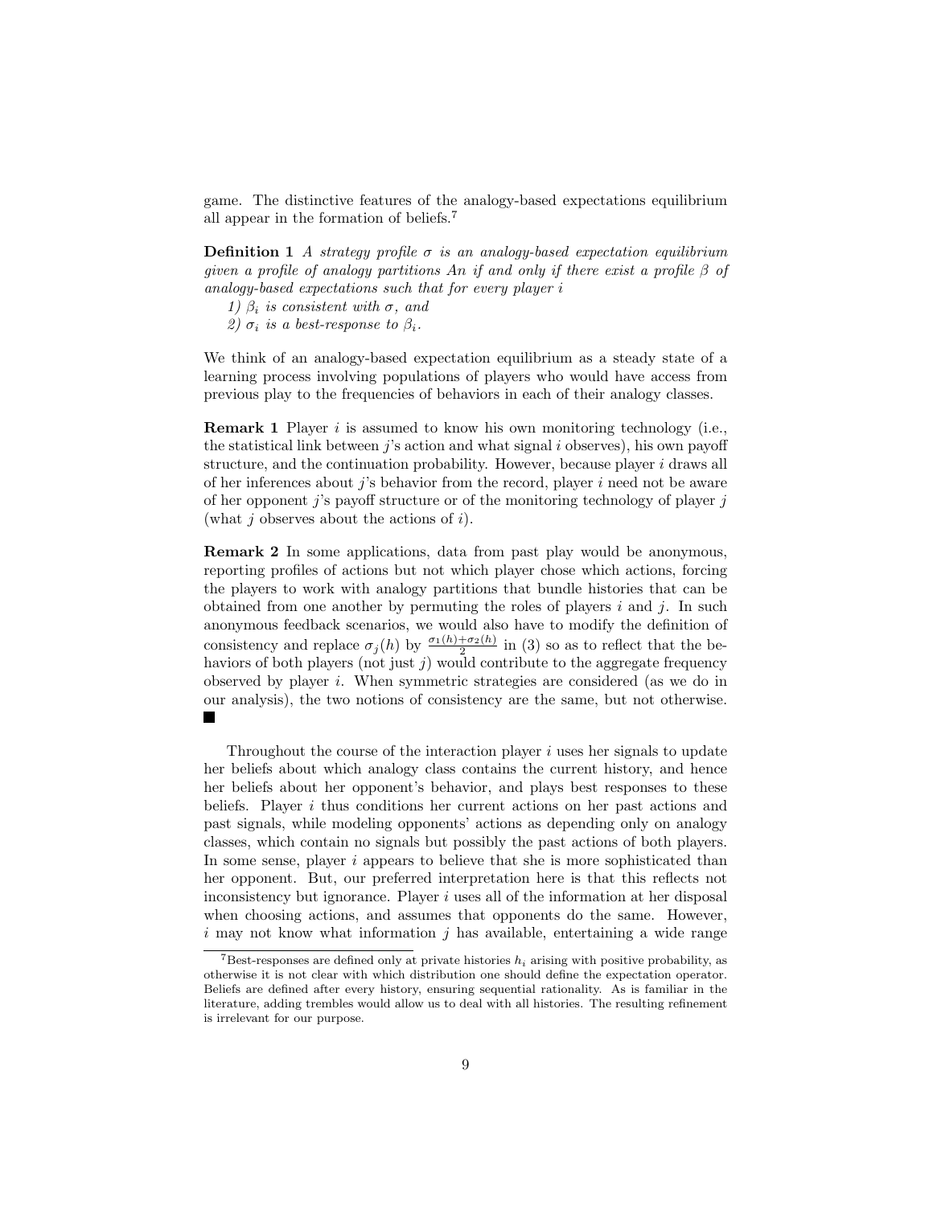game. The distinctive features of the analogy-based expectations equilibrium all appear in the formation of beliefs.[7]

**Definition 1** *A strategy profile $\sigma$ is an analogy-based expectation equilibrium given a profile of analogy partitions An if and only if there exist a profile $\beta$ of analogy-based expectations such that for every player $i$*

*1) $\beta_i$ is consistent with $\sigma$, and*

*2) $\sigma_i$ is a best-response to $\beta_i$.*

We think of an analogy-based expectation equilibrium as a steady state of a learning process involving populations of players who would have access from previous play to the frequencies of behaviors in each of their analogy classes.

**Remark 1** Player $i$ is assumed to know his own monitoring technology (i.e., the statistical link between $j$'s action and what signal $i$ observes), his own payoff structure, and the continuation probability. However, because player $i$ draws all of her inferences about $j$'s behavior from the record, player $i$ need not be aware of her opponent $j$'s payoff structure or of the monitoring technology of player $j$ (what $j$ observes about the actions of $i$).

**Remark 2** In some applications, data from past play would be anonymous, reporting profiles of actions but not which player chose which actions, forcing the players to work with analogy partitions that bundle histories that can be obtained from one another by permuting the roles of players $i$ and $j$. In such anonymous feedback scenarios, we would also have to modify the definition of consistency and replace $\sigma_j(h)$ by $\frac{\sigma_1(h)+\sigma_2(h)}{2}$ in (3) so as to reflect that the behaviors of both players (not just $j$) would contribute to the aggregate frequency observed by player $i$. When symmetric strategies are considered (as we do in our analysis), the two notions of consistency are the same, but not otherwise. ■

Throughout the course of the interaction player $i$ uses her signals to update her beliefs about which analogy class contains the current history, and hence her beliefs about her opponent's behavior, and plays best responses to these beliefs. Player $i$ thus conditions her current actions on her past actions and past signals, while modeling opponents' actions as depending only on analogy classes, which contain no signals but possibly the past actions of both players. In some sense, player $i$ appears to believe that she is more sophisticated than her opponent. But, our preferred interpretation here is that this reflects not inconsistency but ignorance. Player $i$ uses all of the information at her disposal when choosing actions, and assumes that opponents do the same. However, $i$ may not know what information $j$ has available, entertaining a wide range

[7] Best-responses are defined only at private histories $h_i$ arising with positive probability, as otherwise it is not clear with which distribution one should define the expectation operator. Beliefs are defined after every history, ensuring sequential rationality. As is familiar in the literature, adding trembles would allow us to deal with all histories. The resulting refinement is irrelevant for our purpose.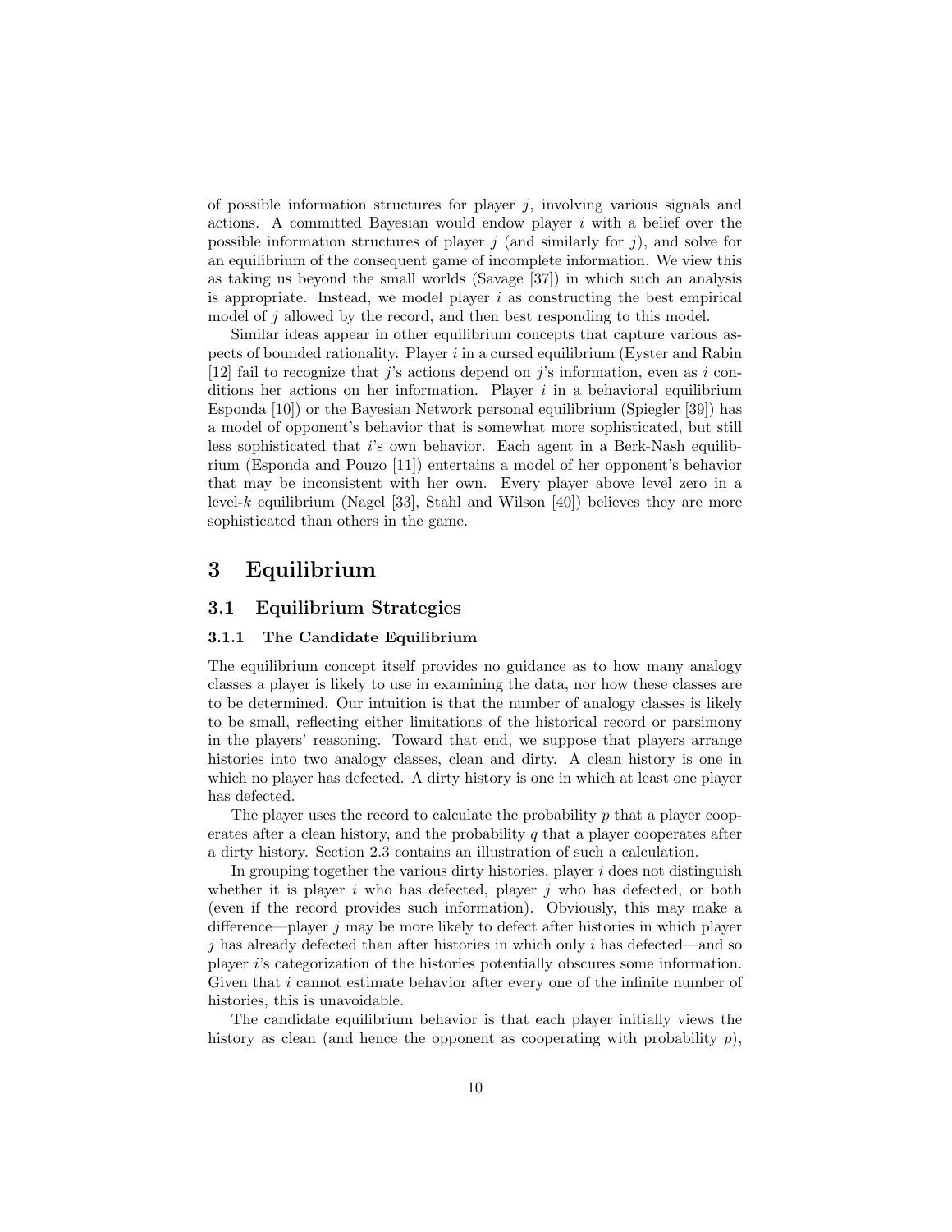of possible information structures for player $j$, involving various signals and actions. A committed Bayesian would endow player $i$ with a belief over the possible information structures of player $j$ (and similarly for $j$), and solve for an equilibrium of the consequent game of incomplete information. We view this as taking us beyond the small worlds (Savage [37]) in which such an analysis is appropriate. Instead, we model player $i$ as constructing the best empirical model of $j$ allowed by the record, and then best responding to this model.

Similar ideas appear in other equilibrium concepts that capture various aspects of bounded rationality. Player $i$ in a cursed equilibrium (Eyster and Rabin [12] fail to recognize that $j$'s actions depend on $j$'s information, even as $i$ conditions her actions on her information. Player $i$ in a behavioral equilibrium Esponda [10]) or the Bayesian Network personal equilibrium (Spiegler [39]) has a model of opponent's behavior that is somewhat more sophisticated, but still less sophisticated that $i$'s own behavior. Each agent in a Berk-Nash equilibrium (Esponda and Pouzo [11]) entertains a model of her opponent's behavior that may be inconsistent with her own. Every player above level zero in a level-$k$ equilibrium (Nagel [33], Stahl and Wilson [40]) believes they are more sophisticated than others in the game.

# 3 Equilibrium

## 3.1 Equilibrium Strategies

### 3.1.1 The Candidate Equilibrium

The equilibrium concept itself provides no guidance as to how many analogy classes a player is likely to use in examining the data, nor how these classes are to be determined. Our intuition is that the number of analogy classes is likely to be small, reflecting either limitations of the historical record or parsimony in the players' reasoning. Toward that end, we suppose that players arrange histories into two analogy classes, clean and dirty. A clean history is one in which no player has defected. A dirty history is one in which at least one player has defected.

The player uses the record to calculate the probability $p$ that a player cooperates after a clean history, and the probability $q$ that a player cooperates after a dirty history. Section 2.3 contains an illustration of such a calculation.

In grouping together the various dirty histories, player $i$ does not distinguish whether it is player $i$ who has defected, player $j$ who has defected, or both (even if the record provides such information). Obviously, this may make a difference—player $j$ may be more likely to defect after histories in which player $j$ has already defected than after histories in which only $i$ has defected—and so player $i$'s categorization of the histories potentially obscures some information. Given that $i$ cannot estimate behavior after every one of the infinite number of histories, this is unavoidable.

The candidate equilibrium behavior is that each player initially views the history as clean (and hence the opponent as cooperating with probability $p$),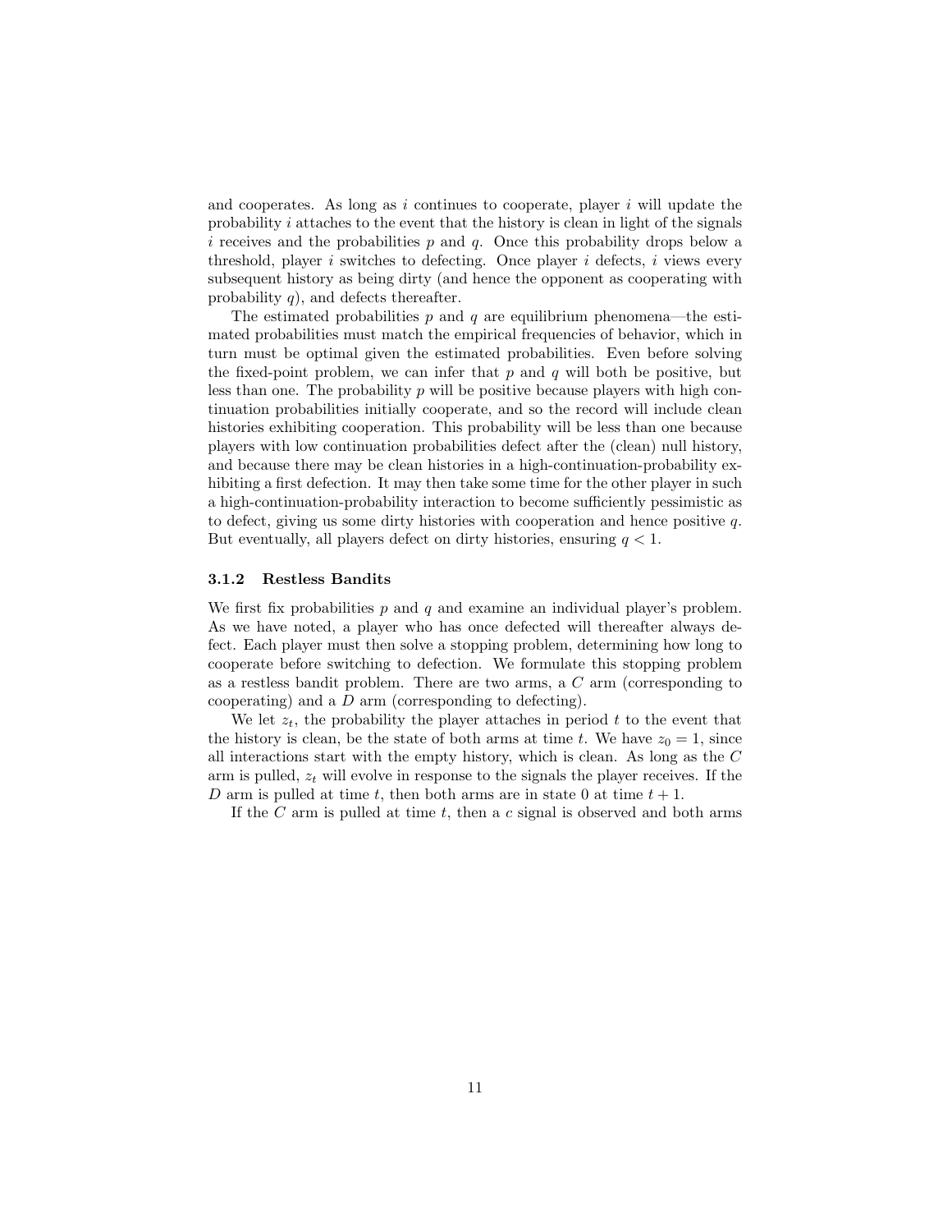and cooperates. As long as $i$ continues to cooperate, player $i$ will update the probability $i$ attaches to the event that the history is clean in light of the signals $i$ receives and the probabilities $p$ and $q$. Once this probability drops below a threshold, player $i$ switches to defecting. Once player $i$ defects, $i$ views every subsequent history as being dirty (and hence the opponent as cooperating with probability $q$), and defects thereafter.

The estimated probabilities $p$ and $q$ are equilibrium phenomena—the estimated probabilities must match the empirical frequencies of behavior, which in turn must be optimal given the estimated probabilities. Even before solving the fixed-point problem, we can infer that $p$ and $q$ will both be positive, but less than one. The probability $p$ will be positive because players with high continuation probabilities initially cooperate, and so the record will include clean histories exhibiting cooperation. This probability will be less than one because players with low continuation probabilities defect after the (clean) null history, and because there may be clean histories in a high-continuation-probability exhibiting a first defection. It may then take some time for the other player in such a high-continuation-probability interaction to become sufficiently pessimistic as to defect, giving us some dirty histories with cooperation and hence positive $q$. But eventually, all players defect on dirty histories, ensuring $q < 1$.

### 3.1.2 Restless Bandits

We first fix probabilities $p$ and $q$ and examine an individual player's problem. As we have noted, a player who has once defected will thereafter always defect. Each player must then solve a stopping problem, determining how long to cooperate before switching to defection. We formulate this stopping problem as a restless bandit problem. There are two arms, a $C$ arm (corresponding to cooperating) and a $D$ arm (corresponding to defecting).

We let $z_t$, the probability the player attaches in period $t$ to the event that the history is clean, be the state of both arms at time $t$. We have $z_0 = 1$, since all interactions start with the empty history, which is clean. As long as the $C$ arm is pulled, $z_t$ will evolve in response to the signals the player receives. If the $D$ arm is pulled at time $t$, then both arms are in state 0 at time $t + 1$.

If the $C$ arm is pulled at time $t$, then a $c$ signal is observed and both arms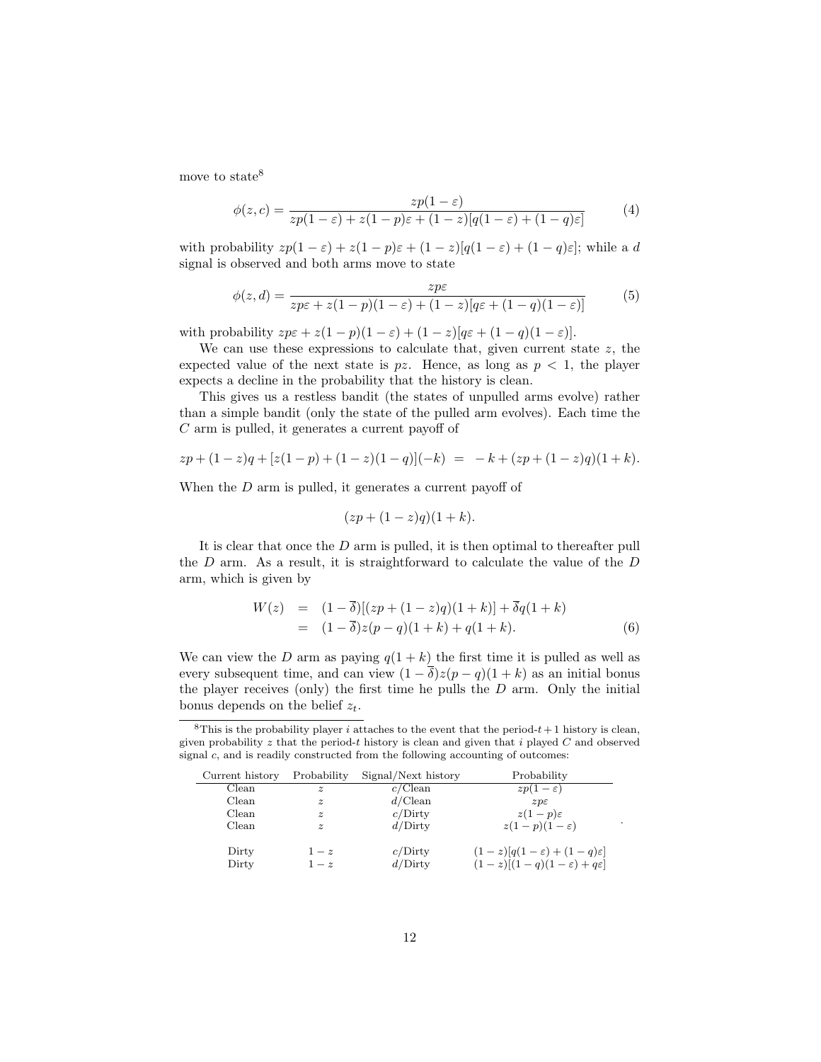move to state[8]

$$\phi(z,c) = \frac{zp(1-\varepsilon)}{zp(1-\varepsilon) + z(1-p)\varepsilon + (1-z)[q(1-\varepsilon) + (1-q)\varepsilon]} \tag{4}$$

with probability $zp(1-\varepsilon) + z(1-p)\varepsilon + (1-z)[q(1-\varepsilon) + (1-q)\varepsilon]$; while a $d$ signal is observed and both arms move to state

$$\phi(z,d) = \frac{zp\varepsilon}{zp\varepsilon + z(1-p)(1-\varepsilon) + (1-z)[q\varepsilon + (1-q)(1-\varepsilon)]} \tag{5}$$

with probability $zp\varepsilon + z(1-p)(1-\varepsilon) + (1-z)[q\varepsilon + (1-q)(1-\varepsilon)]$.

We can use these expressions to calculate that, given current state $z$, the expected value of the next state is $pz$. Hence, as long as $p < 1$, the player expects a decline in the probability that the history is clean.

This gives us a restless bandit (the states of unpulled arms evolve) rather than a simple bandit (only the state of the pulled arm evolves). Each time the $C$ arm is pulled, it generates a current payoff of

$$zp + (1-z)q + [z(1-p) + (1-z)(1-q)](-k) \;=\; -k + (zp + (1-z)q)(1+k).$$

When the $D$ arm is pulled, it generates a current payoff of

$$(zp + (1-z)q)(1+k).$$

It is clear that once the $D$ arm is pulled, it is then optimal to thereafter pull the $D$ arm. As a result, it is straightforward to calculate the value of the $D$ arm, which is given by

$$\begin{aligned} W(z) &= (1-\overline{\delta})[(zp + (1-z)q)(1+k)] + \overline{\delta}q(1+k) \\ &= (1-\overline{\delta})z(p-q)(1+k) + q(1+k). \end{aligned} \tag{6}$$

We can view the $D$ arm as paying $q(1+k)$ the first time it is pulled as well as every subsequent time, and can view $(1-\overline{\delta})z(p-q)(1+k)$ as an initial bonus the player receives (only) the first time he pulls the $D$ arm. Only the initial bonus depends on the belief $z_t$.

---

[8] This is the probability player $i$ attaches to the event that the period-$t+1$ history is clean, given probability $z$ that the period-$t$ history is clean and given that $i$ played $C$ and observed signal $c$, and is readily constructed from the following accounting of outcomes:

| Current history | Probability | Signal/Next history | Probability |
|---|---|---|---|
| Clean | $z$ | $c$/Clean | $zp(1-\varepsilon)$ |
| Clean | $z$ | $d$/Clean | $zp\varepsilon$ |
| Clean | $z$ | $c$/Dirty | $z(1-p)\varepsilon$ |
| Clean | $z$ | $d$/Dirty | $z(1-p)(1-\varepsilon)$ |
| Dirty | $1-z$ | $c$/Dirty | $(1-z)[q(1-\varepsilon) + (1-q)\varepsilon]$ |
| Dirty | $1-z$ | $d$/Dirty | $(1-z)[(1-q)(1-\varepsilon) + q\varepsilon]$ |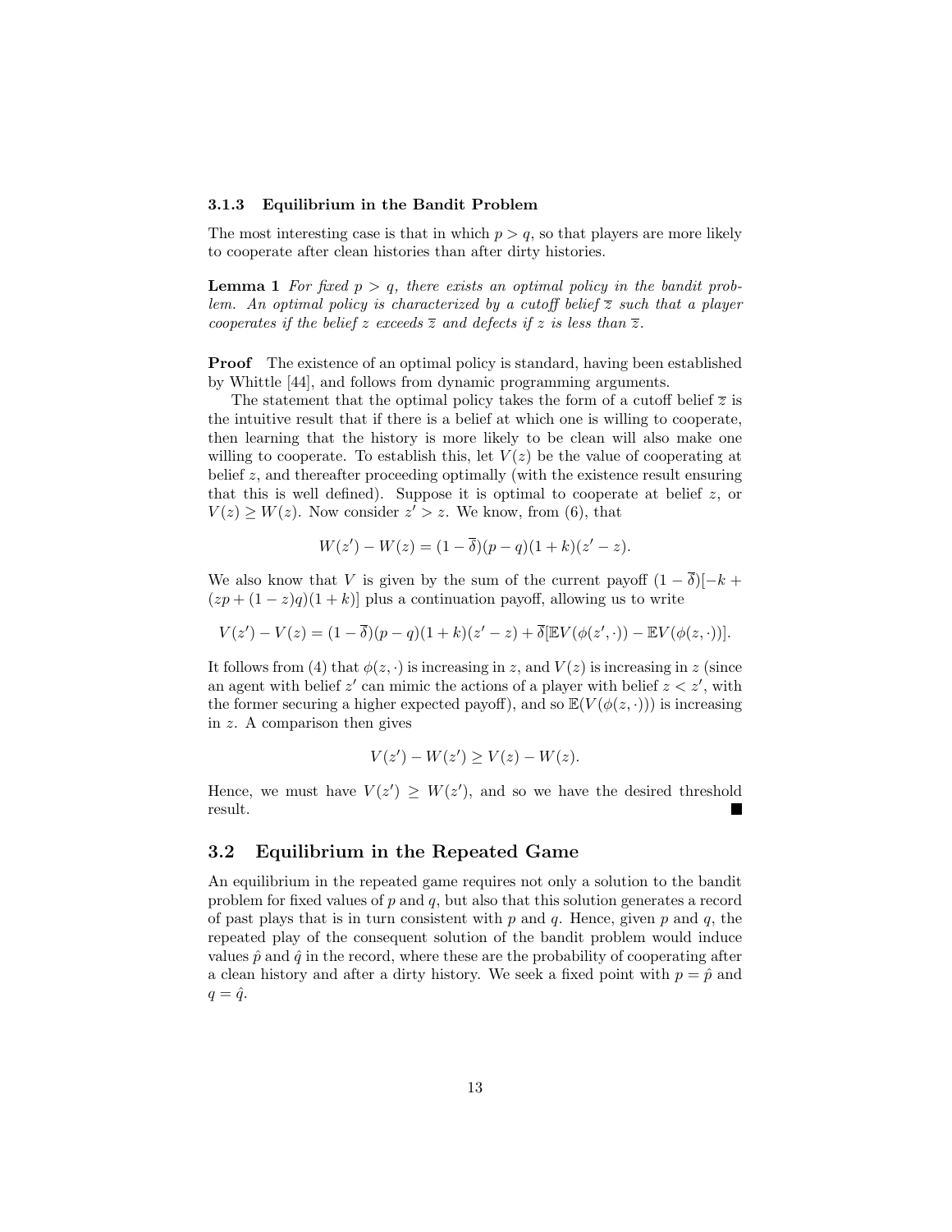#### 3.1.3 Equilibrium in the Bandit Problem

The most interesting case is that in which $p > q$, so that players are more likely to cooperate after clean histories than after dirty histories.

**Lemma 1** *For fixed $p > q$, there exists an optimal policy in the bandit problem. An optimal policy is characterized by a cutoff belief $\overline{z}$ such that a player cooperates if the belief $z$ exceeds $\overline{z}$ and defects if $z$ is less than $\overline{z}$.*

**Proof** The existence of an optimal policy is standard, having been established by Whittle [44], and follows from dynamic programming arguments.

The statement that the optimal policy takes the form of a cutoff belief $\overline{z}$ is the intuitive result that if there is a belief at which one is willing to cooperate, then learning that the history is more likely to be clean will also make one willing to cooperate. To establish this, let $V(z)$ be the value of cooperating at belief $z$, and thereafter proceeding optimally (with the existence result ensuring that this is well defined). Suppose it is optimal to cooperate at belief $z$, or $V(z) \geq W(z)$. Now consider $z' > z$. We know, from (6), that

$$W(z') - W(z) = (1 - \overline{\delta})(p - q)(1 + k)(z' - z).$$

We also know that $V$ is given by the sum of the current payoff $(1 - \overline{\delta})[-k + (zp + (1 - z)q)(1 + k)]$ plus a continuation payoff, allowing us to write

$$V(z') - V(z) = (1 - \overline{\delta})(p - q)(1 + k)(z' - z) + \overline{\delta}[\mathbb{E}V(\phi(z', \cdot)) - \mathbb{E}V(\phi(z, \cdot))].$$

It follows from (4) that $\phi(z, \cdot)$ is increasing in $z$, and $V(z)$ is increasing in $z$ (since an agent with belief $z'$ can mimic the actions of a player with belief $z < z'$, with the former securing a higher expected payoff), and so $\mathbb{E}(V(\phi(z, \cdot)))$ is increasing in $z$. A comparison then gives

$$V(z') - W(z') \geq V(z) - W(z).$$

Hence, we must have $V(z') \geq W(z')$, and so we have the desired threshold result. ■

## 3.2 Equilibrium in the Repeated Game

An equilibrium in the repeated game requires not only a solution to the bandit problem for fixed values of $p$ and $q$, but also that this solution generates a record of past plays that is in turn consistent with $p$ and $q$. Hence, given $p$ and $q$, the repeated play of the consequent solution of the bandit problem would induce values $\hat{p}$ and $\hat{q}$ in the record, where these are the probability of cooperating after a clean history and after a dirty history. We seek a fixed point with $p = \hat{p}$ and $q = \hat{q}$.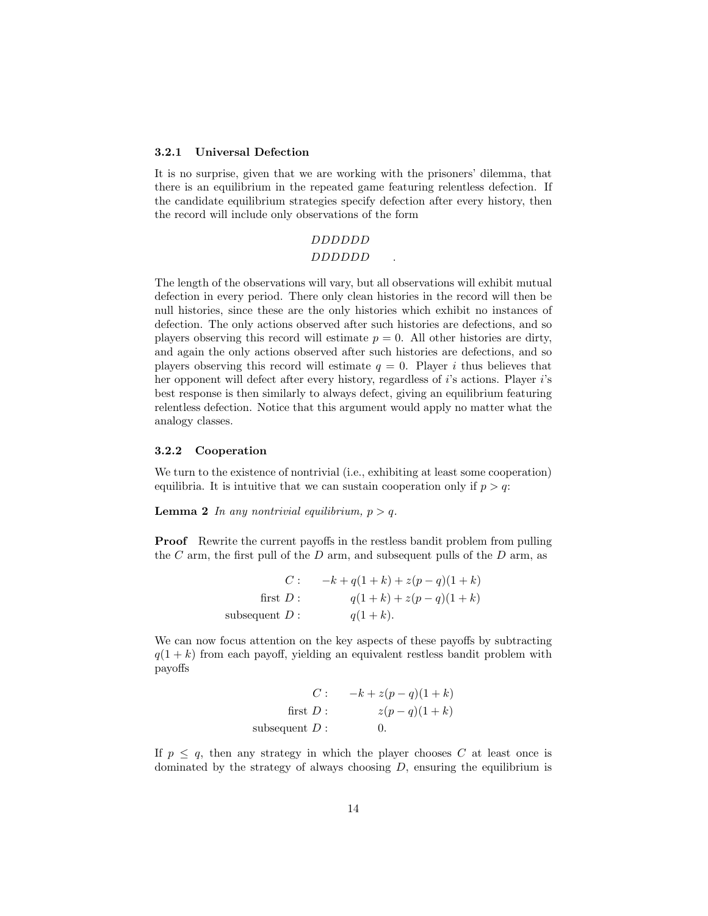### 3.2.1 Universal Defection

It is no surprise, given that we are working with the prisoners' dilemma, that there is an equilibrium in the repeated game featuring relentless defection. If the candidate equilibrium strategies specify defection after every history, then the record will include only observations of the form

$$\begin{array}{c} DDDDDD \\ DDDDDD \end{array} \quad .$$

The length of the observations will vary, but all observations will exhibit mutual defection in every period. There only clean histories in the record will then be null histories, since these are the only histories which exhibit no instances of defection. The only actions observed after such histories are defections, and so players observing this record will estimate $p = 0$. All other histories are dirty, and again the only actions observed after such histories are defections, and so players observing this record will estimate $q = 0$. Player $i$ thus believes that her opponent will defect after every history, regardless of $i$'s actions. Player $i$'s best response is then similarly to always defect, giving an equilibrium featuring relentless defection. Notice that this argument would apply no matter what the analogy classes.

### 3.2.2 Cooperation

We turn to the existence of nontrivial (i.e., exhibiting at least some cooperation) equilibria. It is intuitive that we can sustain cooperation only if $p > q$:

**Lemma 2** *In any nontrivial equilibrium, $p > q$.*

**Proof** Rewrite the current payoffs in the restless bandit problem from pulling the $C$ arm, the first pull of the $D$ arm, and subsequent pulls of the $D$ arm, as

$$\begin{aligned} C: & \quad -k + q(1+k) + z(p-q)(1+k) \\ \text{first } D: & \quad q(1+k) + z(p-q)(1+k) \\ \text{subsequent } D: & \quad q(1+k). \end{aligned}$$

We can now focus attention on the key aspects of these payoffs by subtracting $q(1+k)$ from each payoff, yielding an equivalent restless bandit problem with payoffs

$$\begin{aligned} C: & \quad -k + z(p-q)(1+k) \\ \text{first } D: & \quad z(p-q)(1+k) \\ \text{subsequent } D: & \quad 0. \end{aligned}$$

If $p \leq q$, then any strategy in which the player chooses $C$ at least once is dominated by the strategy of always choosing $D$, ensuring the equilibrium is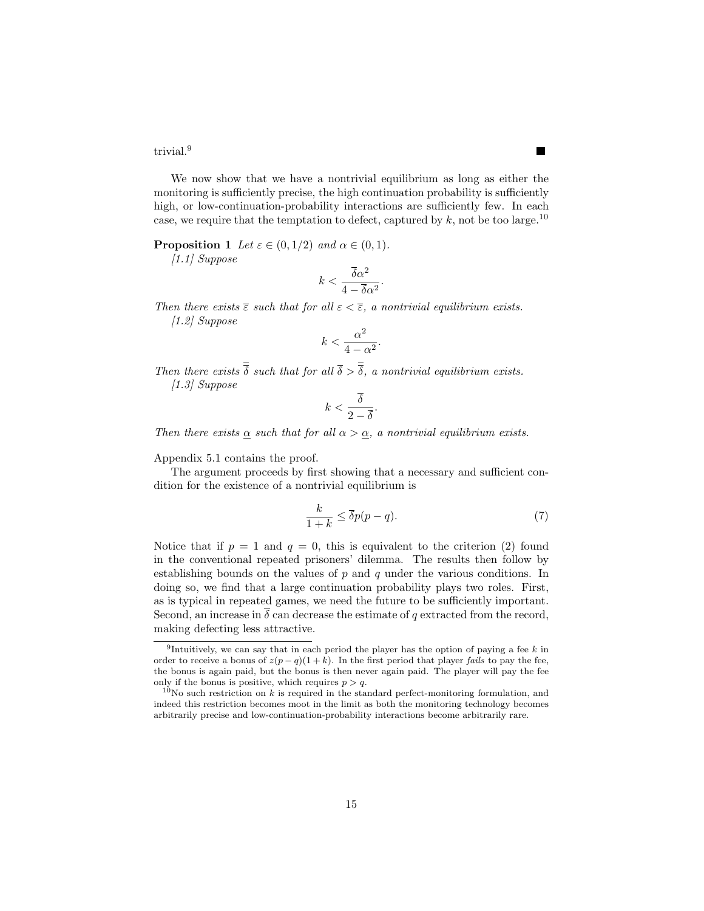trivial.[9] ■

We now show that we have a nontrivial equilibrium as long as either the monitoring is sufficiently precise, the high continuation probability is sufficiently high, or low-continuation-probability interactions are sufficiently few. In each case, we require that the temptation to defect, captured by $k$, not be too large.[10]

**Proposition 1** *Let $\varepsilon \in (0, 1/2)$ and $\alpha \in (0,1)$.*

*[1.1] Suppose*

$$k < \frac{\overline{\delta}\alpha^2}{4 - \overline{\delta}\alpha^2}.$$

*Then there exists $\overline{\varepsilon}$ such that for all $\varepsilon < \overline{\varepsilon}$, a nontrivial equilibrium exists.*

*[1.2] Suppose*

$$k < \frac{\alpha^2}{4 - \alpha^2}.$$

*Then there exists $\overline{\overline{\delta}}$ such that for all $\overline{\delta} > \overline{\overline{\delta}}$, a nontrivial equilibrium exists.*

*[1.3] Suppose*

$$k < \frac{\overline{\delta}}{2 - \overline{\delta}}.$$

*Then there exists $\underline{\alpha}$ such that for all $\alpha > \underline{\alpha}$, a nontrivial equilibrium exists.*

Appendix 5.1 contains the proof.

The argument proceeds by first showing that a necessary and sufficient condition for the existence of a nontrivial equilibrium is

$$\frac{k}{1+k} \leq \overline{\delta} p(p-q). \tag{7}$$

Notice that if $p = 1$ and $q = 0$, this is equivalent to the criterion (2) found in the conventional repeated prisoners' dilemma. The results then follow by establishing bounds on the values of $p$ and $q$ under the various conditions. In doing so, we find that a large continuation probability plays two roles. First, as is typical in repeated games, we need the future to be sufficiently important. Second, an increase in $\overline{\delta}$ can decrease the estimate of $q$ extracted from the record, making defecting less attractive.

---

[9] Intuitively, we can say that in each period the player has the option of paying a fee $k$ in order to receive a bonus of $z(p-q)(1+k)$. In the first period that player *fails* to pay the fee, the bonus is again paid, but the bonus is then never again paid. The player will pay the fee only if the bonus is positive, which requires $p > q$.

[10] No such restriction on $k$ is required in the standard perfect-monitoring formulation, and indeed this restriction becomes moot in the limit as both the monitoring technology becomes arbitrarily precise and low-continuation-probability interactions become arbitrarily rare.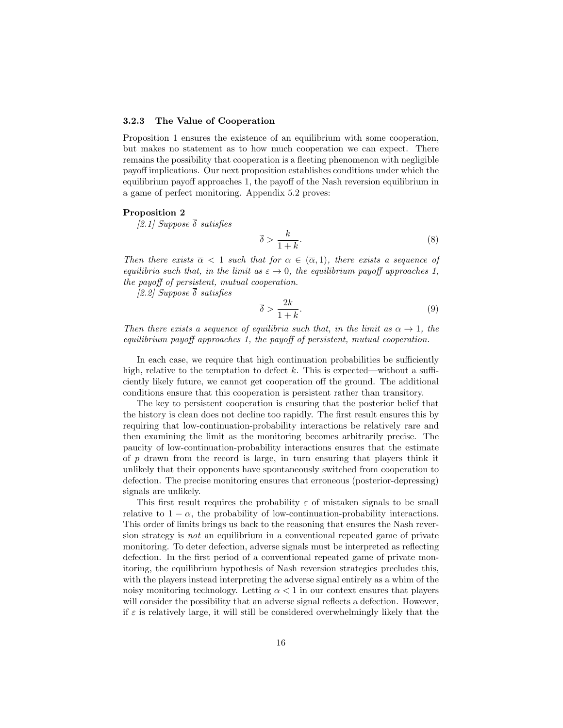### 3.2.3 The Value of Cooperation

Proposition 1 ensures the existence of an equilibrium with some cooperation, but makes no statement as to how much cooperation we can expect. There remains the possibility that cooperation is a fleeting phenomenon with negligible payoff implications. Our next proposition establishes conditions under which the equilibrium payoff approaches 1, the payoff of the Nash reversion equilibrium in a game of perfect monitoring. Appendix 5.2 proves:

**Proposition 2**

*[2.1] Suppose $\overline{\delta}$ satisfies*

$$\overline{\delta} > \frac{k}{1+k}. \tag{8}$$

*Then there exists $\overline{\alpha} < 1$ such that for $\alpha \in (\overline{\alpha}, 1)$, there exists a sequence of equilibria such that, in the limit as $\varepsilon \to 0$, the equilibrium payoff approaches 1, the payoff of persistent, mutual cooperation.*

*[2.2] Suppose $\overline{\delta}$ satisfies*

$$\overline{\delta} > \frac{2k}{1+k}. \tag{9}$$

*Then there exists a sequence of equilibria such that, in the limit as $\alpha \to 1$, the equilibrium payoff approaches 1, the payoff of persistent, mutual cooperation.*

In each case, we require that high continuation probabilities be sufficiently high, relative to the temptation to defect $k$. This is expected—without a sufficiently likely future, we cannot get cooperation off the ground. The additional conditions ensure that this cooperation is persistent rather than transitory.

The key to persistent cooperation is ensuring that the posterior belief that the history is clean does not decline too rapidly. The first result ensures this by requiring that low-continuation-probability interactions be relatively rare and then examining the limit as the monitoring becomes arbitrarily precise. The paucity of low-continuation-probability interactions ensures that the estimate of $p$ drawn from the record is large, in turn ensuring that players think it unlikely that their opponents have spontaneously switched from cooperation to defection. The precise monitoring ensures that erroneous (posterior-depressing) signals are unlikely.

This first result requires the probability $\varepsilon$ of mistaken signals to be small relative to $1 - \alpha$, the probability of low-continuation-probability interactions. This order of limits brings us back to the reasoning that ensures the Nash reversion strategy is *not* an equilibrium in a conventional repeated game of private monitoring. To deter defection, adverse signals must be interpreted as reflecting defection. In the first period of a conventional repeated game of private monitoring, the equilibrium hypothesis of Nash reversion strategies precludes this, with the players instead interpreting the adverse signal entirely as a whim of the noisy monitoring technology. Letting $\alpha < 1$ in our context ensures that players will consider the possibility that an adverse signal reflects a defection. However, if $\varepsilon$ is relatively large, it will still be considered overwhelmingly likely that the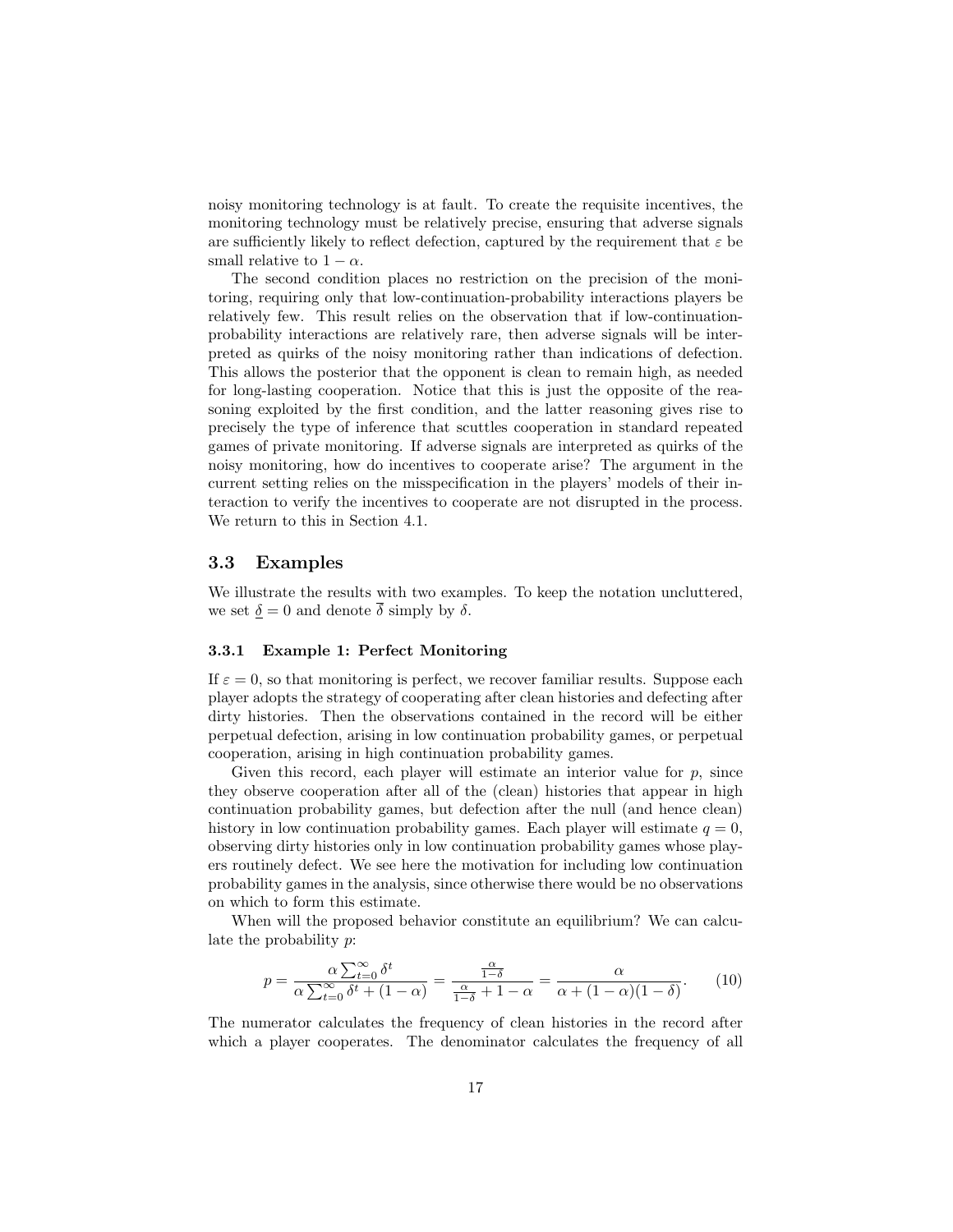noisy monitoring technology is at fault. To create the requisite incentives, the monitoring technology must be relatively precise, ensuring that adverse signals are sufficiently likely to reflect defection, captured by the requirement that $\varepsilon$ be small relative to $1-\alpha$.

The second condition places no restriction on the precision of the monitoring, requiring only that low-continuation-probability interactions players be relatively few. This result relies on the observation that if low-continuation-probability interactions are relatively rare, then adverse signals will be interpreted as quirks of the noisy monitoring rather than indications of defection. This allows the posterior that the opponent is clean to remain high, as needed for long-lasting cooperation. Notice that this is just the opposite of the reasoning exploited by the first condition, and the latter reasoning gives rise to precisely the type of inference that scuttles cooperation in standard repeated games of private monitoring. If adverse signals are interpreted as quirks of the noisy monitoring, how do incentives to cooperate arise? The argument in the current setting relies on the misspecification in the players' models of their interaction to verify the incentives to cooperate are not disrupted in the process. We return to this in Section 4.1.

## 3.3 Examples

We illustrate the results with two examples. To keep the notation uncluttered, we set $\underline{\delta} = 0$ and denote $\overline{\delta}$ simply by $\delta$.

### 3.3.1 Example 1: Perfect Monitoring

If $\varepsilon = 0$, so that monitoring is perfect, we recover familiar results. Suppose each player adopts the strategy of cooperating after clean histories and defecting after dirty histories. Then the observations contained in the record will be either perpetual defection, arising in low continuation probability games, or perpetual cooperation, arising in high continuation probability games.

Given this record, each player will estimate an interior value for $p$, since they observe cooperation after all of the (clean) histories that appear in high continuation probability games, but defection after the null (and hence clean) history in low continuation probability games. Each player will estimate $q = 0$, observing dirty histories only in low continuation probability games whose players routinely defect. We see here the motivation for including low continuation probability games in the analysis, since otherwise there would be no observations on which to form this estimate.

When will the proposed behavior constitute an equilibrium? We can calculate the probability $p$:

$$p = \frac{\alpha \sum_{t=0}^{\infty} \delta^t}{\alpha \sum_{t=0}^{\infty} \delta^t + (1-\alpha)} = \frac{\frac{\alpha}{1-\delta}}{\frac{\alpha}{1-\delta} + 1 - \alpha} = \frac{\alpha}{\alpha + (1-\alpha)(1-\delta)}. \tag{10}$$

The numerator calculates the frequency of clean histories in the record after which a player cooperates. The denominator calculates the frequency of all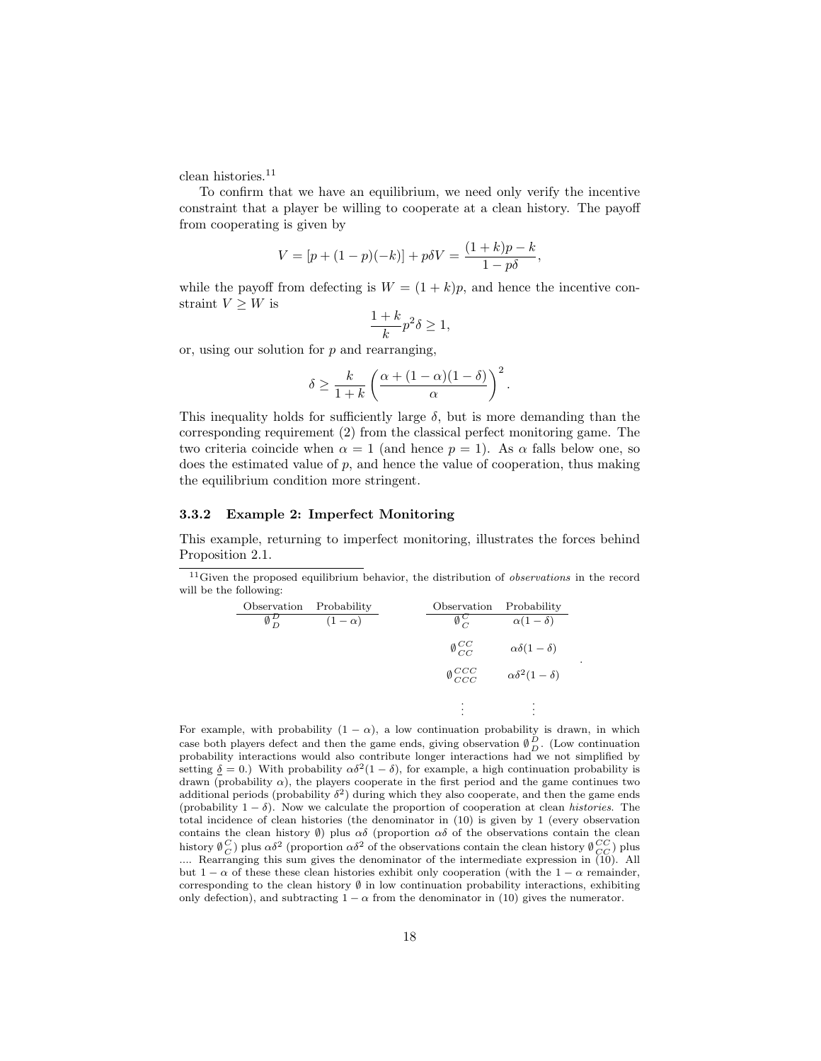clean histories.[11]

To confirm that we have an equilibrium, we need only verify the incentive constraint that a player be willing to cooperate at a clean history. The payoff from cooperating is given by

$$V = [p + (1-p)(-k)] + p\delta V = \frac{(1+k)p - k}{1 - p\delta},$$

while the payoff from defecting is $W = (1+k)p$, and hence the incentive constraint $V \geq W$ is

$$\frac{1+k}{k} p^2 \delta \geq 1,$$

or, using our solution for $p$ and rearranging,

$$\delta \geq \frac{k}{1+k} \left( \frac{\alpha + (1-\alpha)(1-\delta)}{\alpha} \right)^2.$$

This inequality holds for sufficiently large $\delta$, but is more demanding than the corresponding requirement (2) from the classical perfect monitoring game. The two criteria coincide when $\alpha = 1$ (and hence $p = 1$). As $\alpha$ falls below one, so does the estimated value of $p$, and hence the value of cooperation, thus making the equilibrium condition more stringent.

### 3.3.2 Example 2: Imperfect Monitoring

This example, returning to imperfect monitoring, illustrates the forces behind Proposition 2.1.

---

[11] Given the proposed equilibrium behavior, the distribution of *observations* in the record will be the following:

| Observation | Probability |
|---|---|
| $\emptyset\,^{D}_{D}$ | $(1-\alpha)$ |

| Observation | Probability |
|---|---|
| $\emptyset\,^{C}_{C}$ | $\alpha(1-\delta)$ |
| $\emptyset\,^{CC}_{CC}$ | $\alpha\delta(1-\delta)$ |
| $\emptyset\,^{CCC}_{CCC}$ | $\alpha\delta^2(1-\delta)$ |
| $\vdots$ | $\vdots$ |

For example, with probability $(1-\alpha)$, a low continuation probability is drawn, in which case both players defect and then the game ends, giving observation $\emptyset\,^{D}_{D}$. (Low continuation probability interactions would also contribute longer interactions had we not simplified by setting $\underline{\delta} = 0$.) With probability $\alpha\delta^2(1-\delta)$, for example, a high continuation probability is drawn (probability $\alpha$), the players cooperate in the first period and the game continues two additional periods (probability $\delta^2$) during which they also cooperate, and then the game ends (probability $1-\delta$). Now we calculate the proportion of cooperation at clean *histories*. The total incidence of clean histories (the denominator in (10) is given by 1 (every observation contains the clean history $\emptyset$) plus $\alpha\delta$ (proportion $\alpha\delta$ of the observations contain the clean history $\emptyset\,^{C}_{C}$) plus $\alpha\delta^2$ (proportion $\alpha\delta^2$ of the observations contain the clean history $\emptyset\,^{CC}_{CC}$) plus .... Rearranging this sum gives the denominator of the intermediate expression in (10). All but $1-\alpha$ of these these clean histories exhibit only cooperation (with the $1-\alpha$ remainder, corresponding to the clean history $\emptyset$ in low continuation probability interactions, exhibiting only defection), and subtracting $1-\alpha$ from the denominator in (10) gives the numerator.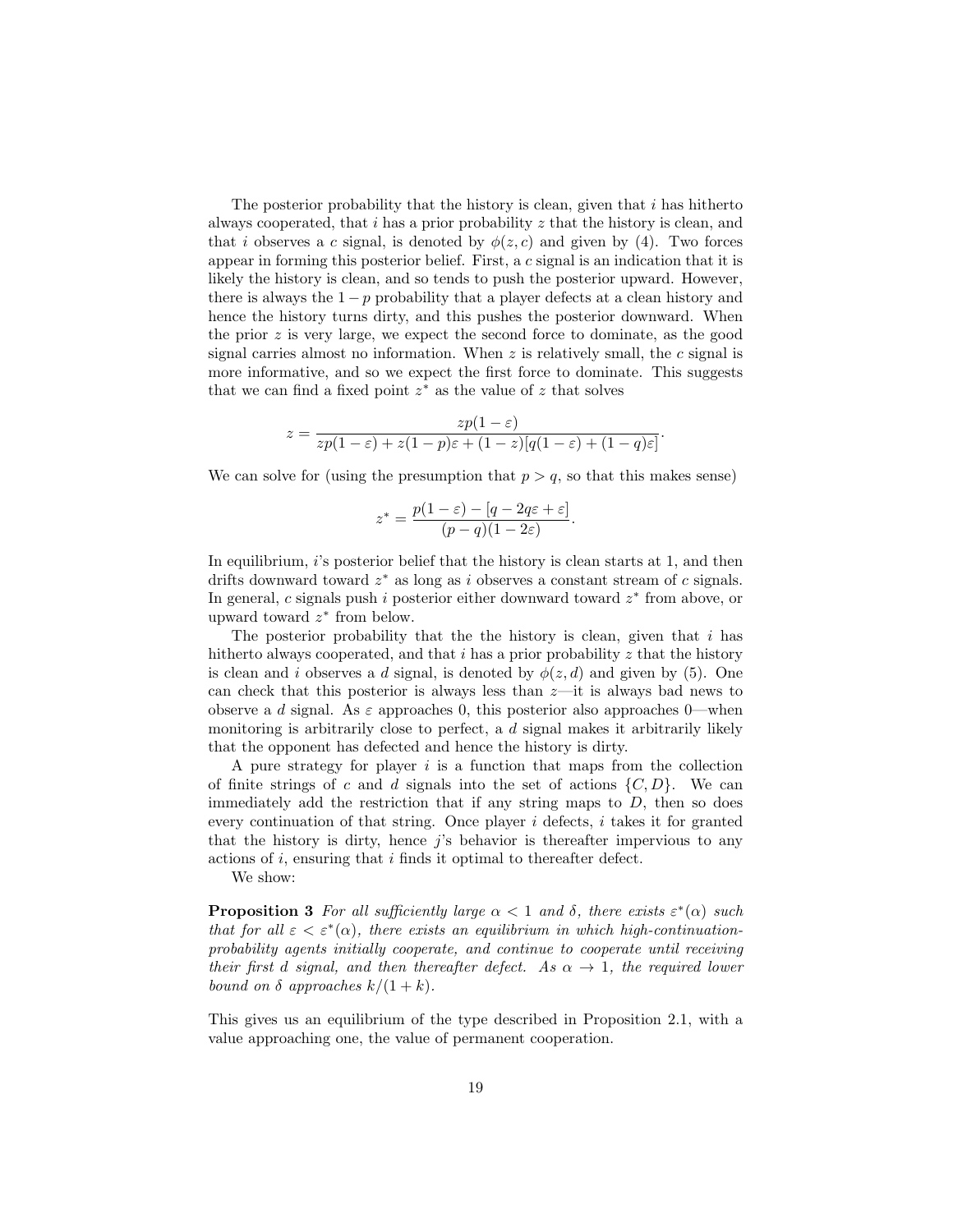The posterior probability that the history is clean, given that $i$ has hitherto always cooperated, that $i$ has a prior probability $z$ that the history is clean, and that $i$ observes a $c$ signal, is denoted by $\phi(z, c)$ and given by (4). Two forces appear in forming this posterior belief. First, a $c$ signal is an indication that it is likely the history is clean, and so tends to push the posterior upward. However, there is always the $1 - p$ probability that a player defects at a clean history and hence the history turns dirty, and this pushes the posterior downward. When the prior $z$ is very large, we expect the second force to dominate, as the good signal carries almost no information. When $z$ is relatively small, the $c$ signal is more informative, and so we expect the first force to dominate. This suggests that we can find a fixed point $z^*$ as the value of $z$ that solves

$$z = \frac{zp(1-\varepsilon)}{zp(1-\varepsilon) + z(1-p)\varepsilon + (1-z)[q(1-\varepsilon) + (1-q)\varepsilon]}.$$

We can solve for (using the presumption that $p > q$, so that this makes sense)

$$z^* = \frac{p(1-\varepsilon) - [q - 2q\varepsilon + \varepsilon]}{(p-q)(1-2\varepsilon)}.$$

In equilibrium, $i$'s posterior belief that the history is clean starts at 1, and then drifts downward toward $z^*$ as long as $i$ observes a constant stream of $c$ signals. In general, $c$ signals push $i$ posterior either downward toward $z^*$ from above, or upward toward $z^*$ from below.

The posterior probability that the the history is clean, given that $i$ has hitherto always cooperated, and that $i$ has a prior probability $z$ that the history is clean and $i$ observes a $d$ signal, is denoted by $\phi(z, d)$ and given by (5). One can check that this posterior is always less than $z$—it is always bad news to observe a $d$ signal. As $\varepsilon$ approaches 0, this posterior also approaches 0—when monitoring is arbitrarily close to perfect, a $d$ signal makes it arbitrarily likely that the opponent has defected and hence the history is dirty.

A pure strategy for player $i$ is a function that maps from the collection of finite strings of $c$ and $d$ signals into the set of actions $\{C, D\}$. We can immediately add the restriction that if any string maps to $D$, then so does every continuation of that string. Once player $i$ defects, $i$ takes it for granted that the history is dirty, hence $j$'s behavior is thereafter impervious to any actions of $i$, ensuring that $i$ finds it optimal to thereafter defect.

We show:

**Proposition 3** *For all sufficiently large $\alpha < 1$ and $\delta$, there exists $\varepsilon^*(\alpha)$ such that for all $\varepsilon < \varepsilon^*(\alpha)$, there exists an equilibrium in which high-continuation-probability agents initially cooperate, and continue to cooperate until receiving their first $d$ signal, and then thereafter defect. As $\alpha \to 1$, the required lower bound on $\delta$ approaches $k/(1+k)$.*

This gives us an equilibrium of the type described in Proposition 2.1, with a value approaching one, the value of permanent cooperation.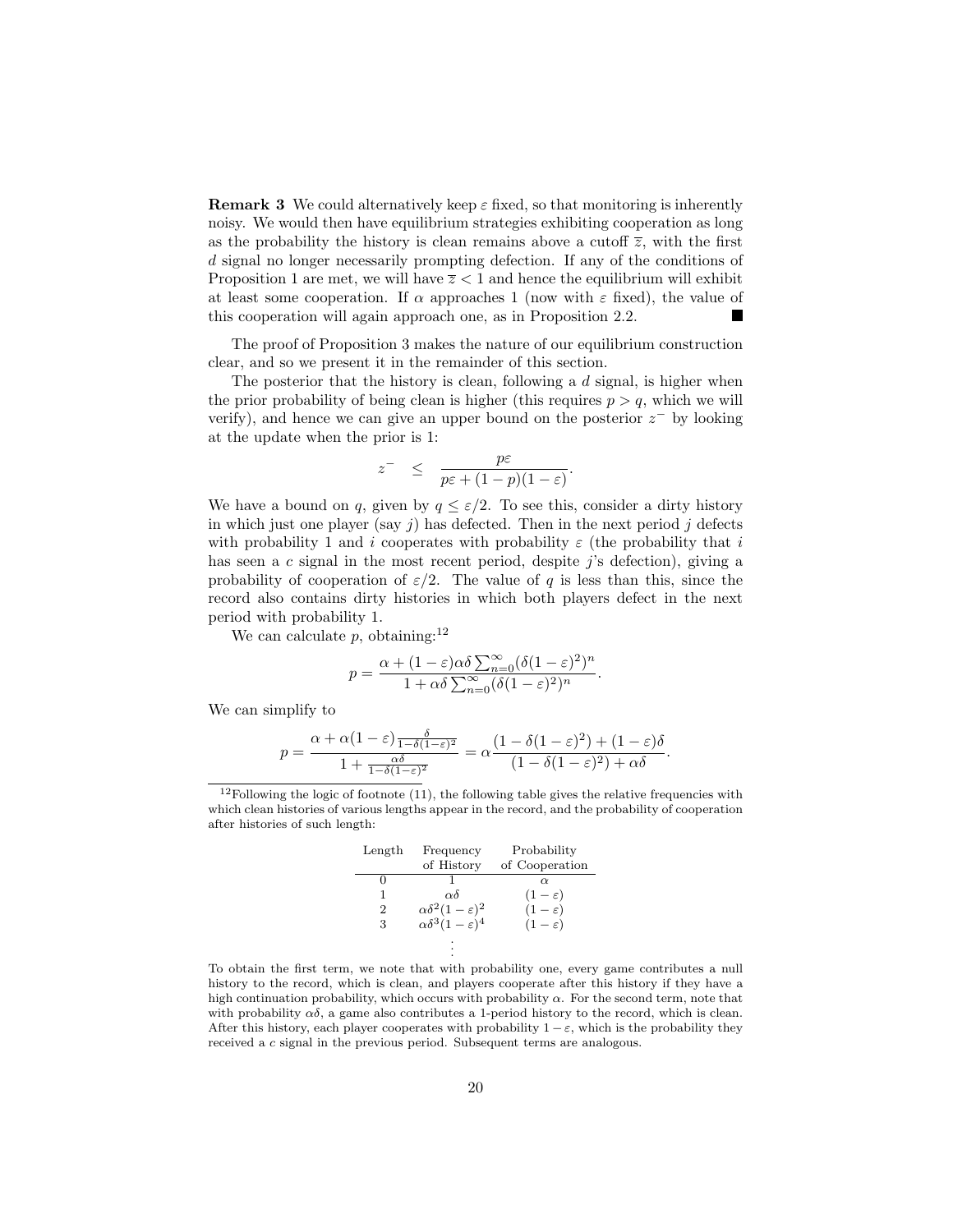**Remark 3** We could alternatively keep $\varepsilon$ fixed, so that monitoring is inherently noisy. We would then have equilibrium strategies exhibiting cooperation as long as the probability the history is clean remains above a cutoff $\overline{z}$, with the first $d$ signal no longer necessarily prompting defection. If any of the conditions of Proposition 1 are met, we will have $\overline{z} < 1$ and hence the equilibrium will exhibit at least some cooperation. If $\alpha$ approaches 1 (now with $\varepsilon$ fixed), the value of this cooperation will again approach one, as in Proposition 2.2. ■

The proof of Proposition 3 makes the nature of our equilibrium construction clear, and so we present it in the remainder of this section.

The posterior that the history is clean, following a $d$ signal, is higher when the prior probability of being clean is higher (this requires $p > q$, which we will verify), and hence we can give an upper bound on the posterior $z^-$ by looking at the update when the prior is 1:

$$z^- \quad \leq \quad \frac{p\varepsilon}{p\varepsilon + (1-p)(1-\varepsilon)}.$$

We have a bound on $q$, given by $q \leq \varepsilon/2$. To see this, consider a dirty history in which just one player (say $j$) has defected. Then in the next period $j$ defects with probability 1 and $i$ cooperates with probability $\varepsilon$ (the probability that $i$ has seen a $c$ signal in the most recent period, despite $j$'s defection), giving a probability of cooperation of $\varepsilon/2$. The value of $q$ is less than this, since the record also contains dirty histories in which both players defect in the next period with probability 1.

We can calculate $p$, obtaining:[12]

$$p = \frac{\alpha + (1-\varepsilon)\alpha\delta \sum_{n=0}^{\infty}(\delta(1-\varepsilon)^2)^n}{1 + \alpha\delta \sum_{n=0}^{\infty}(\delta(1-\varepsilon)^2)^n}.$$

We can simplify to

$$p = \frac{\alpha + \alpha(1-\varepsilon)\frac{\delta}{1-\delta(1-\varepsilon)^2}}{1 + \frac{\alpha\delta}{1-\delta(1-\varepsilon)^2}} = \alpha\frac{(1-\delta(1-\varepsilon)^2) + (1-\varepsilon)\delta}{(1-\delta(1-\varepsilon)^2) + \alpha\delta}.$$

[12] Following the logic of footnote (11), the following table gives the relative frequencies with which clean histories of various lengths appear in the record, and the probability of cooperation after histories of such length:

| Length | Frequency of History | Probability of Cooperation |
|---|---|---|
| 0 | 1 | $\alpha$ |
| 1 | $\alpha\delta$ | $(1-\varepsilon)$ |
| 2 | $\alpha\delta^2(1-\varepsilon)^2$ | $(1-\varepsilon)$ |
| 3 | $\alpha\delta^3(1-\varepsilon)^4$ | $(1-\varepsilon)$ |
| | $\vdots$ | |

To obtain the first term, we note that with probability one, every game contributes a null history to the record, which is clean, and players cooperate after this history if they have a high continuation probability, which occurs with probability $\alpha$. For the second term, note that with probability $\alpha\delta$, a game also contributes a 1-period history to the record, which is clean. After this history, each player cooperates with probability $1-\varepsilon$, which is the probability they received a $c$ signal in the previous period. Subsequent terms are analogous.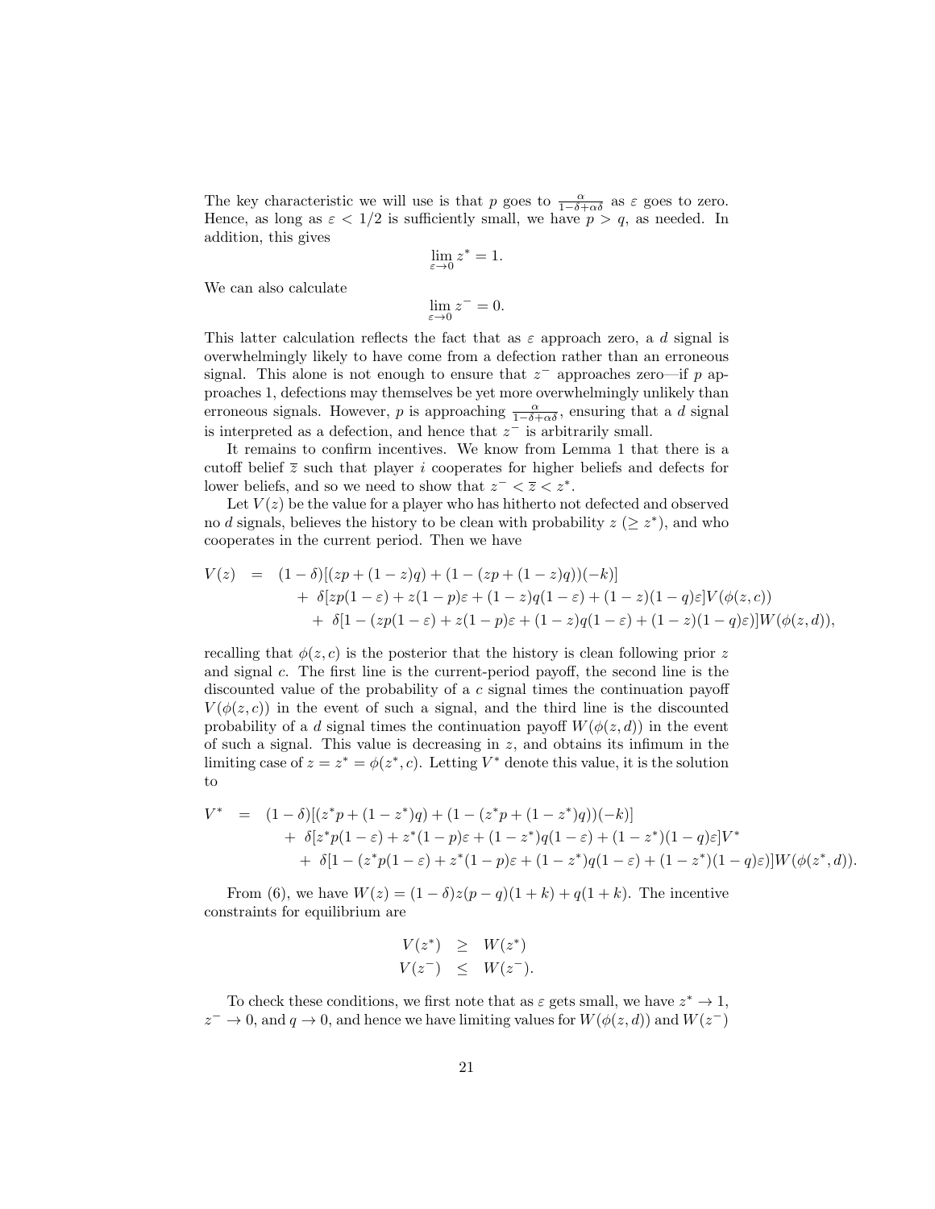The key characteristic we will use is that $p$ goes to $\frac{\alpha}{1-\delta+\alpha\delta}$ as $\varepsilon$ goes to zero. Hence, as long as $\varepsilon < 1/2$ is sufficiently small, we have $p > q$, as needed. In addition, this gives

$$\lim_{\varepsilon \to 0} z^* = 1.$$

We can also calculate

$$\lim_{\varepsilon \to 0} z^- = 0.$$

This latter calculation reflects the fact that as $\varepsilon$ approach zero, a $d$ signal is overwhelmingly likely to have come from a defection rather than an erroneous signal. This alone is not enough to ensure that $z^-$ approaches zero—if $p$ approaches 1, defections may themselves be yet more overwhelmingly unlikely than erroneous signals. However, $p$ is approaching $\frac{\alpha}{1-\delta+\alpha\delta}$, ensuring that a $d$ signal is interpreted as a defection, and hence that $z^-$ is arbitrarily small.

It remains to confirm incentives. We know from Lemma 1 that there is a cutoff belief $\overline{z}$ such that player $i$ cooperates for higher beliefs and defects for lower beliefs, and so we need to show that $z^- < \overline{z} < z^*$.

Let $V(z)$ be the value for a player who has hitherto not defected and observed no $d$ signals, believes the history to be clean with probability $z$ $(\geq z^*)$, and who cooperates in the current period. Then we have

$$\begin{aligned} V(z) \;=\; & (1-\delta)[(zp+(1-z)q)+(1-(zp+(1-z)q))(-k)] \\ & +\; \delta[zp(1-\varepsilon)+z(1-p)\varepsilon+(1-z)q(1-\varepsilon)+(1-z)(1-q)\varepsilon]V(\phi(z,c)) \\ & +\; \delta[1-(zp(1-\varepsilon)+z(1-p)\varepsilon+(1-z)q(1-\varepsilon)+(1-z)(1-q)\varepsilon)]W(\phi(z,d)), \end{aligned}$$

recalling that $\phi(z,c)$ is the posterior that the history is clean following prior $z$ and signal $c$. The first line is the current-period payoff, the second line is the discounted value of the probability of a $c$ signal times the continuation payoff $V(\phi(z,c))$ in the event of such a signal, and the third line is the discounted probability of a $d$ signal times the continuation payoff $W(\phi(z,d))$ in the event of such a signal. This value is decreasing in $z$, and obtains its infimum in the limiting case of $z = z^* = \phi(z^*,c)$. Letting $V^*$ denote this value, it is the solution to

$$\begin{aligned} V^* \;=\; & (1-\delta)[(z^*p+(1-z^*)q)+(1-(z^*p+(1-z^*)q))(-k)] \\ & +\; \delta[z^*p(1-\varepsilon)+z^*(1-p)\varepsilon+(1-z^*)q(1-\varepsilon)+(1-z^*)(1-q)\varepsilon]V^* \\ & +\; \delta[1-(z^*p(1-\varepsilon)+z^*(1-p)\varepsilon+(1-z^*)q(1-\varepsilon)+(1-z^*)(1-q)\varepsilon)]W(\phi(z^*,d)). \end{aligned}$$

From (6), we have $W(z) = (1-\delta)z(p-q)(1+k)+q(1+k)$. The incentive constraints for equilibrium are

$$\begin{aligned} V(z^*) &\geq W(z^*) \\ V(z^-) &\leq W(z^-). \end{aligned}$$

To check these conditions, we first note that as $\varepsilon$ gets small, we have $z^* \to 1$, $z^- \to 0$, and $q \to 0$, and hence we have limiting values for $W(\phi(z,d))$ and $W(z^-)$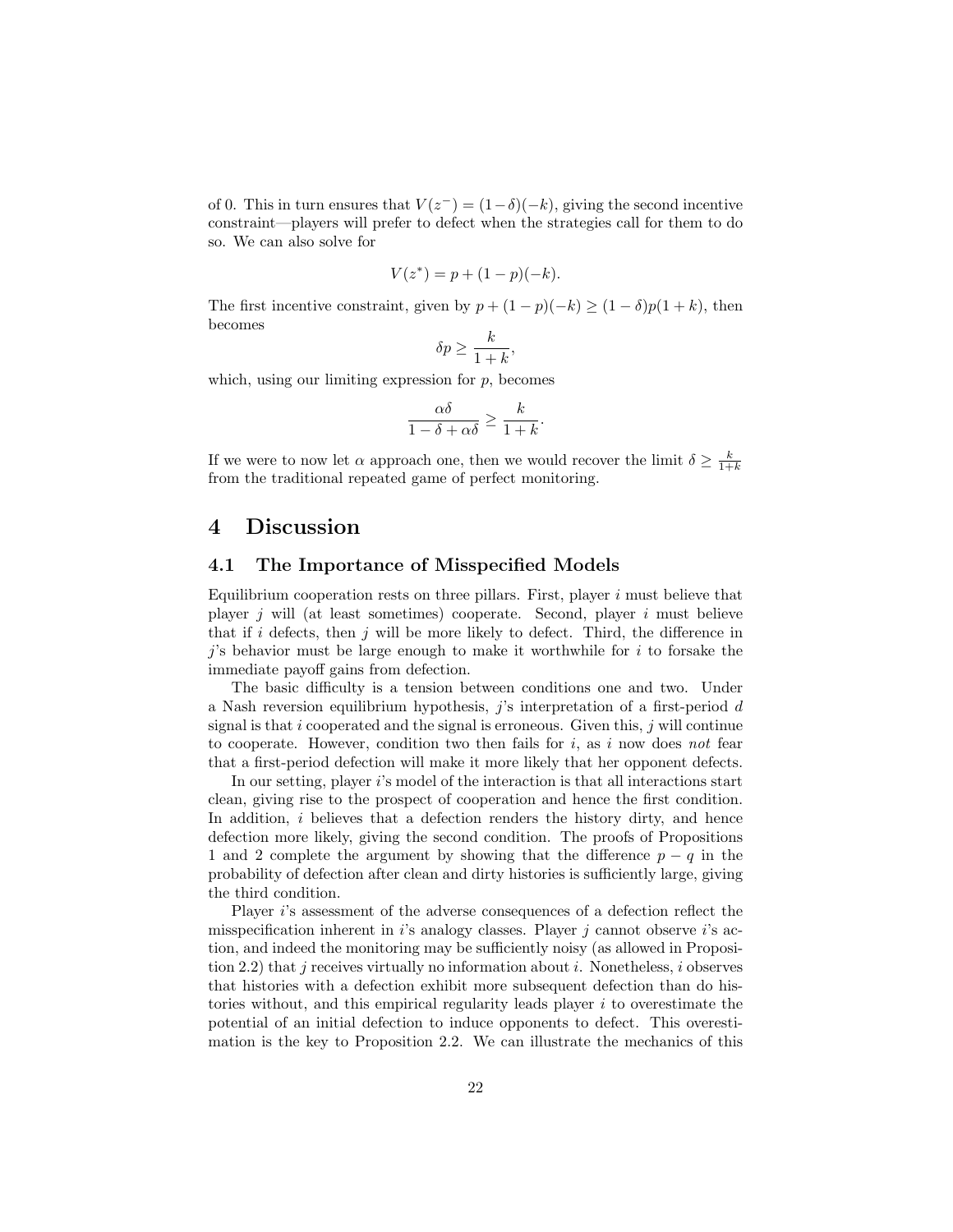of 0. This in turn ensures that $V(z^-) = (1-\delta)(-k)$, giving the second incentive constraint—players will prefer to defect when the strategies call for them to do so. We can also solve for

$$V(z^*) = p + (1-p)(-k).$$

The first incentive constraint, given by $p + (1-p)(-k) \geq (1-\delta)p(1+k)$, then becomes

$$\delta p \geq \frac{k}{1+k},$$

which, using our limiting expression for $p$, becomes

$$\frac{\alpha\delta}{1-\delta+\alpha\delta} \geq \frac{k}{1+k}.$$

If we were to now let $\alpha$ approach one, then we would recover the limit $\delta \geq \frac{k}{1+k}$ from the traditional repeated game of perfect monitoring.

# 4 Discussion

## 4.1 The Importance of Misspecified Models

Equilibrium cooperation rests on three pillars. First, player $i$ must believe that player $j$ will (at least sometimes) cooperate. Second, player $i$ must believe that if $i$ defects, then $j$ will be more likely to defect. Third, the difference in $j$'s behavior must be large enough to make it worthwhile for $i$ to forsake the immediate payoff gains from defection.

The basic difficulty is a tension between conditions one and two. Under a Nash reversion equilibrium hypothesis, $j$'s interpretation of a first-period $d$ signal is that $i$ cooperated and the signal is erroneous. Given this, $j$ will continue to cooperate. However, condition two then fails for $i$, as $i$ now does *not* fear that a first-period defection will make it more likely that her opponent defects.

In our setting, player $i$'s model of the interaction is that all interactions start clean, giving rise to the prospect of cooperation and hence the first condition. In addition, $i$ believes that a defection renders the history dirty, and hence defection more likely, giving the second condition. The proofs of Propositions 1 and 2 complete the argument by showing that the difference $p - q$ in the probability of defection after clean and dirty histories is sufficiently large, giving the third condition.

Player $i$'s assessment of the adverse consequences of a defection reflect the misspecification inherent in $i$'s analogy classes. Player $j$ cannot observe $i$'s action, and indeed the monitoring may be sufficiently noisy (as allowed in Proposition 2.2) that $j$ receives virtually no information about $i$. Nonetheless, $i$ observes that histories with a defection exhibit more subsequent defection than do histories without, and this empirical regularity leads player $i$ to overestimate the potential of an initial defection to induce opponents to defect. This overestimation is the key to Proposition 2.2. We can illustrate the mechanics of this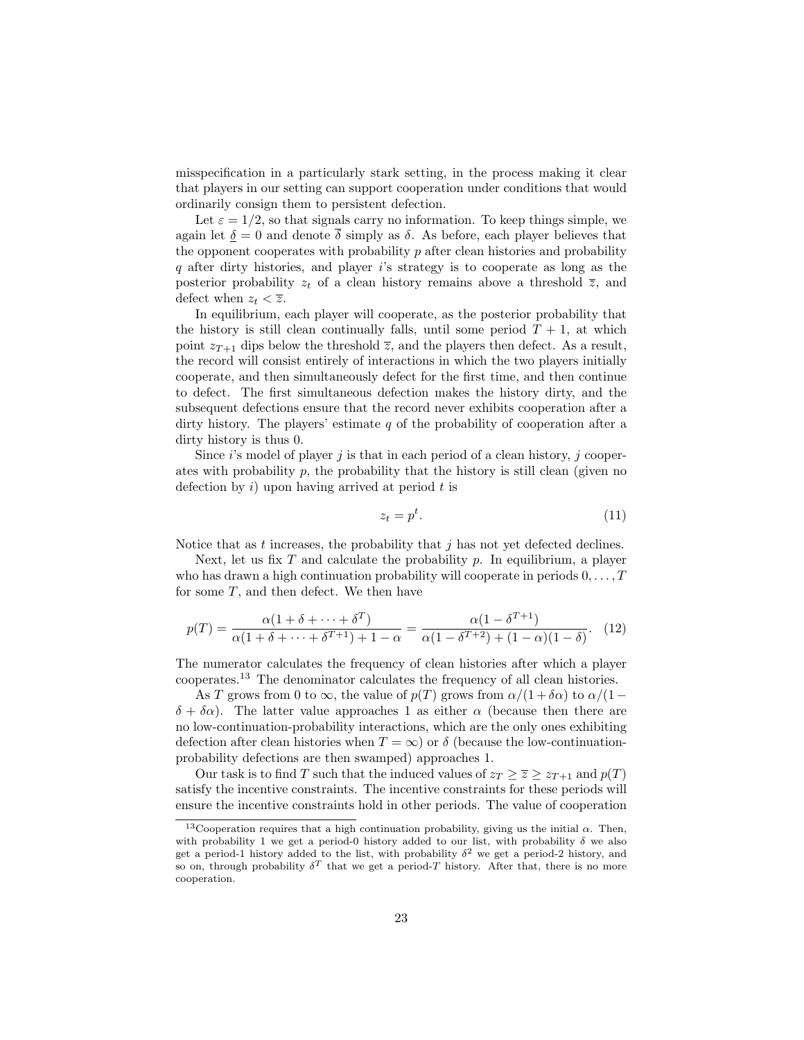misspecification in a particularly stark setting, in the process making it clear that players in our setting can support cooperation under conditions that would ordinarily consign them to persistent defection.

Let $\varepsilon = 1/2$, so that signals carry no information. To keep things simple, we again let $\underline{\delta} = 0$ and denote $\overline{\delta}$ simply as $\delta$. As before, each player believes that the opponent cooperates with probability $p$ after clean histories and probability $q$ after dirty histories, and player $i$'s strategy is to cooperate as long as the posterior probability $z_t$ of a clean history remains above a threshold $\overline{z}$, and defect when $z_t < \overline{z}$.

In equilibrium, each player will cooperate, as the posterior probability that the history is still clean continually falls, until some period $T+1$, at which point $z_{T+1}$ dips below the threshold $\overline{z}$, and the players then defect. As a result, the record will consist entirely of interactions in which the two players initially cooperate, and then simultaneously defect for the first time, and then continue to defect. The first simultaneous defection makes the history dirty, and the subsequent defections ensure that the record never exhibits cooperation after a dirty history. The players' estimate $q$ of the probability of cooperation after a dirty history is thus 0.

Since $i$'s model of player $j$ is that in each period of a clean history, $j$ cooperates with probability $p$, the probability that the history is still clean (given no defection by $i$) upon having arrived at period $t$ is

$$z_t = p^t. \tag{11}$$

Notice that as $t$ increases, the probability that $j$ has not yet defected declines.

Next, let us fix $T$ and calculate the probability $p$. In equilibrium, a player who has drawn a high continuation probability will cooperate in periods $0, \ldots, T$ for some $T$, and then defect. We then have

$$p(T) = \frac{\alpha(1 + \delta + \cdots + \delta^T)}{\alpha(1 + \delta + \cdots + \delta^{T+1}) + 1 - \alpha} = \frac{\alpha(1 - \delta^{T+1})}{\alpha(1 - \delta^{T+2}) + (1 - \alpha)(1 - \delta)}. \tag{12}$$

The numerator calculates the frequency of clean histories after which a player cooperates.[13] The denominator calculates the frequency of all clean histories.

As $T$ grows from 0 to $\infty$, the value of $p(T)$ grows from $\alpha/(1 + \delta\alpha)$ to $\alpha/(1 - \delta + \delta\alpha)$. The latter value approaches 1 as either $\alpha$ (because then there are no low-continuation-probability interactions, which are the only ones exhibiting defection after clean histories when $T = \infty$) or $\delta$ (because the low-continuation-probability defections are then swamped) approaches 1.

Our task is to find $T$ such that the induced values of $z_T \geq \overline{z} \geq z_{T+1}$ and $p(T)$ satisfy the incentive constraints. The incentive constraints for these periods will ensure the incentive constraints hold in other periods. The value of cooperation

[13] Cooperation requires that a high continuation probability, giving us the initial $\alpha$. Then, with probability 1 we get a period-0 history added to our list, with probability $\delta$ we also get a period-1 history added to the list, with probability $\delta^2$ we get a period-2 history, and so on, through probability $\delta^T$ that we get a period-$T$ history. After that, there is no more cooperation.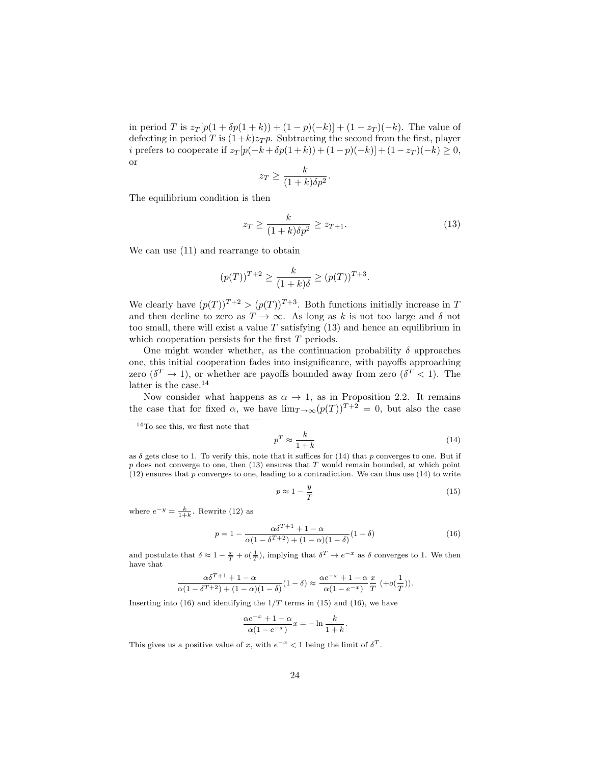in period $T$ is $z_T[p(1+\delta p(1+k)) + (1-p)(-k)] + (1-z_T)(-k)$. The value of defecting in period $T$ is $(1+k)z_T p$. Subtracting the second from the first, player $i$ prefers to cooperate if $z_T[p(-k+\delta p(1+k)) + (1-p)(-k)] + (1-z_T)(-k) \geq 0$, or

$$z_T \geq \frac{k}{(1+k)\delta p^2}.$$

The equilibrium condition is then

$$z_T \geq \frac{k}{(1+k)\delta p^2} \geq z_{T+1}. \tag{13}$$

We can use (11) and rearrange to obtain

$$(p(T))^{T+2} \geq \frac{k}{(1+k)\delta} \geq (p(T))^{T+3}.$$

We clearly have $(p(T))^{T+2} > (p(T))^{T+3}$. Both functions initially increase in $T$ and then decline to zero as $T \to \infty$. As long as $k$ is not too large and $\delta$ not too small, there will exist a value $T$ satisfying (13) and hence an equilibrium in which cooperation persists for the first $T$ periods.

One might wonder whether, as the continuation probability $\delta$ approaches one, this initial cooperation fades into insignificance, with payoffs approaching zero ($\delta^T \to 1$), or whether are payoffs bounded away from zero ($\delta^T < 1$). The latter is the case.[14]

Now consider what happens as $\alpha \to 1$, as in Proposition 2.2. It remains the case that for fixed $\alpha$, we have $\lim_{T\to\infty}(p(T))^{T+2} = 0$, but also the case

---

[14] To see this, we first note that

$$p^T \approx \frac{k}{1+k} \tag{14}$$

as $\delta$ gets close to 1. To verify this, note that it suffices for (14) that $p$ converges to one. But if $p$ does not converge to one, then (13) ensures that $T$ would remain bounded, at which point (12) ensures that $p$ converges to one, leading to a contradiction. We can thus use (14) to write

$$p \approx 1 - \frac{y}{T} \tag{15}$$

where $e^{-y} = \frac{k}{1+k}$. Rewrite (12) as

$$p = 1 - \frac{\alpha\delta^{T+1} + 1 - \alpha}{\alpha(1-\delta^{T+2}) + (1-\alpha)(1-\delta)}(1-\delta) \tag{16}$$

and postulate that $\delta \approx 1 - \frac{x}{T} + o(\frac{1}{T})$, implying that $\delta^T \to e^{-x}$ as $\delta$ converges to 1. We then have that

$$\frac{\alpha\delta^{T+1} + 1 - \alpha}{\alpha(1-\delta^{T+2}) + (1-\alpha)(1-\delta)}(1-\delta) \approx \frac{\alpha e^{-x} + 1 - \alpha}{\alpha(1-e^{-x})}\frac{x}{T} \; (+o(\frac{1}{T})).$$

Inserting into (16) and identifying the $1/T$ terms in (15) and (16), we have

$$\frac{\alpha e^{-x} + 1 - \alpha}{\alpha(1-e^{-x})}x = -\ln\frac{k}{1+k}.$$

This gives us a positive value of $x$, with $e^{-x} < 1$ being the limit of $\delta^T$.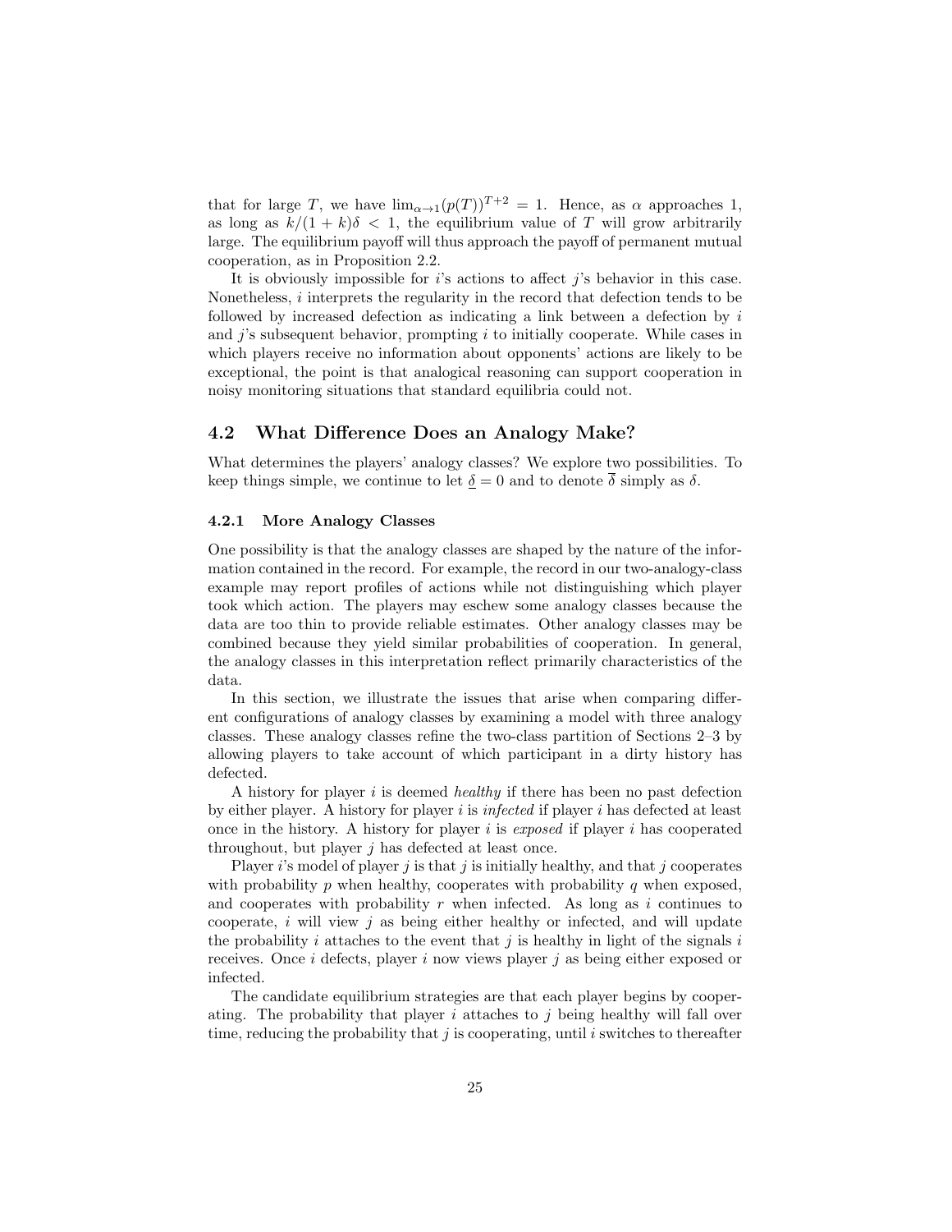that for large $T$, we have $\lim_{\alpha \to 1}(p(T))^{T+2} = 1$. Hence, as $\alpha$ approaches 1, as long as $k/(1+k)\delta < 1$, the equilibrium value of $T$ will grow arbitrarily large. The equilibrium payoff will thus approach the payoff of permanent mutual cooperation, as in Proposition 2.2.

It is obviously impossible for $i$'s actions to affect $j$'s behavior in this case. Nonetheless, $i$ interprets the regularity in the record that defection tends to be followed by increased defection as indicating a link between a defection by $i$ and $j$'s subsequent behavior, prompting $i$ to initially cooperate. While cases in which players receive no information about opponents' actions are likely to be exceptional, the point is that analogical reasoning can support cooperation in noisy monitoring situations that standard equilibria could not.

## 4.2 What Difference Does an Analogy Make?

What determines the players' analogy classes? We explore two possibilities. To keep things simple, we continue to let $\underline{\delta} = 0$ and to denote $\overline{\delta}$ simply as $\delta$.

### 4.2.1 More Analogy Classes

One possibility is that the analogy classes are shaped by the nature of the information contained in the record. For example, the record in our two-analogy-class example may report profiles of actions while not distinguishing which player took which action. The players may eschew some analogy classes because the data are too thin to provide reliable estimates. Other analogy classes may be combined because they yield similar probabilities of cooperation. In general, the analogy classes in this interpretation reflect primarily characteristics of the data.

In this section, we illustrate the issues that arise when comparing different configurations of analogy classes by examining a model with three analogy classes. These analogy classes refine the two-class partition of Sections 2–3 by allowing players to take account of which participant in a dirty history has defected.

A history for player $i$ is deemed *healthy* if there has been no past defection by either player. A history for player $i$ is *infected* if player $i$ has defected at least once in the history. A history for player $i$ is *exposed* if player $i$ has cooperated throughout, but player $j$ has defected at least once.

Player $i$'s model of player $j$ is that $j$ is initially healthy, and that $j$ cooperates with probability $p$ when healthy, cooperates with probability $q$ when exposed, and cooperates with probability $r$ when infected. As long as $i$ continues to cooperate, $i$ will view $j$ as being either healthy or infected, and will update the probability $i$ attaches to the event that $j$ is healthy in light of the signals $i$ receives. Once $i$ defects, player $i$ now views player $j$ as being either exposed or infected.

The candidate equilibrium strategies are that each player begins by cooperating. The probability that player $i$ attaches to $j$ being healthy will fall over time, reducing the probability that $j$ is cooperating, until $i$ switches to thereafter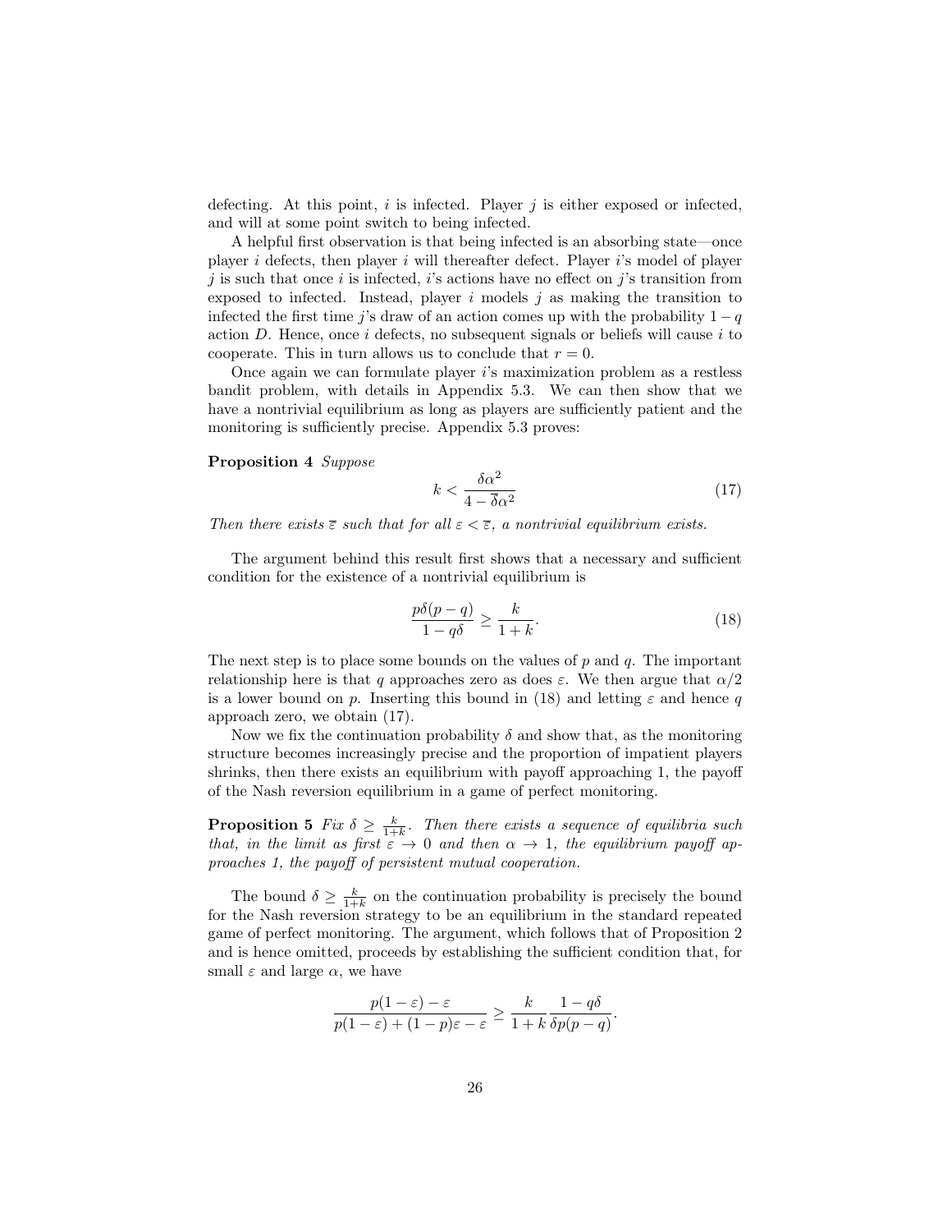defecting. At this point, $i$ is infected. Player $j$ is either exposed or infected, and will at some point switch to being infected.

A helpful first observation is that being infected is an absorbing state—once player $i$ defects, then player $i$ will thereafter defect. Player $i$'s model of player $j$ is such that once $i$ is infected, $i$'s actions have no effect on $j$'s transition from exposed to infected. Instead, player $i$ models $j$ as making the transition to infected the first time $j$'s draw of an action comes up with the probability $1-q$ action $D$. Hence, once $i$ defects, no subsequent signals or beliefs will cause $i$ to cooperate. This in turn allows us to conclude that $r = 0$.

Once again we can formulate player $i$'s maximization problem as a restless bandit problem, with details in Appendix 5.3. We can then show that we have a nontrivial equilibrium as long as players are sufficiently patient and the monitoring is sufficiently precise. Appendix 5.3 proves:

**Proposition 4** *Suppose*

$$k < \frac{\delta\alpha^2}{4 - \overline{\delta}\alpha^2} \tag{17}$$

*Then there exists $\overline{\varepsilon}$ such that for all $\varepsilon < \overline{\varepsilon}$, a nontrivial equilibrium exists.*

The argument behind this result first shows that a necessary and sufficient condition for the existence of a nontrivial equilibrium is

$$\frac{p\delta(p-q)}{1-q\delta} \geq \frac{k}{1+k}. \tag{18}$$

The next step is to place some bounds on the values of $p$ and $q$. The important relationship here is that $q$ approaches zero as does $\varepsilon$. We then argue that $\alpha/2$ is a lower bound on $p$. Inserting this bound in (18) and letting $\varepsilon$ and hence $q$ approach zero, we obtain (17).

Now we fix the continuation probability $\delta$ and show that, as the monitoring structure becomes increasingly precise and the proportion of impatient players shrinks, then there exists an equilibrium with payoff approaching 1, the payoff of the Nash reversion equilibrium in a game of perfect monitoring.

**Proposition 5** *Fix $\delta \geq \frac{k}{1+k}$. Then there exists a sequence of equilibria such that, in the limit as first $\varepsilon \to 0$ and then $\alpha \to 1$, the equilibrium payoff approaches 1, the payoff of persistent mutual cooperation.*

The bound $\delta \geq \frac{k}{1+k}$ on the continuation probability is precisely the bound for the Nash reversion strategy to be an equilibrium in the standard repeated game of perfect monitoring. The argument, which follows that of Proposition 2 and is hence omitted, proceeds by establishing the sufficient condition that, for small $\varepsilon$ and large $\alpha$, we have

$$\frac{p(1-\varepsilon)-\varepsilon}{p(1-\varepsilon)+(1-p)\varepsilon-\varepsilon} \geq \frac{k}{1+k}\frac{1-q\delta}{\delta p(p-q)}.$$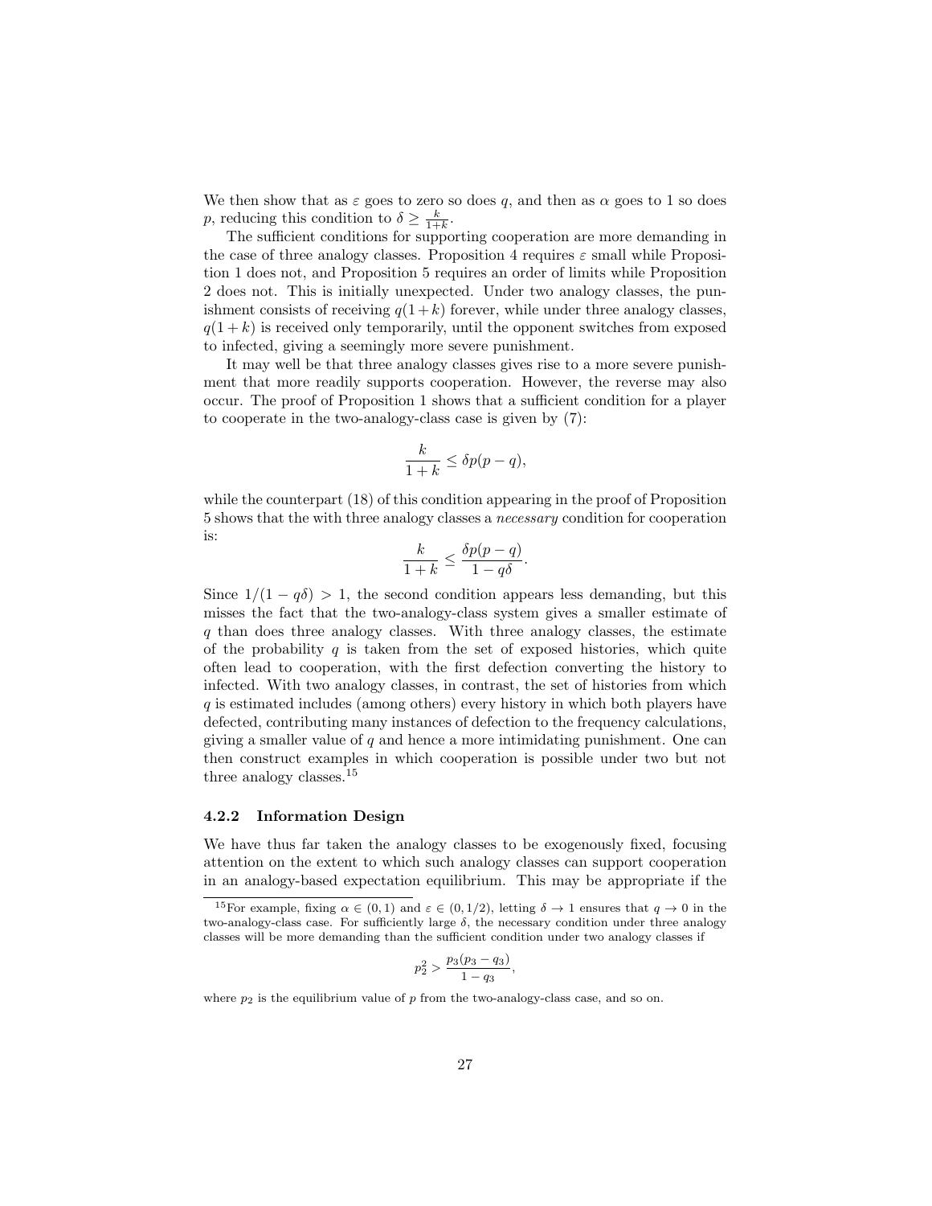We then show that as $\varepsilon$ goes to zero so does $q$, and then as $\alpha$ goes to 1 so does $p$, reducing this condition to $\delta \geq \frac{k}{1+k}$.

The sufficient conditions for supporting cooperation are more demanding in the case of three analogy classes. Proposition 4 requires $\varepsilon$ small while Proposition 1 does not, and Proposition 5 requires an order of limits while Proposition 2 does not. This is initially unexpected. Under two analogy classes, the punishment consists of receiving $q(1+k)$ forever, while under three analogy classes, $q(1+k)$ is received only temporarily, until the opponent switches from exposed to infected, giving a seemingly more severe punishment.

It may well be that three analogy classes gives rise to a more severe punishment that more readily supports cooperation. However, the reverse may also occur. The proof of Proposition 1 shows that a sufficient condition for a player to cooperate in the two-analogy-class case is given by (7):

$$\frac{k}{1+k} \leq \delta p(p-q),$$

while the counterpart (18) of this condition appearing in the proof of Proposition 5 shows that the with three analogy classes a *necessary* condition for cooperation is:

$$\frac{k}{1+k} \leq \frac{\delta p(p-q)}{1-q\delta}.$$

Since $1/(1-q\delta) > 1$, the second condition appears less demanding, but this misses the fact that the two-analogy-class system gives a smaller estimate of $q$ than does three analogy classes. With three analogy classes, the estimate of the probability $q$ is taken from the set of exposed histories, which quite often lead to cooperation, with the first defection converting the history to infected. With two analogy classes, in contrast, the set of histories from which $q$ is estimated includes (among others) every history in which both players have defected, contributing many instances of defection to the frequency calculations, giving a smaller value of $q$ and hence a more intimidating punishment. One can then construct examples in which cooperation is possible under two but not three analogy classes.[15]

### 4.2.2 Information Design

We have thus far taken the analogy classes to be exogenously fixed, focusing attention on the extent to which such analogy classes can support cooperation in an analogy-based expectation equilibrium. This may be appropriate if the

[15] For example, fixing $\alpha \in (0,1)$ and $\varepsilon \in (0,1/2)$, letting $\delta \to 1$ ensures that $q \to 0$ in the two-analogy-class case. For sufficiently large $\delta$, the necessary condition under three analogy classes will be more demanding than the sufficient condition under two analogy classes if

$$p_2^2 > \frac{p_3(p_3-q_3)}{1-q_3},$$

where $p_2$ is the equilibrium value of $p$ from the two-analogy-class case, and so on.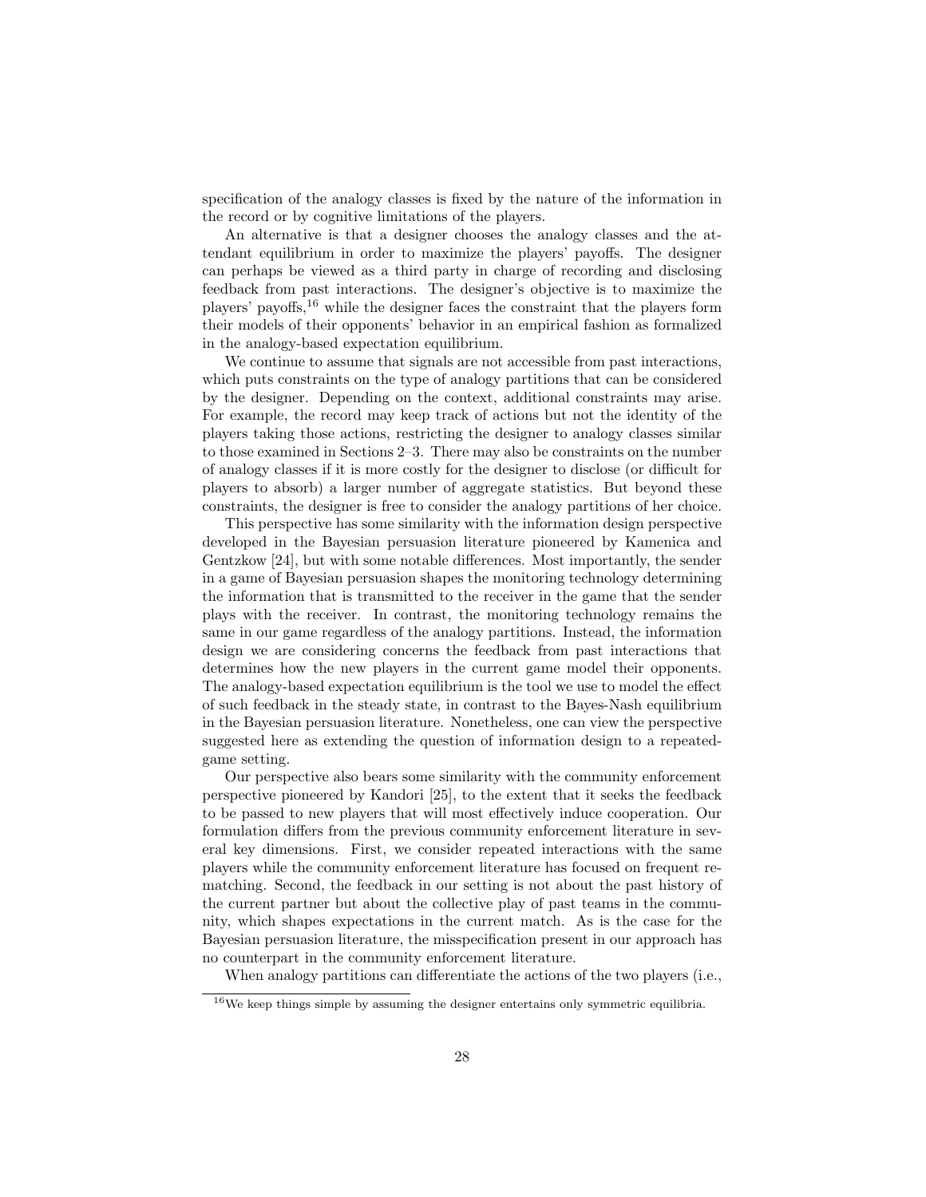specification of the analogy classes is fixed by the nature of the information in the record or by cognitive limitations of the players.

An alternative is that a designer chooses the analogy classes and the attendant equilibrium in order to maximize the players' payoffs. The designer can perhaps be viewed as a third party in charge of recording and disclosing feedback from past interactions. The designer's objective is to maximize the players' payoffs,[16] while the designer faces the constraint that the players form their models of their opponents' behavior in an empirical fashion as formalized in the analogy-based expectation equilibrium.

We continue to assume that signals are not accessible from past interactions, which puts constraints on the type of analogy partitions that can be considered by the designer. Depending on the context, additional constraints may arise. For example, the record may keep track of actions but not the identity of the players taking those actions, restricting the designer to analogy classes similar to those examined in Sections 2–3. There may also be constraints on the number of analogy classes if it is more costly for the designer to disclose (or difficult for players to absorb) a larger number of aggregate statistics. But beyond these constraints, the designer is free to consider the analogy partitions of her choice.

This perspective has some similarity with the information design perspective developed in the Bayesian persuasion literature pioneered by Kamenica and Gentzkow [24], but with some notable differences. Most importantly, the sender in a game of Bayesian persuasion shapes the monitoring technology determining the information that is transmitted to the receiver in the game that the sender plays with the receiver. In contrast, the monitoring technology remains the same in our game regardless of the analogy partitions. Instead, the information design we are considering concerns the feedback from past interactions that determines how the new players in the current game model their opponents. The analogy-based expectation equilibrium is the tool we use to model the effect of such feedback in the steady state, in contrast to the Bayes-Nash equilibrium in the Bayesian persuasion literature. Nonetheless, one can view the perspective suggested here as extending the question of information design to a repeated-game setting.

Our perspective also bears some similarity with the community enforcement perspective pioneered by Kandori [25], to the extent that it seeks the feedback to be passed to new players that will most effectively induce cooperation. Our formulation differs from the previous community enforcement literature in several key dimensions. First, we consider repeated interactions with the same players while the community enforcement literature has focused on frequent rematching. Second, the feedback in our setting is not about the past history of the current partner but about the collective play of past teams in the community, which shapes expectations in the current match. As is the case for the Bayesian persuasion literature, the misspecification present in our approach has no counterpart in the community enforcement literature.

When analogy partitions can differentiate the actions of the two players (i.e.,

[16] We keep things simple by assuming the designer entertains only symmetric equilibria.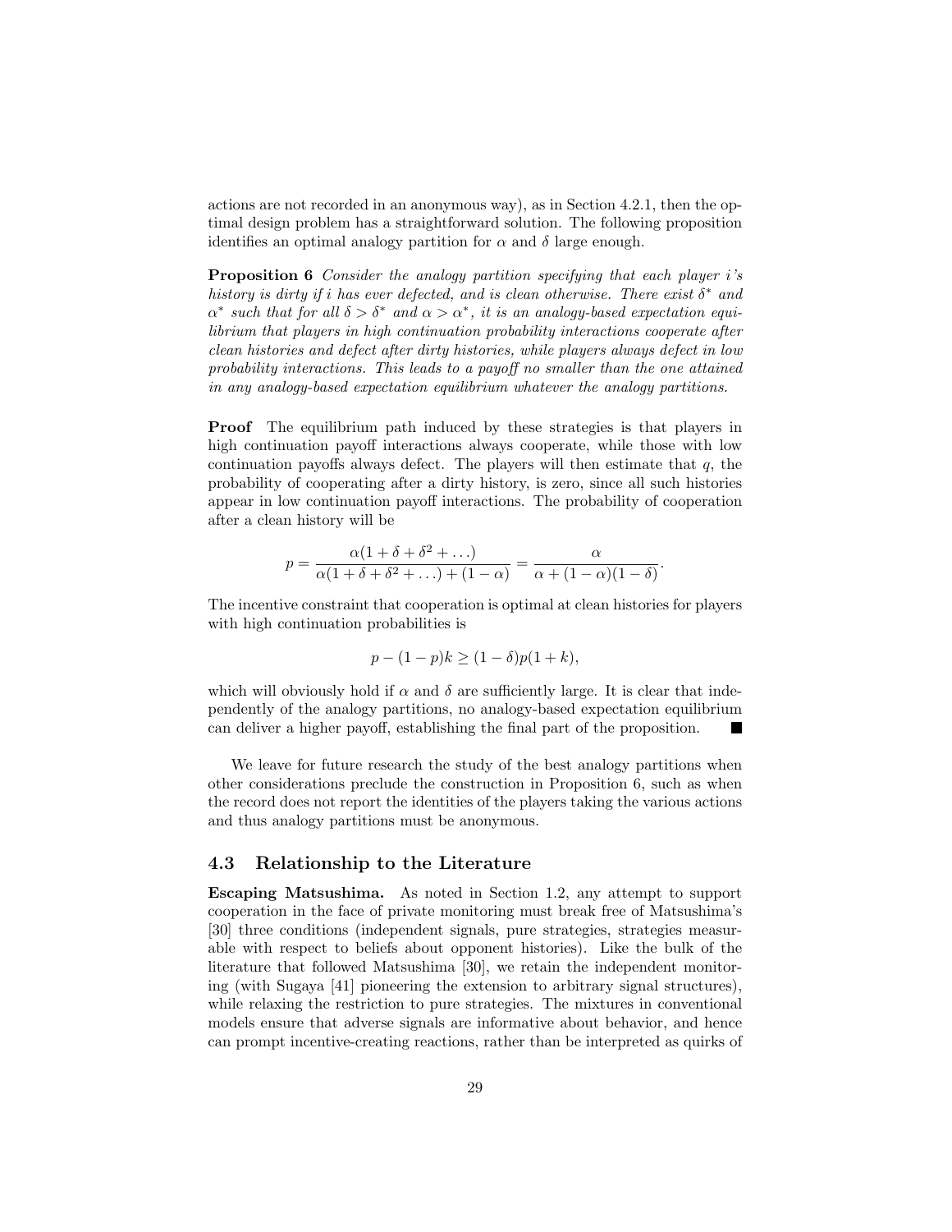actions are not recorded in an anonymous way), as in Section 4.2.1, then the optimal design problem has a straightforward solution. The following proposition identifies an optimal analogy partition for $\alpha$ and $\delta$ large enough.

**Proposition 6** *Consider the analogy partition specifying that each player $i$'s history is dirty if $i$ has ever defected, and is clean otherwise. There exist $\delta^*$ and $\alpha^*$ such that for all $\delta > \delta^*$ and $\alpha > \alpha^*$, it is an analogy-based expectation equilibrium that players in high continuation probability interactions cooperate after clean histories and defect after dirty histories, while players always defect in low probability interactions. This leads to a payoff no smaller than the one attained in any analogy-based expectation equilibrium whatever the analogy partitions.*

**Proof** The equilibrium path induced by these strategies is that players in high continuation payoff interactions always cooperate, while those with low continuation payoffs always defect. The players will then estimate that $q$, the probability of cooperating after a dirty history, is zero, since all such histories appear in low continuation payoff interactions. The probability of cooperation after a clean history will be

$$p = \frac{\alpha(1 + \delta + \delta^2 + \ldots)}{\alpha(1 + \delta + \delta^2 + \ldots) + (1 - \alpha)} = \frac{\alpha}{\alpha + (1 - \alpha)(1 - \delta)}.$$

The incentive constraint that cooperation is optimal at clean histories for players with high continuation probabilities is

$$p - (1 - p)k \geq (1 - \delta)p(1 + k),$$

which will obviously hold if $\alpha$ and $\delta$ are sufficiently large. It is clear that independently of the analogy partitions, no analogy-based expectation equilibrium can deliver a higher payoff, establishing the final part of the proposition. ■

We leave for future research the study of the best analogy partitions when other considerations preclude the construction in Proposition 6, such as when the record does not report the identities of the players taking the various actions and thus analogy partitions must be anonymous.

## 4.3 Relationship to the Literature

**Escaping Matsushima.** As noted in Section 1.2, any attempt to support cooperation in the face of private monitoring must break free of Matsushima's [30] three conditions (independent signals, pure strategies, strategies measurable with respect to beliefs about opponent histories). Like the bulk of the literature that followed Matsushima [30], we retain the independent monitoring (with Sugaya [41] pioneering the extension to arbitrary signal structures), while relaxing the restriction to pure strategies. The mixtures in conventional models ensure that adverse signals are informative about behavior, and hence can prompt incentive-creating reactions, rather than be interpreted as quirks of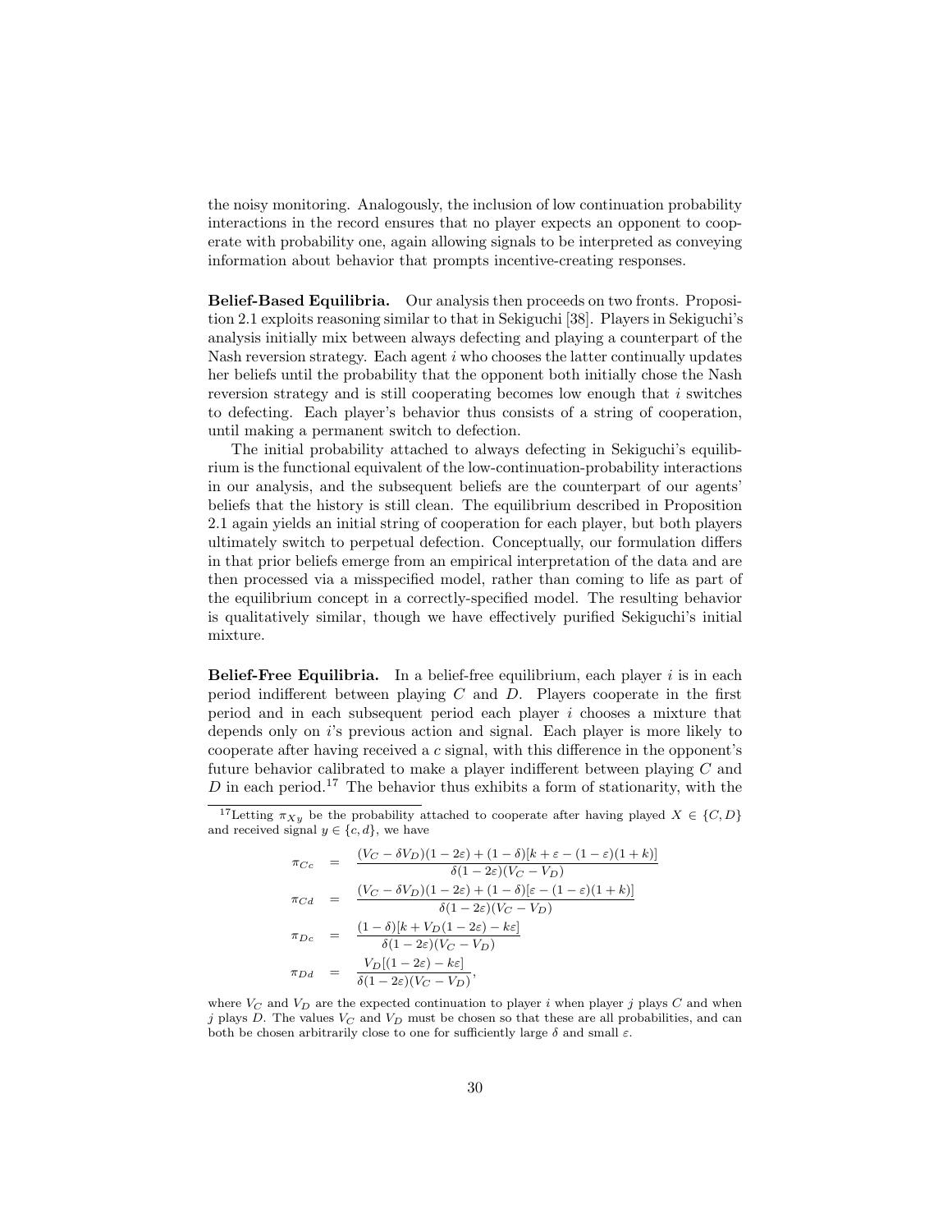the noisy monitoring. Analogously, the inclusion of low continuation probability interactions in the record ensures that no player expects an opponent to cooperate with probability one, again allowing signals to be interpreted as conveying information about behavior that prompts incentive-creating responses.

**Belief-Based Equilibria.** Our analysis then proceeds on two fronts. Proposition 2.1 exploits reasoning similar to that in Sekiguchi [38]. Players in Sekiguchi's analysis initially mix between always defecting and playing a counterpart of the Nash reversion strategy. Each agent $i$ who chooses the latter continually updates her beliefs until the probability that the opponent both initially chose the Nash reversion strategy and is still cooperating becomes low enough that $i$ switches to defecting. Each player's behavior thus consists of a string of cooperation, until making a permanent switch to defection.

The initial probability attached to always defecting in Sekiguchi's equilibrium is the functional equivalent of the low-continuation-probability interactions in our analysis, and the subsequent beliefs are the counterpart of our agents' beliefs that the history is still clean. The equilibrium described in Proposition 2.1 again yields an initial string of cooperation for each player, but both players ultimately switch to perpetual defection. Conceptually, our formulation differs in that prior beliefs emerge from an empirical interpretation of the data and are then processed via a misspecified model, rather than coming to life as part of the equilibrium concept in a correctly-specified model. The resulting behavior is qualitatively similar, though we have effectively purified Sekiguchi's initial mixture.

**Belief-Free Equilibria.** In a belief-free equilibrium, each player $i$ is in each period indifferent between playing $C$ and $D$. Players cooperate in the first period and in each subsequent period each player $i$ chooses a mixture that depends only on $i$'s previous action and signal. Each player is more likely to cooperate after having received a $c$ signal, with this difference in the opponent's future behavior calibrated to make a player indifferent between playing $C$ and $D$ in each period.[17] The behavior thus exhibits a form of stationarity, with the

[17] Letting $\pi_{Xy}$ be the probability attached to cooperate after having played $X \in \{C, D\}$ and received signal $y \in \{c, d\}$, we have

$$
\begin{aligned}
\pi_{Cc} &= \frac{(V_C - \delta V_D)(1-2\varepsilon) + (1-\delta)[k + \varepsilon - (1-\varepsilon)(1+k)]}{\delta(1-2\varepsilon)(V_C - V_D)} \\
\pi_{Cd} &= \frac{(V_C - \delta V_D)(1-2\varepsilon) + (1-\delta)[\varepsilon - (1-\varepsilon)(1+k)]}{\delta(1-2\varepsilon)(V_C - V_D)} \\
\pi_{Dc} &= \frac{(1-\delta)[k + V_D(1-2\varepsilon) - k\varepsilon]}{\delta(1-2\varepsilon)(V_C - V_D)} \\
\pi_{Dd} &= \frac{V_D[(1-2\varepsilon) - k\varepsilon]}{\delta(1-2\varepsilon)(V_C - V_D)},
\end{aligned}
$$

where $V_C$ and $V_D$ are the expected continuation to player $i$ when player $j$ plays $C$ and when $j$ plays $D$. The values $V_C$ and $V_D$ must be chosen so that these are all probabilities, and can both be chosen arbitrarily close to one for sufficiently large $\delta$ and small $\varepsilon$.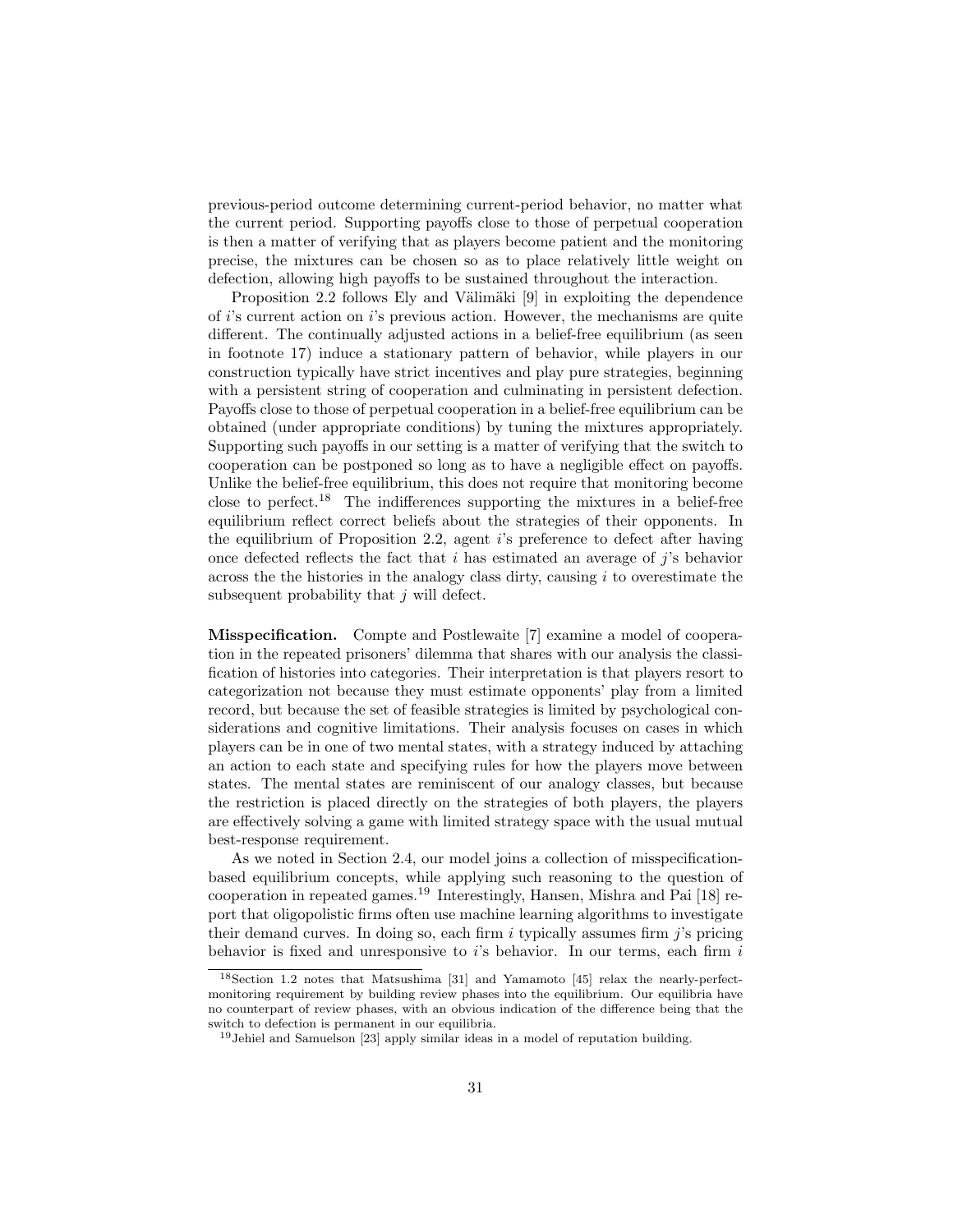previous-period outcome determining current-period behavior, no matter what the current period. Supporting payoffs close to those of perpetual cooperation is then a matter of verifying that as players become patient and the monitoring precise, the mixtures can be chosen so as to place relatively little weight on defection, allowing high payoffs to be sustained throughout the interaction.

Proposition 2.2 follows Ely and Välimäki [9] in exploiting the dependence of $i$'s current action on $i$'s previous action. However, the mechanisms are quite different. The continually adjusted actions in a belief-free equilibrium (as seen in footnote 17) induce a stationary pattern of behavior, while players in our construction typically have strict incentives and play pure strategies, beginning with a persistent string of cooperation and culminating in persistent defection. Payoffs close to those of perpetual cooperation in a belief-free equilibrium can be obtained (under appropriate conditions) by tuning the mixtures appropriately. Supporting such payoffs in our setting is a matter of verifying that the switch to cooperation can be postponed so long as to have a negligible effect on payoffs. Unlike the belief-free equilibrium, this does not require that monitoring become close to perfect.[18] The indifferences supporting the mixtures in a belief-free equilibrium reflect correct beliefs about the strategies of their opponents. In the equilibrium of Proposition 2.2, agent $i$'s preference to defect after having once defected reflects the fact that $i$ has estimated an average of $j$'s behavior across the the histories in the analogy class dirty, causing $i$ to overestimate the subsequent probability that $j$ will defect.

**Misspecification.** Compte and Postlewaite [7] examine a model of cooperation in the repeated prisoners' dilemma that shares with our analysis the classification of histories into categories. Their interpretation is that players resort to categorization not because they must estimate opponents' play from a limited record, but because the set of feasible strategies is limited by psychological considerations and cognitive limitations. Their analysis focuses on cases in which players can be in one of two mental states, with a strategy induced by attaching an action to each state and specifying rules for how the players move between states. The mental states are reminiscent of our analogy classes, but because the restriction is placed directly on the strategies of both players, the players are effectively solving a game with limited strategy space with the usual mutual best-response requirement.

As we noted in Section 2.4, our model joins a collection of misspecification-based equilibrium concepts, while applying such reasoning to the question of cooperation in repeated games.[19] Interestingly, Hansen, Mishra and Pai [18] report that oligopolistic firms often use machine learning algorithms to investigate their demand curves. In doing so, each firm $i$ typically assumes firm $j$'s pricing behavior is fixed and unresponsive to $i$'s behavior. In our terms, each firm $i$

[18] Section 1.2 notes that Matsushima [31] and Yamamoto [45] relax the nearly-perfect-monitoring requirement by building review phases into the equilibrium. Our equilibria have no counterpart of review phases, with an obvious indication of the difference being that the switch to defection is permanent in our equilibria.

[19] Jehiel and Samuelson [23] apply similar ideas in a model of reputation building.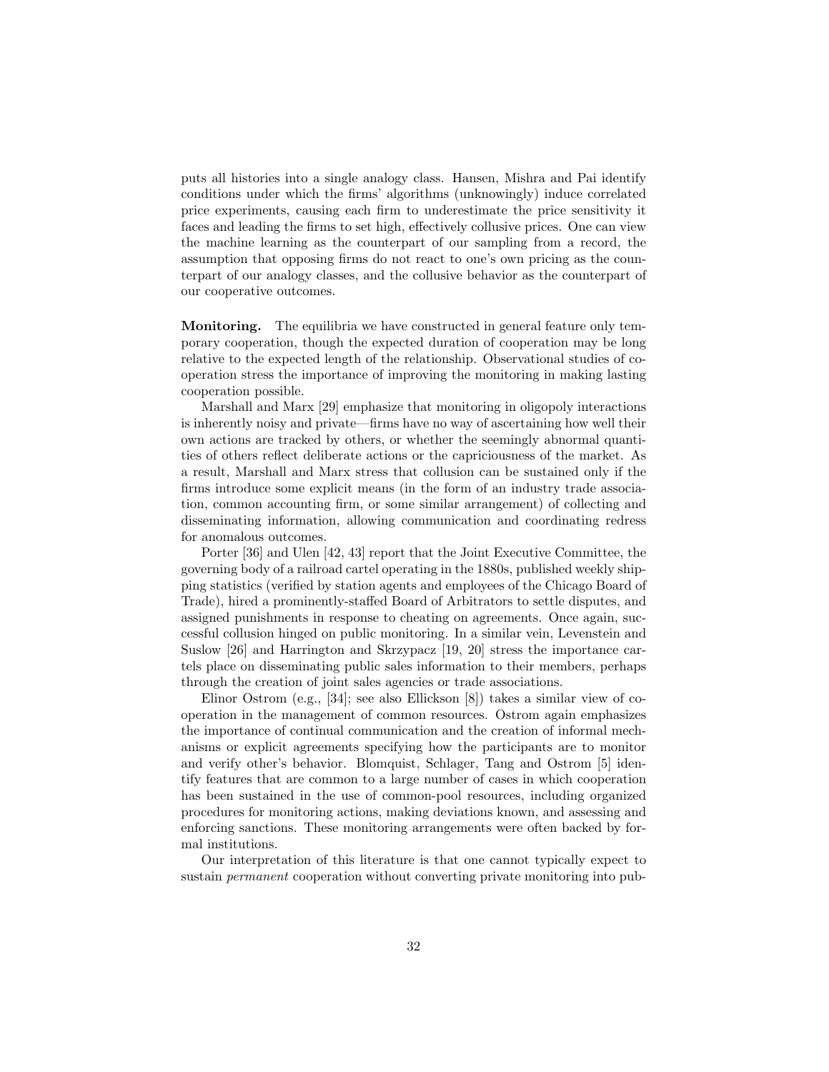puts all histories into a single analogy class. Hansen, Mishra and Pai identify conditions under which the firms' algorithms (unknowingly) induce correlated price experiments, causing each firm to underestimate the price sensitivity it faces and leading the firms to set high, effectively collusive prices. One can view the machine learning as the counterpart of our sampling from a record, the assumption that opposing firms do not react to one's own pricing as the counterpart of our analogy classes, and the collusive behavior as the counterpart of our cooperative outcomes.

**Monitoring.** The equilibria we have constructed in general feature only temporary cooperation, though the expected duration of cooperation may be long relative to the expected length of the relationship. Observational studies of cooperation stress the importance of improving the monitoring in making lasting cooperation possible.

Marshall and Marx [29] emphasize that monitoring in oligopoly interactions is inherently noisy and private—firms have no way of ascertaining how well their own actions are tracked by others, or whether the seemingly abnormal quantities of others reflect deliberate actions or the capriciousness of the market. As a result, Marshall and Marx stress that collusion can be sustained only if the firms introduce some explicit means (in the form of an industry trade association, common accounting firm, or some similar arrangement) of collecting and disseminating information, allowing communication and coordinating redress for anomalous outcomes.

Porter [36] and Ulen [42, 43] report that the Joint Executive Committee, the governing body of a railroad cartel operating in the 1880s, published weekly shipping statistics (verified by station agents and employees of the Chicago Board of Trade), hired a prominently-staffed Board of Arbitrators to settle disputes, and assigned punishments in response to cheating on agreements. Once again, successful collusion hinged on public monitoring. In a similar vein, Levenstein and Suslow [26] and Harrington and Skrzypacz [19, 20] stress the importance cartels place on disseminating public sales information to their members, perhaps through the creation of joint sales agencies or trade associations.

Elinor Ostrom (e.g., [34]; see also Ellickson [8]) takes a similar view of cooperation in the management of common resources. Ostrom again emphasizes the importance of continual communication and the creation of informal mechanisms or explicit agreements specifying how the participants are to monitor and verify other's behavior. Blomquist, Schlager, Tang and Ostrom [5] identify features that are common to a large number of cases in which cooperation has been sustained in the use of common-pool resources, including organized procedures for monitoring actions, making deviations known, and assessing and enforcing sanctions. These monitoring arrangements were often backed by formal institutions.

Our interpretation of this literature is that one cannot typically expect to sustain *permanent* cooperation without converting private monitoring into pub-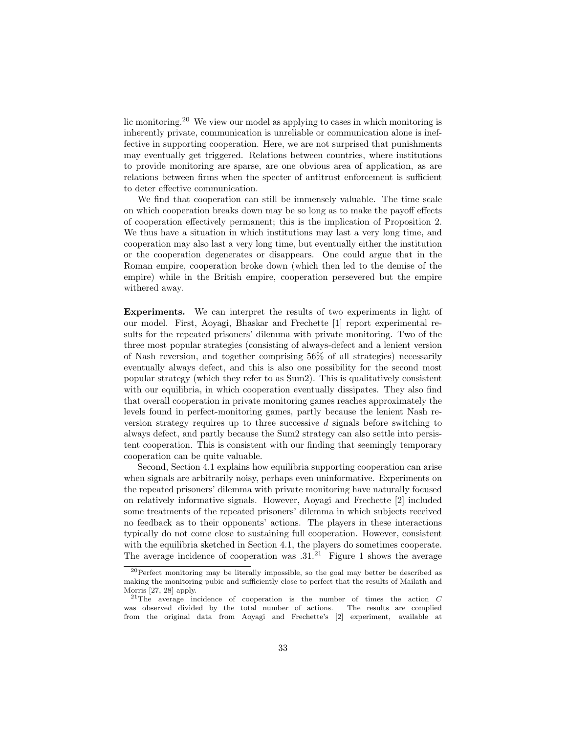lic monitoring.[20] We view our model as applying to cases in which monitoring is inherently private, communication is unreliable or communication alone is ineffective in supporting cooperation. Here, we are not surprised that punishments may eventually get triggered. Relations between countries, where institutions to provide monitoring are sparse, are one obvious area of application, as are relations between firms when the specter of antitrust enforcement is sufficient to deter effective communication.

We find that cooperation can still be immensely valuable. The time scale on which cooperation breaks down may be so long as to make the payoff effects of cooperation effectively permanent; this is the implication of Proposition 2. We thus have a situation in which institutions may last a very long time, and cooperation may also last a very long time, but eventually either the institution or the cooperation degenerates or disappears. One could argue that in the Roman empire, cooperation broke down (which then led to the demise of the empire) while in the British empire, cooperation persevered but the empire withered away.

**Experiments.** We can interpret the results of two experiments in light of our model. First, Aoyagi, Bhaskar and Frechette [1] report experimental results for the repeated prisoners' dilemma with private monitoring. Two of the three most popular strategies (consisting of always-defect and a lenient version of Nash reversion, and together comprising 56% of all strategies) necessarily eventually always defect, and this is also one possibility for the second most popular strategy (which they refer to as Sum2). This is qualitatively consistent with our equilibria, in which cooperation eventually dissipates. They also find that overall cooperation in private monitoring games reaches approximately the levels found in perfect-monitoring games, partly because the lenient Nash reversion strategy requires up to three successive $d$ signals before switching to always defect, and partly because the Sum2 strategy can also settle into persistent cooperation. This is consistent with our finding that seemingly temporary cooperation can be quite valuable.

Second, Section 4.1 explains how equilibria supporting cooperation can arise when signals are arbitrarily noisy, perhaps even uninformative. Experiments on the repeated prisoners' dilemma with private monitoring have naturally focused on relatively informative signals. However, Aoyagi and Frechette [2] included some treatments of the repeated prisoners' dilemma in which subjects received no feedback as to their opponents' actions. The players in these interactions typically do not come close to sustaining full cooperation. However, consistent with the equilibria sketched in Section 4.1, the players do sometimes cooperate. The average incidence of cooperation was .31.[21] Figure 1 shows the average

[20]Perfect monitoring may be literally impossible, so the goal may better be described as making the monitoring pubic and sufficiently close to perfect that the results of Mailath and Morris [27, 28] apply.

[21]The average incidence of cooperation is the number of times the action $C$ was observed divided by the total number of actions. The results are complied from the original data from Aoyagi and Frechette's [2] experiment, available at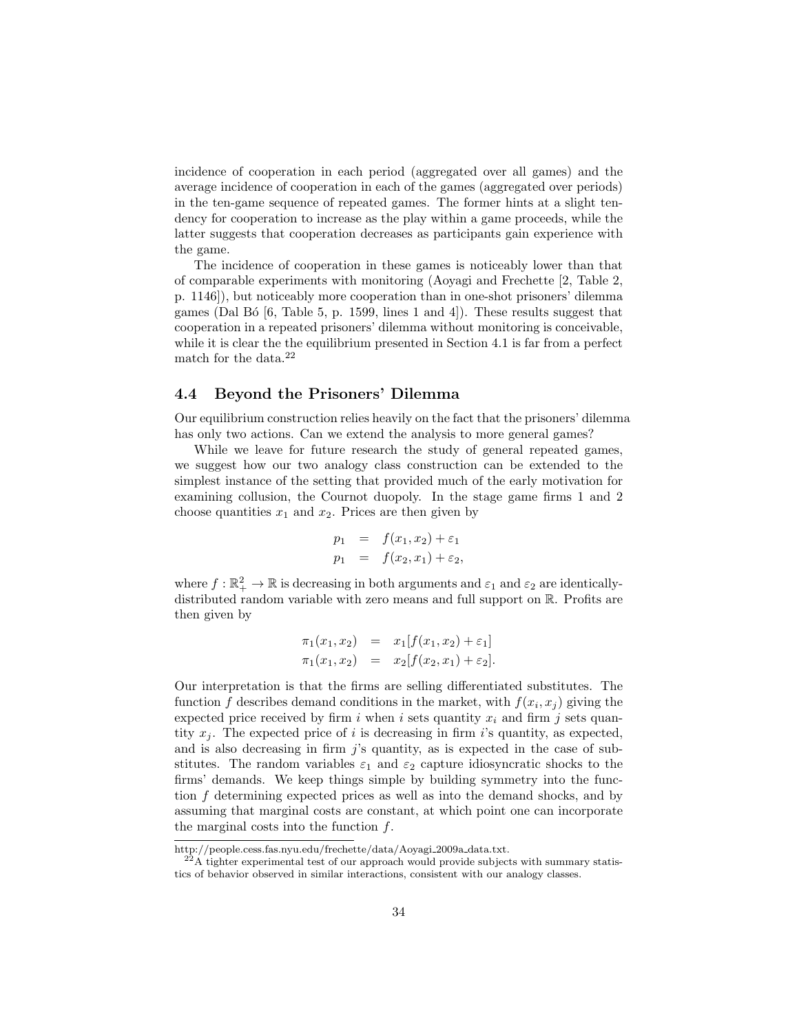incidence of cooperation in each period (aggregated over all games) and the average incidence of cooperation in each of the games (aggregated over periods) in the ten-game sequence of repeated games. The former hints at a slight tendency for cooperation to increase as the play within a game proceeds, while the latter suggests that cooperation decreases as participants gain experience with the game.

The incidence of cooperation in these games is noticeably lower than that of comparable experiments with monitoring (Aoyagi and Frechette [2, Table 2, p. 1146]), but noticeably more cooperation than in one-shot prisoners' dilemma games (Dal Bó [6, Table 5, p. 1599, lines 1 and 4]). These results suggest that cooperation in a repeated prisoners' dilemma without monitoring is conceivable, while it is clear the the equilibrium presented in Section 4.1 is far from a perfect match for the data.[22]

### 4.4 Beyond the Prisoners' Dilemma

Our equilibrium construction relies heavily on the fact that the prisoners' dilemma has only two actions. Can we extend the analysis to more general games?

While we leave for future research the study of general repeated games, we suggest how our two analogy class construction can be extended to the simplest instance of the setting that provided much of the early motivation for examining collusion, the Cournot duopoly. In the stage game firms 1 and 2 choose quantities $x_1$ and $x_2$. Prices are then given by

$$
\begin{aligned}
p_1 &= f(x_1, x_2) + \varepsilon_1 \\
p_1 &= f(x_2, x_1) + \varepsilon_2,
\end{aligned}
$$

where $f : \mathbb{R}^2_+ \to \mathbb{R}$ is decreasing in both arguments and $\varepsilon_1$ and $\varepsilon_2$ are identically-distributed random variable with zero means and full support on $\mathbb{R}$. Profits are then given by

$$
\begin{aligned}
\pi_1(x_1, x_2) &= x_1[f(x_1, x_2) + \varepsilon_1] \\
\pi_1(x_1, x_2) &= x_2[f(x_2, x_1) + \varepsilon_2].
\end{aligned}
$$

Our interpretation is that the firms are selling differentiated substitutes. The function $f$ describes demand conditions in the market, with $f(x_i, x_j)$ giving the expected price received by firm $i$ when $i$ sets quantity $x_i$ and firm $j$ sets quantity $x_j$. The expected price of $i$ is decreasing in firm $i$'s quantity, as expected, and is also decreasing in firm $j$'s quantity, as is expected in the case of substitutes. The random variables $\varepsilon_1$ and $\varepsilon_2$ capture idiosyncratic shocks to the firms' demands. We keep things simple by building symmetry into the function $f$ determining expected prices as well as into the demand shocks, and by assuming that marginal costs are constant, at which point one can incorporate the marginal costs into the function $f$.

---

http://people.cess.fas.nyu.edu/frechette/data/Aoyagi_2009a_data.txt.

[22] A tighter experimental test of our approach would provide subjects with summary statistics of behavior observed in similar interactions, consistent with our analogy classes.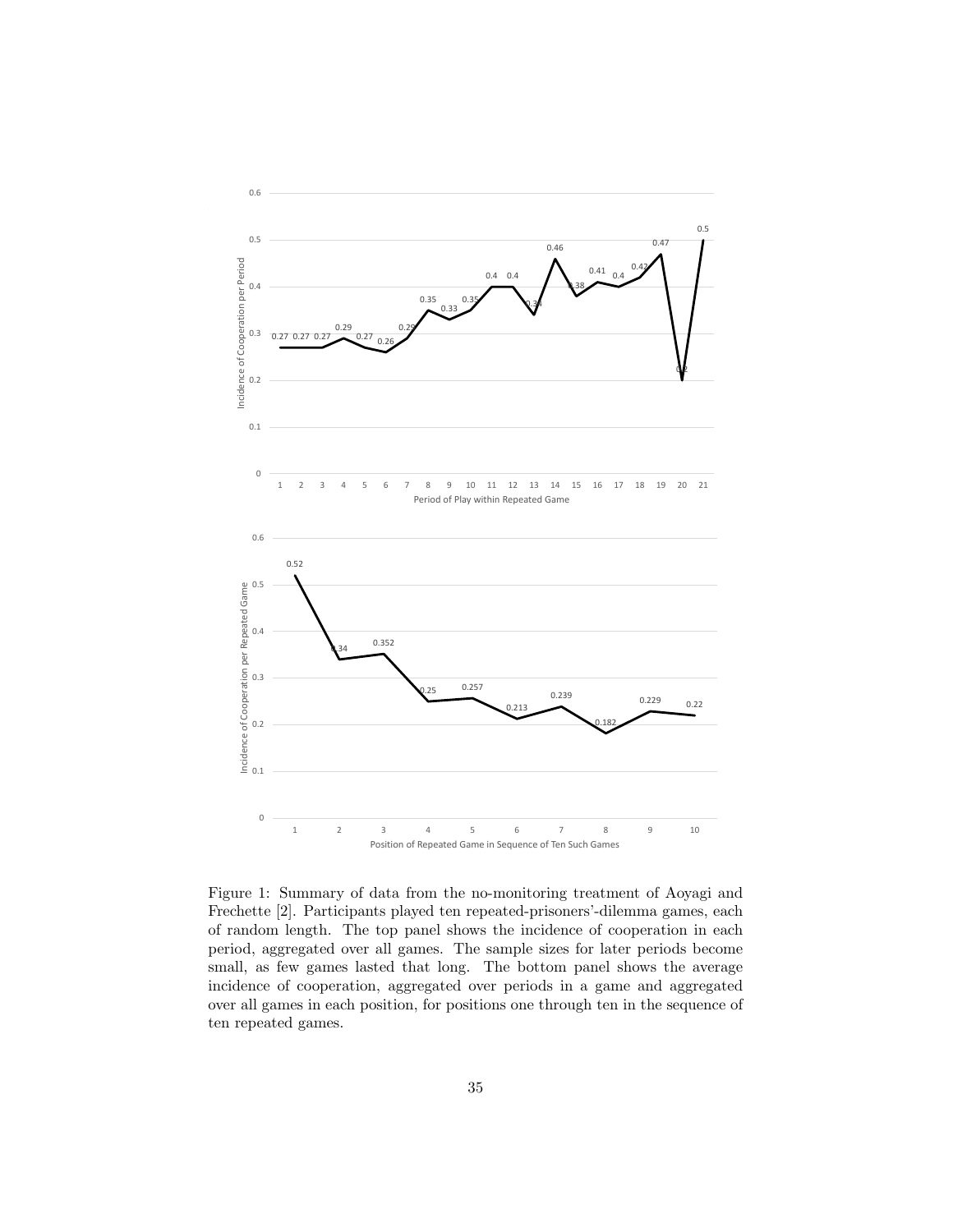Figure 1: Summary of data from the no-monitoring treatment of Aoyagi and Frechette [2]. Participants played ten repeated-prisoners'-dilemma games, each of random length. The top panel shows the incidence of cooperation in each period, aggregated over all games. The sample sizes for later periods become small, as few games lasted that long. The bottom panel shows the average incidence of cooperation, aggregated over periods in a game and aggregated over all games in each position, for positions one through ten in the sequence of ten repeated games.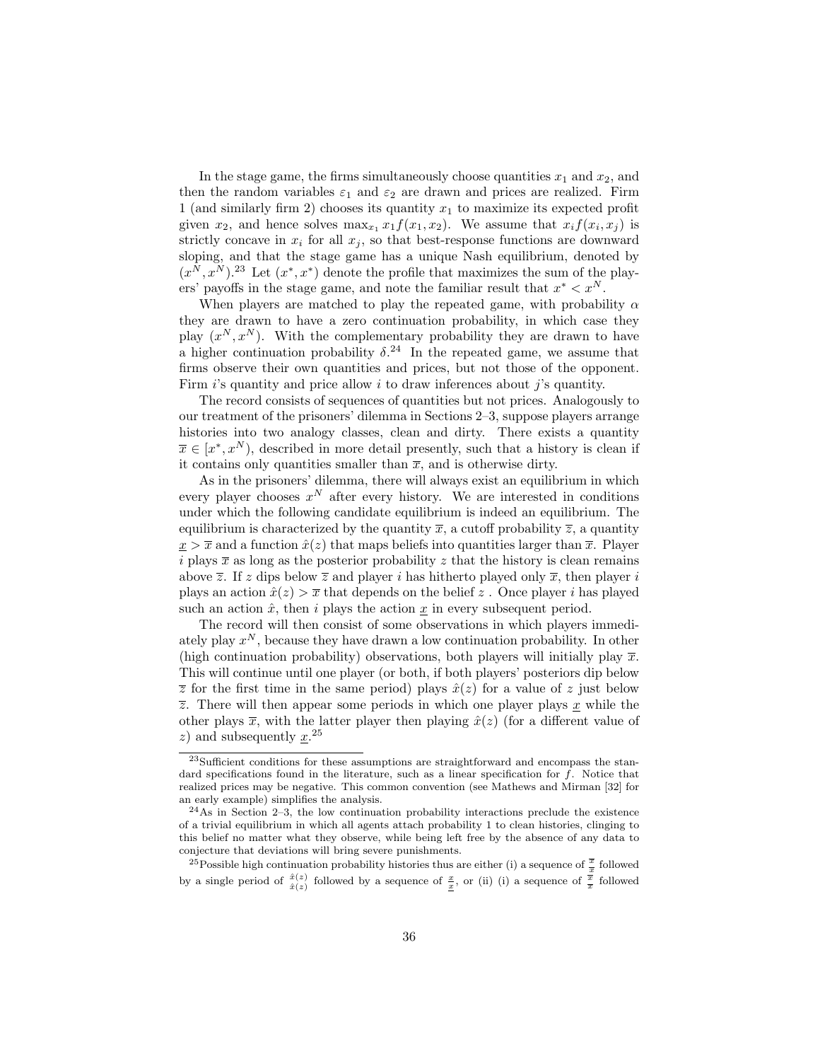In the stage game, the firms simultaneously choose quantities $x_1$ and $x_2$, and then the random variables $\varepsilon_1$ and $\varepsilon_2$ are drawn and prices are realized. Firm 1 (and similarly firm 2) chooses its quantity $x_1$ to maximize its expected profit given $x_2$, and hence solves $\max_{x_1} x_1 f(x_1, x_2)$. We assume that $x_i f(x_i, x_j)$ is strictly concave in $x_i$ for all $x_j$, so that best-response functions are downward sloping, and that the stage game has a unique Nash equilibrium, denoted by $(x^N, x^N)$.[23] Let $(x^*, x^*)$ denote the profile that maximizes the sum of the players' payoffs in the stage game, and note the familiar result that $x^* < x^N$.

When players are matched to play the repeated game, with probability $\alpha$ they are drawn to have a zero continuation probability, in which case they play $(x^N, x^N)$. With the complementary probability they are drawn to have a higher continuation probability $\delta$.[24] In the repeated game, we assume that firms observe their own quantities and prices, but not those of the opponent. Firm $i$'s quantity and price allow $i$ to draw inferences about $j$'s quantity.

The record consists of sequences of quantities but not prices. Analogously to our treatment of the prisoners' dilemma in Sections 2–3, suppose players arrange histories into two analogy classes, clean and dirty. There exists a quantity $\overline{x} \in [x^*, x^N)$, described in more detail presently, such that a history is clean if it contains only quantities smaller than $\overline{x}$, and is otherwise dirty.

As in the prisoners' dilemma, there will always exist an equilibrium in which every player chooses $x^N$ after every history. We are interested in conditions under which the following candidate equilibrium is indeed an equilibrium. The equilibrium is characterized by the quantity $\overline{x}$, a cutoff probability $\overline{z}$, a quantity $\underline{x} > \overline{x}$ and a function $\hat{x}(z)$ that maps beliefs into quantities larger than $\overline{x}$. Player $i$ plays $\overline{x}$ as long as the posterior probability $z$ that the history is clean remains above $\overline{z}$. If $z$ dips below $\overline{z}$ and player $i$ has hitherto played only $\overline{x}$, then player $i$ plays an action $\hat{x}(z) > \overline{x}$ that depends on the belief $z$. Once player $i$ has played such an action $\hat{x}$, then $i$ plays the action $\underline{x}$ in every subsequent period.

The record will then consist of some observations in which players immediately play $x^N$, because they have drawn a low continuation probability. In other (high continuation probability) observations, both players will initially play $\overline{x}$. This will continue until one player (or both, if both players' posteriors dip below $\overline{z}$ for the first time in the same period) plays $\hat{x}(z)$ for a value of $z$ just below $\overline{z}$. There will then appear some periods in which one player plays $\underline{x}$ while the other plays $\overline{x}$, with the latter player then playing $\hat{x}(z)$ (for a different value of $z$) and subsequently $\underline{x}$.[25]

---

[23] Sufficient conditions for these assumptions are straightforward and encompass the standard specifications found in the literature, such as a linear specification for $f$. Notice that realized prices may be negative. This common convention (see Mathews and Mirman [32] for an early example) simplifies the analysis.

[24] As in Section 2–3, the low continuation probability interactions preclude the existence of a trivial equilibrium in which all agents attach probability 1 to clean histories, clinging to this belief no matter what they observe, while being left free by the absence of any data to conjecture that deviations will bring severe punishments.

[25] Possible high continuation probability histories thus are either (i) a sequence of $\frac{\overline{x}}{\overline{x}}$ followed by a single period of $\frac{\hat{x}(z)}{\hat{x}(z)}$ followed by a sequence of $\frac{\underline{x}}{\underline{x}}$, or (ii) (i) a sequence of $\frac{\overline{x}}{\overline{x}}$ followed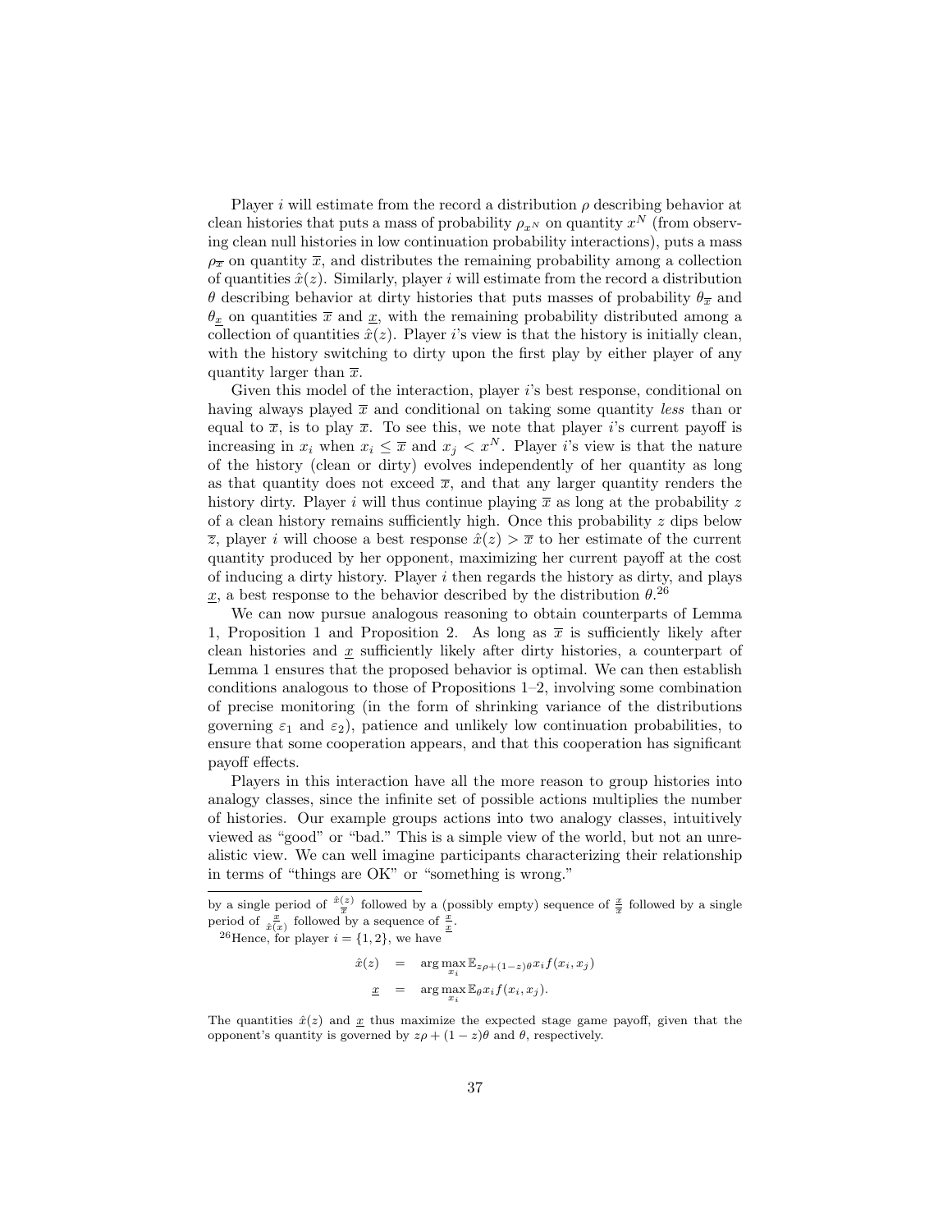Player $i$ will estimate from the record a distribution $\rho$ describing behavior at clean histories that puts a mass of probability $\rho_{x^N}$ on quantity $x^N$ (from observing clean null histories in low continuation probability interactions), puts a mass $\rho_{\overline{x}}$ on quantity $\overline{x}$, and distributes the remaining probability among a collection of quantities $\hat{x}(z)$. Similarly, player $i$ will estimate from the record a distribution $\theta$ describing behavior at dirty histories that puts masses of probability $\theta_{\overline{x}}$ and $\theta_{\underline{x}}$ on quantities $\overline{x}$ and $\underline{x}$, with the remaining probability distributed among a collection of quantities $\hat{x}(z)$. Player $i$'s view is that the history is initially clean, with the history switching to dirty upon the first play by either player of any quantity larger than $\overline{x}$.

Given this model of the interaction, player $i$'s best response, conditional on having always played $\overline{x}$ and conditional on taking some quantity *less* than or equal to $\overline{x}$, is to play $\overline{x}$. To see this, we note that player $i$'s current payoff is increasing in $x_i$ when $x_i \leq \overline{x}$ and $x_j < x^N$. Player $i$'s view is that the nature of the history (clean or dirty) evolves independently of her quantity as long as that quantity does not exceed $\overline{x}$, and that any larger quantity renders the history dirty. Player $i$ will thus continue playing $\overline{x}$ as long at the probability $z$ of a clean history remains sufficiently high. Once this probability $z$ dips below $\overline{z}$, player $i$ will choose a best response $\hat{x}(z) > \overline{x}$ to her estimate of the current quantity produced by her opponent, maximizing her current payoff at the cost of inducing a dirty history. Player $i$ then regards the history as dirty, and plays $\underline{x}$, a best response to the behavior described by the distribution $\theta$.[26]

We can now pursue analogous reasoning to obtain counterparts of Lemma 1, Proposition 1 and Proposition 2. As long as $\overline{x}$ is sufficiently likely after clean histories and $\underline{x}$ sufficiently likely after dirty histories, a counterpart of Lemma 1 ensures that the proposed behavior is optimal. We can then establish conditions analogous to those of Propositions 1–2, involving some combination of precise monitoring (in the form of shrinking variance of the distributions governing $\varepsilon_1$ and $\varepsilon_2$), patience and unlikely low continuation probabilities, to ensure that some cooperation appears, and that this cooperation has significant payoff effects.

Players in this interaction have all the more reason to group histories into analogy classes, since the infinite set of possible actions multiplies the number of histories. Our example groups actions into two analogy classes, intuitively viewed as "good" or "bad." This is a simple view of the world, but not an unrealistic view. We can well imagine participants characterizing their relationship in terms of "things are OK" or "something is wrong."

---

by a single period of $\frac{\hat{x}(z)}{\overline{x}}$ followed by a (possibly empty) sequence of $\frac{\underline{x}}{\overline{x}}$ followed by a single period of $\frac{\underline{x}}{\hat{x}(x)}$ followed by a sequence of $\frac{\underline{x}}{\underline{x}}$.

[26] Hence, for player $i = \{1, 2\}$, we have

$$\begin{aligned}
\hat{x}(z) &= \arg\max_{x_i} \mathbb{E}_{z\rho+(1-z)\theta} x_i f(x_i, x_j) \\
\underline{x} &= \arg\max_{x_i} \mathbb{E}_{\theta} x_i f(x_i, x_j).
\end{aligned}$$

The quantities $\hat{x}(z)$ and $\underline{x}$ thus maximize the expected stage game payoff, given that the opponent's quantity is governed by $z\rho + (1-z)\theta$ and $\theta$, respectively.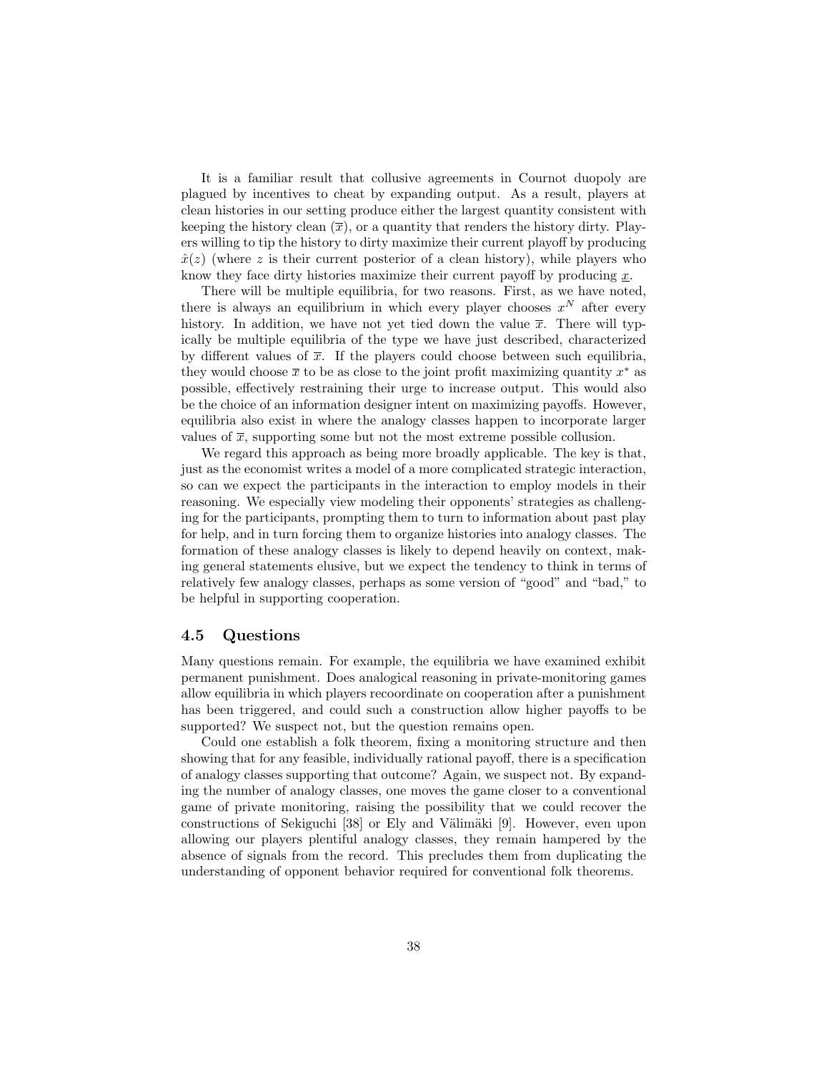It is a familiar result that collusive agreements in Cournot duopoly are plagued by incentives to cheat by expanding output. As a result, players at clean histories in our setting produce either the largest quantity consistent with keeping the history clean ($\overline{x}$), or a quantity that renders the history dirty. Players willing to tip the history to dirty maximize their current playoff by producing $\hat{x}(z)$ (where $z$ is their current posterior of a clean history), while players who know they face dirty histories maximize their current payoff by producing $\underline{x}$.

There will be multiple equilibria, for two reasons. First, as we have noted, there is always an equilibrium in which every player chooses $x^N$ after every history. In addition, we have not yet tied down the value $\overline{x}$. There will typically be multiple equilibria of the type we have just described, characterized by different values of $\overline{x}$. If the players could choose between such equilibria, they would choose $\overline{x}$ to be as close to the joint profit maximizing quantity $x^*$ as possible, effectively restraining their urge to increase output. This would also be the choice of an information designer intent on maximizing payoffs. However, equilibria also exist in where the analogy classes happen to incorporate larger values of $\overline{x}$, supporting some but not the most extreme possible collusion.

We regard this approach as being more broadly applicable. The key is that, just as the economist writes a model of a more complicated strategic interaction, so can we expect the participants in the interaction to employ models in their reasoning. We especially view modeling their opponents' strategies as challenging for the participants, prompting them to turn to information about past play for help, and in turn forcing them to organize histories into analogy classes. The formation of these analogy classes is likely to depend heavily on context, making general statements elusive, but we expect the tendency to think in terms of relatively few analogy classes, perhaps as some version of "good" and "bad," to be helpful in supporting cooperation.

### 4.5 Questions

Many questions remain. For example, the equilibria we have examined exhibit permanent punishment. Does analogical reasoning in private-monitoring games allow equilibria in which players recoordinate on cooperation after a punishment has been triggered, and could such a construction allow higher payoffs to be supported? We suspect not, but the question remains open.

Could one establish a folk theorem, fixing a monitoring structure and then showing that for any feasible, individually rational payoff, there is a specification of analogy classes supporting that outcome? Again, we suspect not. By expanding the number of analogy classes, one moves the game closer to a conventional game of private monitoring, raising the possibility that we could recover the constructions of Sekiguchi [38] or Ely and Välimäki [9]. However, even upon allowing our players plentiful analogy classes, they remain hampered by the absence of signals from the record. This precludes them from duplicating the understanding of opponent behavior required for conventional folk theorems.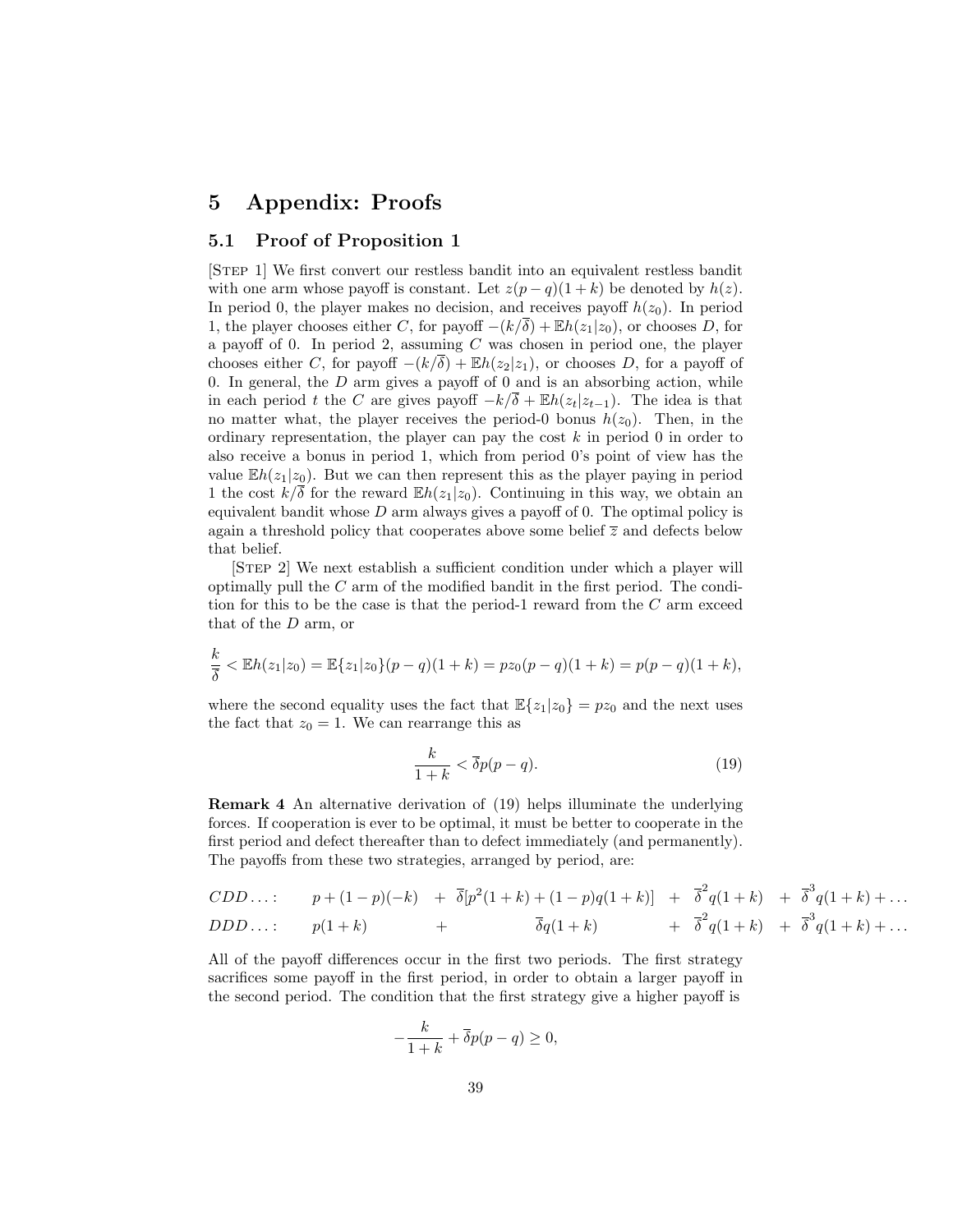# 5 Appendix: Proofs

## 5.1 Proof of Proposition 1

[Step 1] We first convert our restless bandit into an equivalent restless bandit with one arm whose payoff is constant. Let $z(p-q)(1+k)$ be denoted by $h(z)$. In period 0, the player makes no decision, and receives payoff $h(z_0)$. In period 1, the player chooses either $C$, for payoff $-(k/\overline{\delta}) + \mathbb{E}h(z_1|z_0)$, or chooses $D$, for a payoff of 0. In period 2, assuming $C$ was chosen in period one, the player chooses either $C$, for payoff $-(k/\overline{\delta}) + \mathbb{E}h(z_2|z_1)$, or chooses $D$, for a payoff of 0. In general, the $D$ arm gives a payoff of 0 and is an absorbing action, while in each period $t$ the $C$ are gives payoff $-k/\overline{\delta} + \mathbb{E}h(z_t|z_{t-1})$. The idea is that no matter what, the player receives the period-0 bonus $h(z_0)$. Then, in the ordinary representation, the player can pay the cost $k$ in period 0 in order to also receive a bonus in period 1, which from period 0's point of view has the value $\mathbb{E}h(z_1|z_0)$. But we can then represent this as the player paying in period 1 the cost $k/\overline{\delta}$ for the reward $\mathbb{E}h(z_1|z_0)$. Continuing in this way, we obtain an equivalent bandit whose $D$ arm always gives a payoff of 0. The optimal policy is again a threshold policy that cooperates above some belief $\overline{z}$ and defects below that belief.

[Step 2] We next establish a sufficient condition under which a player will optimally pull the $C$ arm of the modified bandit in the first period. The condition for this to be the case is that the period-1 reward from the $C$ arm exceed that of the $D$ arm, or

$$\frac{k}{\overline{\delta}} < \mathbb{E}h(z_1|z_0) = \mathbb{E}\{z_1|z_0\}(p-q)(1+k) = pz_0(p-q)(1+k) = p(p-q)(1+k),$$

where the second equality uses the fact that $\mathbb{E}\{z_1|z_0\} = pz_0$ and the next uses the fact that $z_0 = 1$. We can rearrange this as

$$\frac{k}{1+k} < \overline{\delta}p(p-q). \tag{19}$$

**Remark 4** An alternative derivation of (19) helps illuminate the underlying forces. If cooperation is ever to be optimal, it must be better to cooperate in the first period and defect thereafter than to defect immediately (and permanently). The payoffs from these two strategies, arranged by period, are:

$$\begin{array}{llllllll} CDD\ldots: & p + (1-p)(-k) & + & \overline{\delta}[p^2(1+k) + (1-p)q(1+k)] & + & \overline{\delta}^2 q(1+k) & + & \overline{\delta}^3 q(1+k) + \ldots \\ DDD\ldots: & p(1+k) & + & \overline{\delta}q(1+k) & + & \overline{\delta}^2 q(1+k) & + & \overline{\delta}^3 q(1+k) + \ldots \end{array}$$

All of the payoff differences occur in the first two periods. The first strategy sacrifices some payoff in the first period, in order to obtain a larger payoff in the second period. The condition that the first strategy give a higher payoff is

$$-\frac{k}{1+k} + \overline{\delta}p(p-q) \geq 0,$$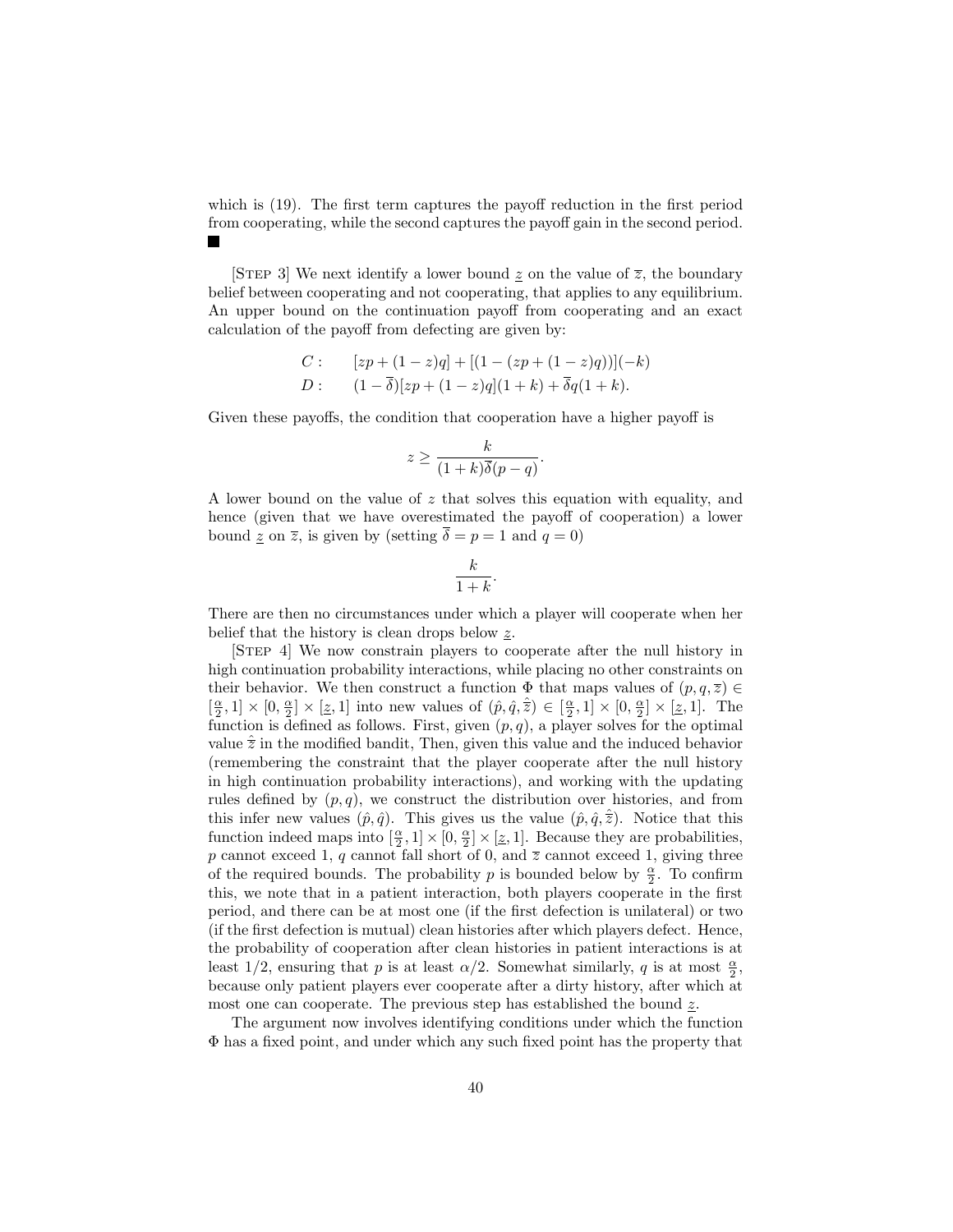which is (19). The first term captures the payoff reduction in the first period from cooperating, while the second captures the payoff gain in the second period. ∎

[Step 3] We next identify a lower bound $\underline{z}$ on the value of $\overline{z}$, the boundary belief between cooperating and not cooperating, that applies to any equilibrium. An upper bound on the continuation payoff from cooperating and an exact calculation of the payoff from defecting are given by:

$$
\begin{aligned}
C: &\quad [zp + (1-z)q] + [(1-(zp+(1-z)q))](-k) \\
D: &\quad (1-\overline{\delta})[zp+(1-z)q](1+k) + \overline{\delta}q(1+k).
\end{aligned}
$$

Given these payoffs, the condition that cooperation have a higher payoff is

$$
z \geq \frac{k}{(1+k)\overline{\delta}(p-q)}.
$$

A lower bound on the value of $z$ that solves this equation with equality, and hence (given that we have overestimated the payoff of cooperation) a lower bound $\underline{z}$ on $\overline{z}$, is given by (setting $\overline{\delta} = p = 1$ and $q = 0$)

$$
\frac{k}{1+k}.
$$

There are then no circumstances under which a player will cooperate when her belief that the history is clean drops below $\underline{z}$.

[Step 4] We now constrain players to cooperate after the null history in high continuation probability interactions, while placing no other constraints on their behavior. We then construct a function $\Phi$ that maps values of $(p, q, \overline{z}) \in [\frac{\alpha}{2}, 1] \times [0, \frac{\alpha}{2}] \times [\underline{z}, 1]$ into new values of $(\hat{p}, \hat{q}, \hat{\overline{z}}) \in [\frac{\alpha}{2}, 1] \times [0, \frac{\alpha}{2}] \times [\underline{z}, 1]$. The function is defined as follows. First, given $(p, q)$, a player solves for the optimal value $\hat{\overline{z}}$ in the modified bandit, Then, given this value and the induced behavior (remembering the constraint that the player cooperate after the null history in high continuation probability interactions), and working with the updating rules defined by $(p, q)$, we construct the distribution over histories, and from this infer new values $(\hat{p}, \hat{q})$. This gives us the value $(\hat{p}, \hat{q}, \hat{\overline{z}})$. Notice that this function indeed maps into $[\frac{\alpha}{2}, 1] \times [0, \frac{\alpha}{2}] \times [\underline{z}, 1]$. Because they are probabilities, $p$ cannot exceed 1, $q$ cannot fall short of 0, and $\overline{z}$ cannot exceed 1, giving three of the required bounds. The probability $p$ is bounded below by $\frac{\alpha}{2}$. To confirm this, we note that in a patient interaction, both players cooperate in the first period, and there can be at most one (if the first defection is unilateral) or two (if the first defection is mutual) clean histories after which players defect. Hence, the probability of cooperation after clean histories in patient interactions is at least 1/2, ensuring that $p$ is at least $\alpha/2$. Somewhat similarly, $q$ is at most $\frac{\alpha}{2}$, because only patient players ever cooperate after a dirty history, after which at most one can cooperate. The previous step has established the bound $\underline{z}$.

The argument now involves identifying conditions under which the function $\Phi$ has a fixed point, and under which any such fixed point has the property that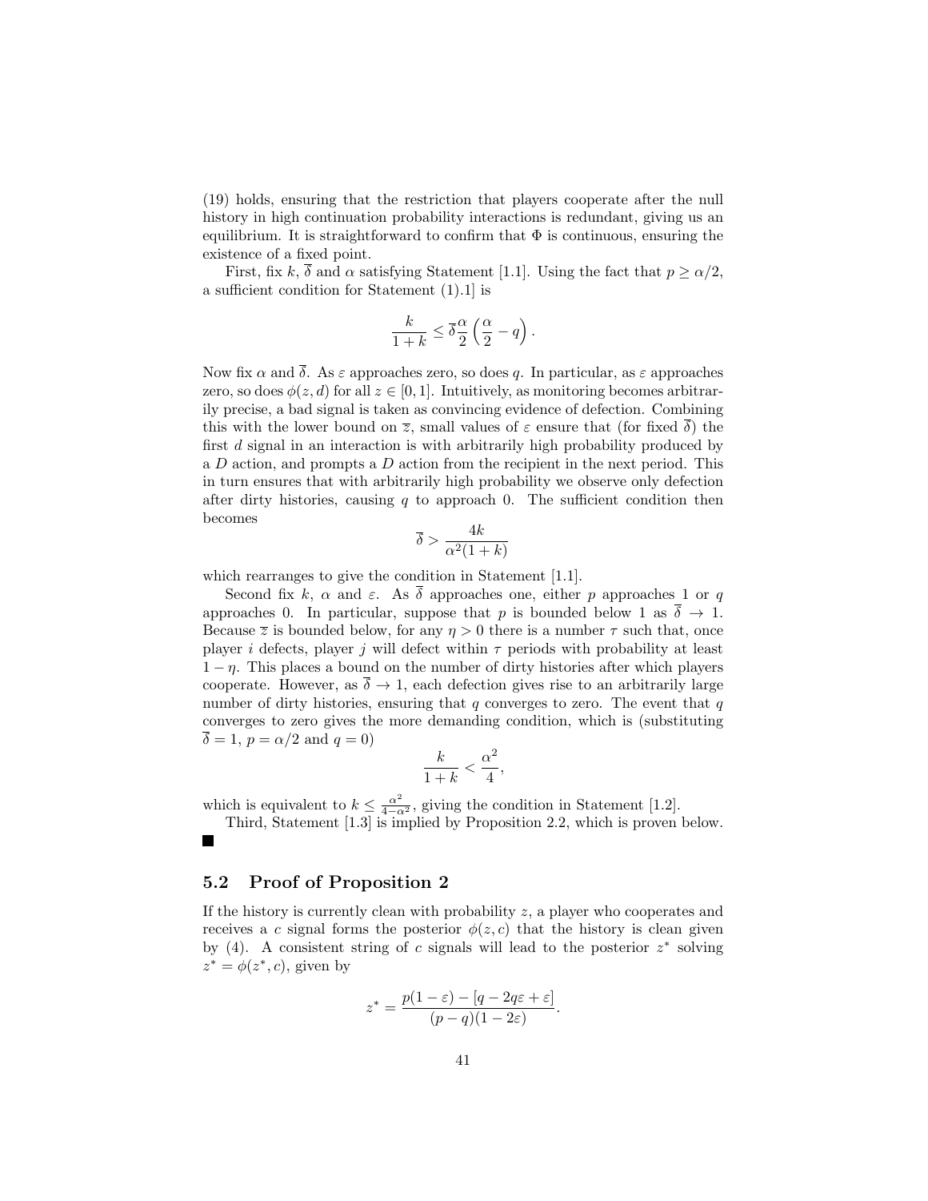(19) holds, ensuring that the restriction that players cooperate after the null history in high continuation probability interactions is redundant, giving us an equilibrium. It is straightforward to confirm that $\Phi$ is continuous, ensuring the existence of a fixed point.

First, fix $k$, $\overline{\delta}$ and $\alpha$ satisfying Statement [1.1]. Using the fact that $p \geq \alpha/2$, a sufficient condition for Statement (1).1] is

$$\frac{k}{1+k} \leq \overline{\delta}\frac{\alpha}{2}\left(\frac{\alpha}{2} - q\right).$$

Now fix $\alpha$ and $\overline{\delta}$. As $\varepsilon$ approaches zero, so does $q$. In particular, as $\varepsilon$ approaches zero, so does $\phi(z, d)$ for all $z \in [0, 1]$. Intuitively, as monitoring becomes arbitrarily precise, a bad signal is taken as convincing evidence of defection. Combining this with the lower bound on $\overline{z}$, small values of $\varepsilon$ ensure that (for fixed $\overline{\delta}$) the first $d$ signal in an interaction is with arbitrarily high probability produced by a $D$ action, and prompts a $D$ action from the recipient in the next period. This in turn ensures that with arbitrarily high probability we observe only defection after dirty histories, causing $q$ to approach 0. The sufficient condition then becomes

$$\overline{\delta} > \frac{4k}{\alpha^2(1+k)}$$

which rearranges to give the condition in Statement [1.1].

Second fix $k$, $\alpha$ and $\varepsilon$. As $\overline{\delta}$ approaches one, either $p$ approaches 1 or $q$ approaches 0. In particular, suppose that $p$ is bounded below 1 as $\overline{\delta} \to 1$. Because $\overline{z}$ is bounded below, for any $\eta > 0$ there is a number $\tau$ such that, once player $i$ defects, player $j$ will defect within $\tau$ periods with probability at least $1 - \eta$. This places a bound on the number of dirty histories after which players cooperate. However, as $\overline{\delta} \to 1$, each defection gives rise to an arbitrarily large number of dirty histories, ensuring that $q$ converges to zero. The event that $q$ converges to zero gives the more demanding condition, which is (substituting $\overline{\delta} = 1$, $p = \alpha/2$ and $q = 0$)

$$\frac{k}{1+k} < \frac{\alpha^2}{4},$$

which is equivalent to $k \leq \frac{\alpha^2}{4-\alpha^2}$, giving the condition in Statement [1.2].

Third, Statement [1.3] is implied by Proposition 2.2, which is proven below.

■

## 5.2 Proof of Proposition 2

If the history is currently clean with probability $z$, a player who cooperates and receives a $c$ signal forms the posterior $\phi(z, c)$ that the history is clean given by (4). A consistent string of $c$ signals will lead to the posterior $z^*$ solving $z^* = \phi(z^*, c)$, given by

$$z^* = \frac{p(1-\varepsilon) - [q - 2q\varepsilon + \varepsilon]}{(p-q)(1-2\varepsilon)}.$$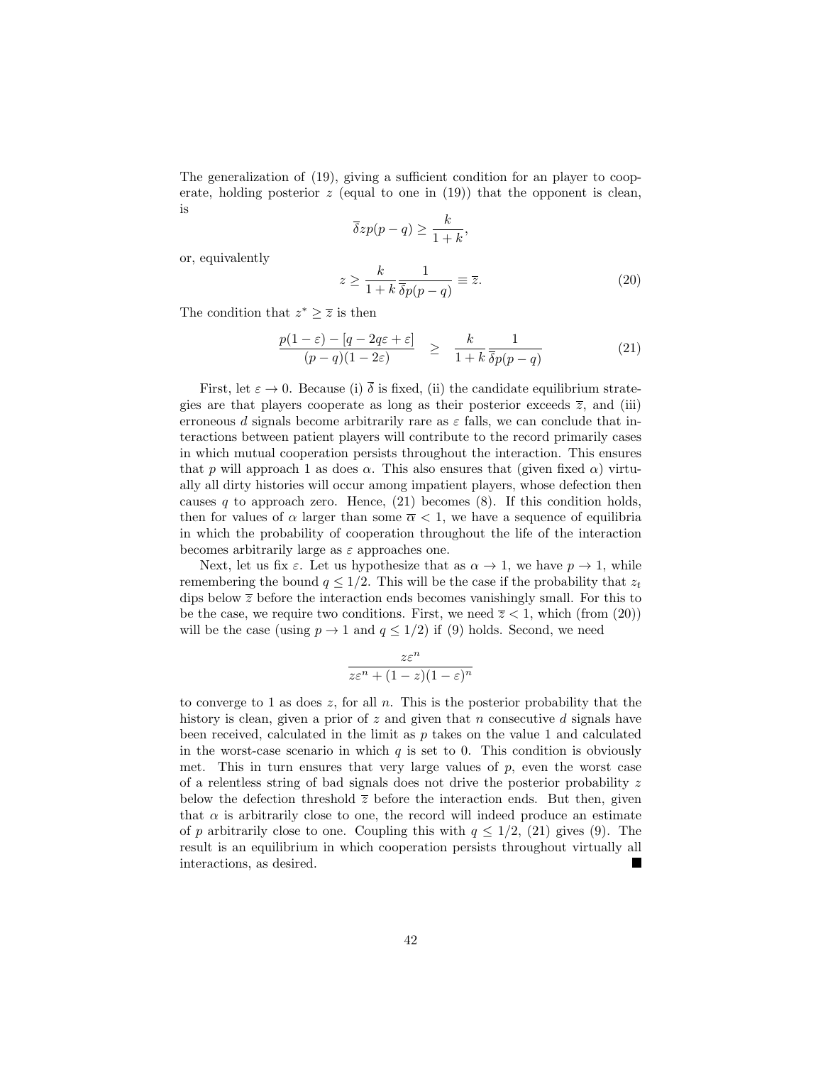The generalization of (19), giving a sufficient condition for an player to cooperate, holding posterior $z$ (equal to one in (19)) that the opponent is clean, is

$$\overline{\delta} z p(p-q) \geq \frac{k}{1+k},$$

or, equivalently

$$z \geq \frac{k}{1+k} \frac{1}{\overline{\delta} p(p-q)} \equiv \overline{z}. \tag{20}$$

The condition that $z^* \geq \overline{z}$ is then

$$\frac{p(1-\varepsilon) - [q - 2q\varepsilon + \varepsilon]}{(p-q)(1-2\varepsilon)} \quad \geq \quad \frac{k}{1+k} \frac{1}{\overline{\delta} p(p-q)} \tag{21}$$

First, let $\varepsilon \to 0$. Because (i) $\overline{\delta}$ is fixed, (ii) the candidate equilibrium strategies are that players cooperate as long as their posterior exceeds $\overline{z}$, and (iii) erroneous $d$ signals become arbitrarily rare as $\varepsilon$ falls, we can conclude that interactions between patient players will contribute to the record primarily cases in which mutual cooperation persists throughout the interaction. This ensures that $p$ will approach 1 as does $\alpha$. This also ensures that (given fixed $\alpha$) virtually all dirty histories will occur among impatient players, whose defection then causes $q$ to approach zero. Hence, (21) becomes (8). If this condition holds, then for values of $\alpha$ larger than some $\overline{\alpha} < 1$, we have a sequence of equilibria in which the probability of cooperation throughout the life of the interaction becomes arbitrarily large as $\varepsilon$ approaches one.

Next, let us fix $\varepsilon$. Let us hypothesize that as $\alpha \to 1$, we have $p \to 1$, while remembering the bound $q \leq 1/2$. This will be the case if the probability that $z_t$ dips below $\overline{z}$ before the interaction ends becomes vanishingly small. For this to be the case, we require two conditions. First, we need $\overline{z} < 1$, which (from (20)) will be the case (using $p \to 1$ and $q \leq 1/2$) if (9) holds. Second, we need

$$\frac{z\varepsilon^n}{z\varepsilon^n + (1-z)(1-\varepsilon)^n}$$

to converge to 1 as does $z$, for all $n$. This is the posterior probability that the history is clean, given a prior of $z$ and given that $n$ consecutive $d$ signals have been received, calculated in the limit as $p$ takes on the value 1 and calculated in the worst-case scenario in which $q$ is set to 0. This condition is obviously met. This in turn ensures that very large values of $p$, even the worst case of a relentless string of bad signals does not drive the posterior probability $z$ below the defection threshold $\overline{z}$ before the interaction ends. But then, given that $\alpha$ is arbitrarily close to one, the record will indeed produce an estimate of $p$ arbitrarily close to one. Coupling this with $q \leq 1/2$, (21) gives (9). The result is an equilibrium in which cooperation persists throughout virtually all interactions, as desired. ■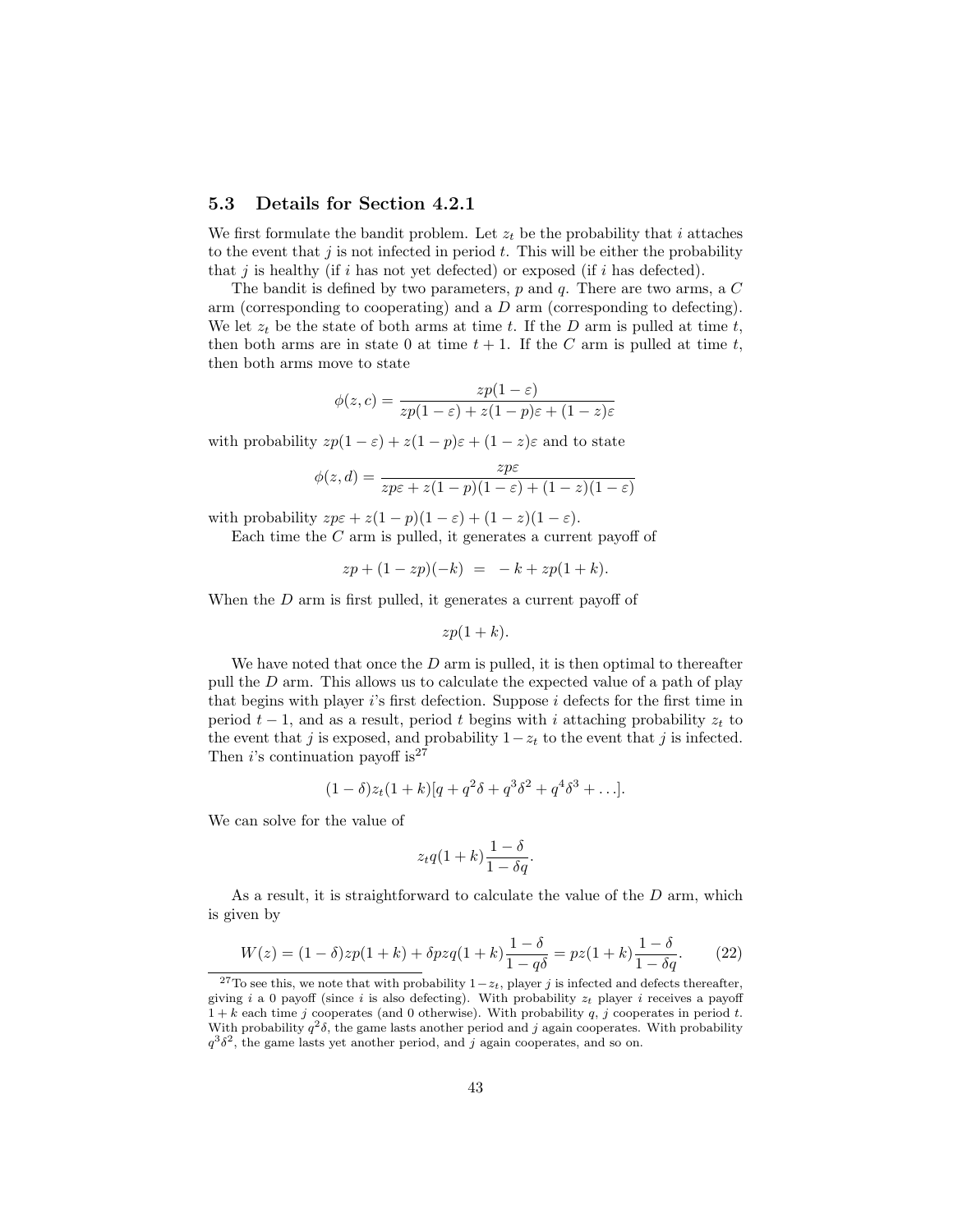## 5.3 Details for Section 4.2.1

We first formulate the bandit problem. Let $z_t$ be the probability that $i$ attaches to the event that $j$ is not infected in period $t$. This will be either the probability that $j$ is healthy (if $i$ has not yet defected) or exposed (if $i$ has defected).

The bandit is defined by two parameters, $p$ and $q$. There are two arms, a $C$ arm (corresponding to cooperating) and a $D$ arm (corresponding to defecting). We let $z_t$ be the state of both arms at time $t$. If the $D$ arm is pulled at time $t$, then both arms are in state 0 at time $t+1$. If the $C$ arm is pulled at time $t$, then both arms move to state

$$\phi(z, c) = \frac{zp(1-\varepsilon)}{zp(1-\varepsilon) + z(1-p)\varepsilon + (1-z)\varepsilon}$$

with probability $zp(1-\varepsilon) + z(1-p)\varepsilon + (1-z)\varepsilon$ and to state

$$\phi(z, d) = \frac{zp\varepsilon}{zp\varepsilon + z(1-p)(1-\varepsilon) + (1-z)(1-\varepsilon)}$$

with probability $zp\varepsilon + z(1-p)(1-\varepsilon) + (1-z)(1-\varepsilon)$.

Each time the $C$ arm is pulled, it generates a current payoff of

$$zp + (1-zp)(-k) \;\; = \;\; -k + zp(1+k).$$

When the $D$ arm is first pulled, it generates a current payoff of

$$zp(1+k).$$

We have noted that once the $D$ arm is pulled, it is then optimal to thereafter pull the $D$ arm. This allows us to calculate the expected value of a path of play that begins with player $i$'s first defection. Suppose $i$ defects for the first time in period $t-1$, and as a result, period $t$ begins with $i$ attaching probability $z_t$ to the event that $j$ is exposed, and probability $1-z_t$ to the event that $j$ is infected. Then $i$'s continuation payoff is[27]

$$(1-\delta)z_t(1+k)[q + q^2\delta + q^3\delta^2 + q^4\delta^3 + \ldots].$$

We can solve for the value of

$$z_t q(1+k)\frac{1-\delta}{1-\delta q}.$$

As a result, it is straightforward to calculate the value of the $D$ arm, which is given by

$$W(z) = (1-\delta)zp(1+k) + \delta pzq(1+k)\frac{1-\delta}{1-q\delta} = pz(1+k)\frac{1-\delta}{1-\delta q}. \tag{22}$$

[27] To see this, we note that with probability $1-z_t$, player $j$ is infected and defects thereafter, giving $i$ a 0 payoff (since $i$ is also defecting). With probability $z_t$ player $i$ receives a payoff $1+k$ each time $j$ cooperates (and 0 otherwise). With probability $q$, $j$ cooperates in period $t$. With probability $q^2\delta$, the game lasts another period and $j$ again cooperates. With probability $q^3\delta^2$, the game lasts yet another period, and $j$ again cooperates, and so on.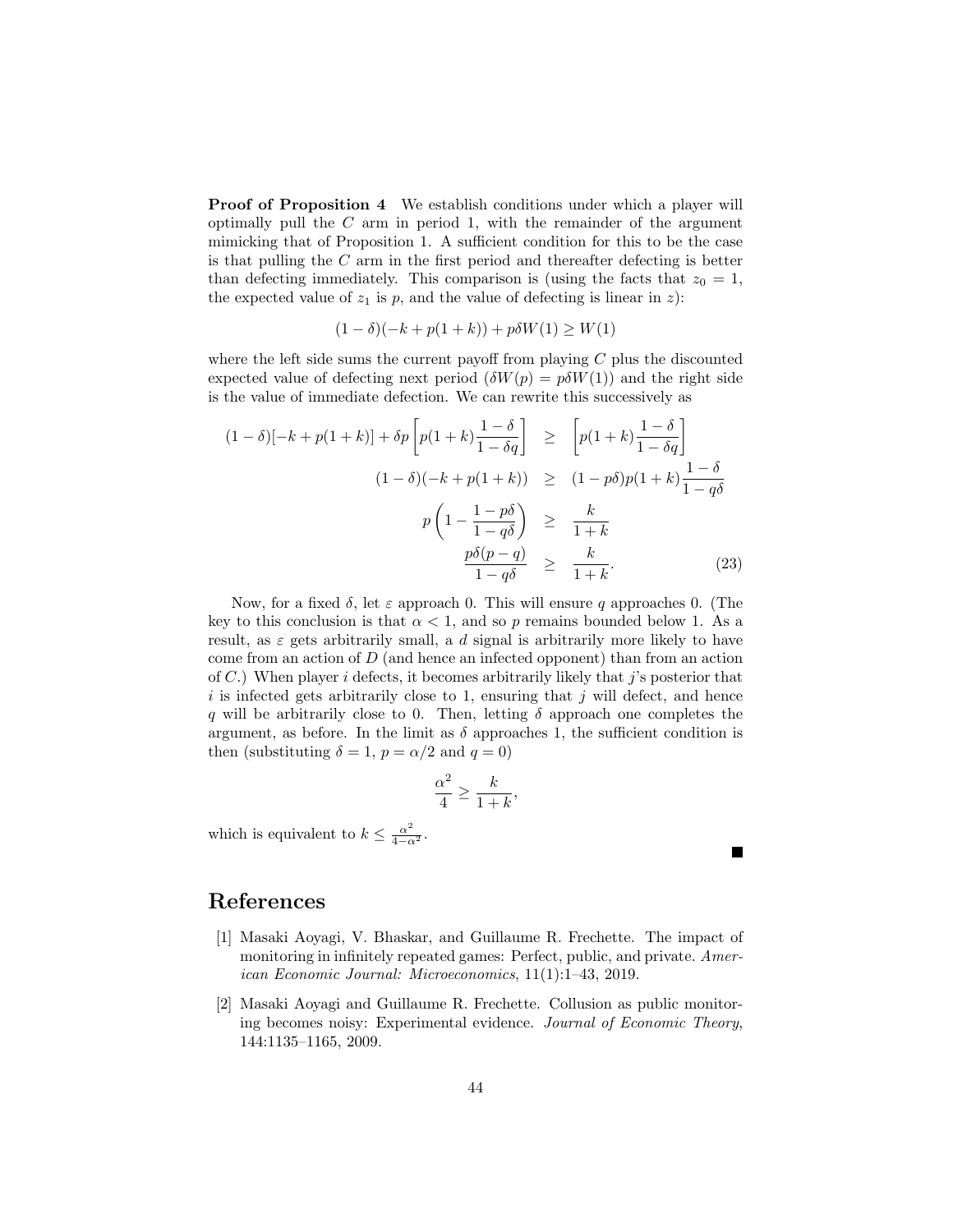**Proof of Proposition 4** We establish conditions under which a player will optimally pull the $C$ arm in period 1, with the remainder of the argument mimicking that of Proposition 1. A sufficient condition for this to be the case is that pulling the $C$ arm in the first period and thereafter defecting is better than defecting immediately. This comparison is (using the facts that $z_0 = 1$, the expected value of $z_1$ is $p$, and the value of defecting is linear in $z$):

$$(1-\delta)(-k+p(1+k)) + p\delta W(1) \geq W(1)$$

where the left side sums the current payoff from playing $C$ plus the discounted expected value of defecting next period ($\delta W(p) = p\delta W(1)$) and the right side is the value of immediate defection. We can rewrite this successively as

$$\begin{aligned}
(1-\delta)[-k+p(1+k)] + \delta p \left[ p(1+k)\frac{1-\delta}{1-\delta q} \right] &\geq \left[ p(1+k)\frac{1-\delta}{1-\delta q} \right] \\
(1-\delta)(-k+p(1+k)) &\geq (1-p\delta)p(1+k)\frac{1-\delta}{1-q\delta} \\
p\left(1 - \frac{1-p\delta}{1-q\delta}\right) &\geq \frac{k}{1+k} \\
\frac{p\delta(p-q)}{1-q\delta} &\geq \frac{k}{1+k}. \qquad (23)
\end{aligned}$$

Now, for a fixed $\delta$, let $\varepsilon$ approach 0. This will ensure $q$ approaches 0. (The key to this conclusion is that $\alpha < 1$, and so $p$ remains bounded below 1. As a result, as $\varepsilon$ gets arbitrarily small, a $d$ signal is arbitrarily more likely to have come from an action of $D$ (and hence an infected opponent) than from an action of $C$.) When player $i$ defects, it becomes arbitrarily likely that $j$'s posterior that $i$ is infected gets arbitrarily close to 1, ensuring that $j$ will defect, and hence $q$ will be arbitrarily close to 0. Then, letting $\delta$ approach one completes the argument, as before. In the limit as $\delta$ approaches 1, the sufficient condition is then (substituting $\delta = 1$, $p = \alpha/2$ and $q = 0$)

$$\frac{\alpha^2}{4} \geq \frac{k}{1+k},$$

which is equivalent to $k \leq \frac{\alpha^2}{4-\alpha^2}$.

■

# References

[1] Masaki Aoyagi, V. Bhaskar, and Guillaume R. Frechette. The impact of monitoring in infinitely repeated games: Perfect, public, and private. *American Economic Journal: Microeconomics*, 11(1):1–43, 2019.

[2] Masaki Aoyagi and Guillaume R. Frechette. Collusion as public monitoring becomes noisy: Experimental evidence. *Journal of Economic Theory*, 144:1135–1165, 2009.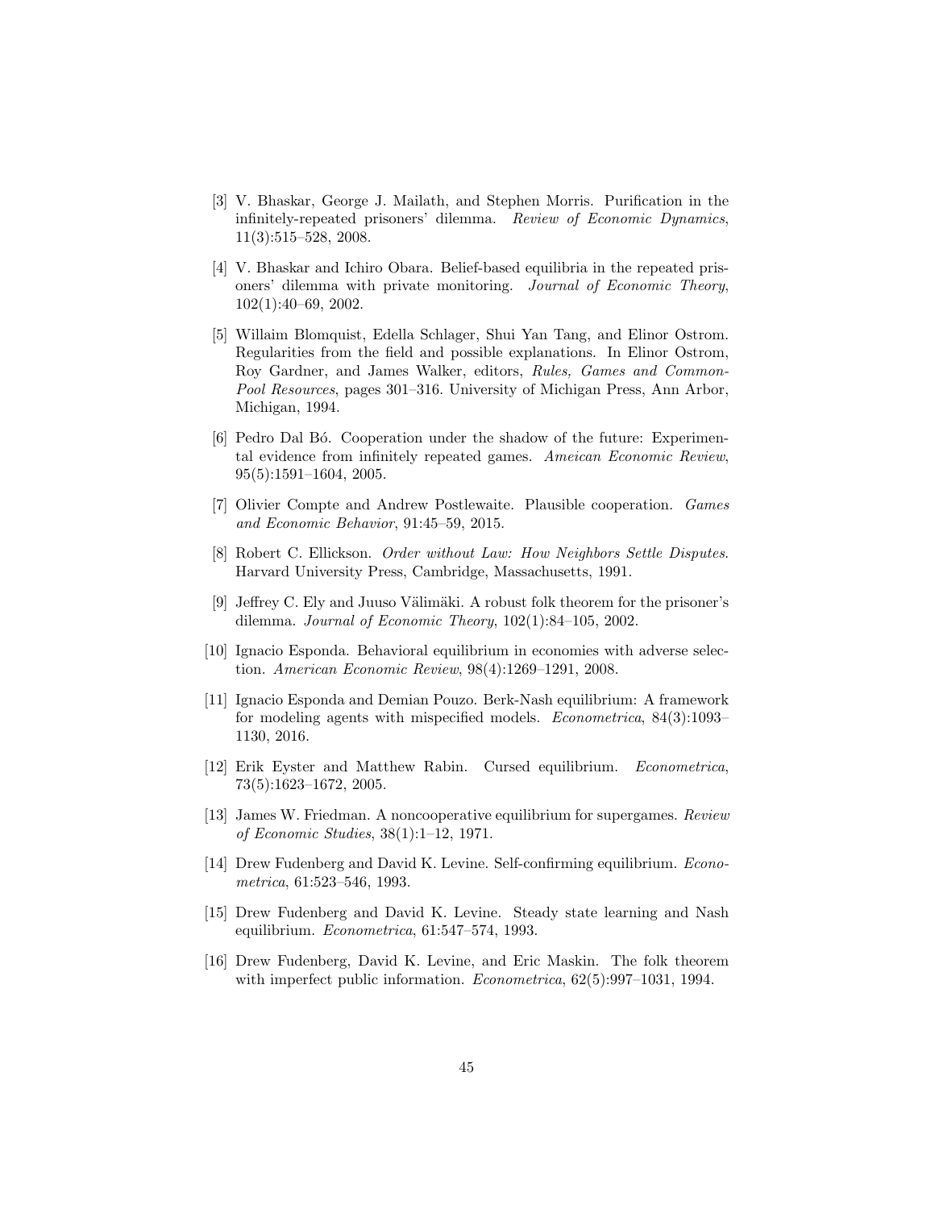[3] V. Bhaskar, George J. Mailath, and Stephen Morris. Purification in the infinitely-repeated prisoners' dilemma. *Review of Economic Dynamics*, 11(3):515–528, 2008.

[4] V. Bhaskar and Ichiro Obara. Belief-based equilibria in the repeated prisoners' dilemma with private monitoring. *Journal of Economic Theory*, 102(1):40–69, 2002.

[5] Willaim Blomquist, Edella Schlager, Shui Yan Tang, and Elinor Ostrom. Regularities from the field and possible explanations. In Elinor Ostrom, Roy Gardner, and James Walker, editors, *Rules, Games and Common-Pool Resources*, pages 301–316. University of Michigan Press, Ann Arbor, Michigan, 1994.

[6] Pedro Dal Bó. Cooperation under the shadow of the future: Experimental evidence from infinitely repeated games. *Ameican Economic Review*, 95(5):1591–1604, 2005.

[7] Olivier Compte and Andrew Postlewaite. Plausible cooperation. *Games and Economic Behavior*, 91:45–59, 2015.

[8] Robert C. Ellickson. *Order without Law: How Neighbors Settle Disputes.* Harvard University Press, Cambridge, Massachusetts, 1991.

[9] Jeffrey C. Ely and Juuso Välimäki. A robust folk theorem for the prisoner's dilemma. *Journal of Economic Theory*, 102(1):84–105, 2002.

[10] Ignacio Esponda. Behavioral equilibrium in economies with adverse selection. *American Economic Review*, 98(4):1269–1291, 2008.

[11] Ignacio Esponda and Demian Pouzo. Berk-Nash equilibrium: A framework for modeling agents with mispecified models. *Econometrica*, 84(3):1093–1130, 2016.

[12] Erik Eyster and Matthew Rabin. Cursed equilibrium. *Econometrica*, 73(5):1623–1672, 2005.

[13] James W. Friedman. A noncooperative equilibrium for supergames. *Review of Economic Studies*, 38(1):1–12, 1971.

[14] Drew Fudenberg and David K. Levine. Self-confirming equilibrium. *Econometrica*, 61:523–546, 1993.

[15] Drew Fudenberg and David K. Levine. Steady state learning and Nash equilibrium. *Econometrica*, 61:547–574, 1993.

[16] Drew Fudenberg, David K. Levine, and Eric Maskin. The folk theorem with imperfect public information. *Econometrica*, 62(5):997–1031, 1994.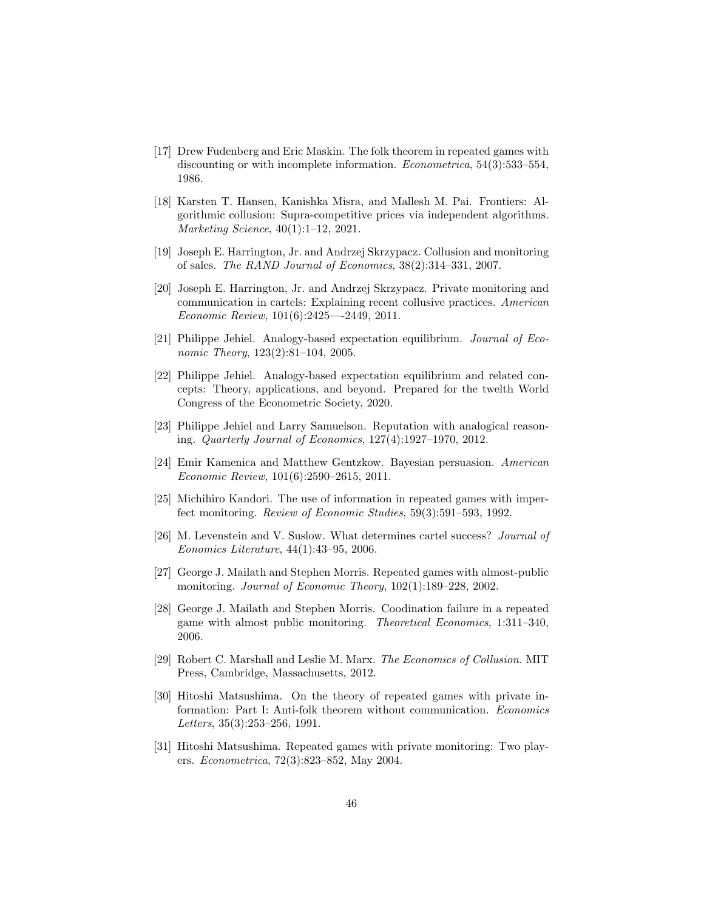[17] Drew Fudenberg and Eric Maskin. The folk theorem in repeated games with discounting or with incomplete information. *Econometrica*, 54(3):533–554, 1986.

[18] Karsten T. Hansen, Kanishka Misra, and Mallesh M. Pai. Frontiers: Algorithmic collusion: Supra-competitive prices via independent algorithms. *Marketing Science*, 40(1):1–12, 2021.

[19] Joseph E. Harrington, Jr. and Andrzej Skrzypacz. Collusion and monitoring of sales. *The RAND Journal of Economics*, 38(2):314–331, 2007.

[20] Joseph E. Harrington, Jr. and Andrzej Skrzypacz. Private monitoring and communication in cartels: Explaining recent collusive practices. *American Economic Review*, 101(6):2425—-2449, 2011.

[21] Philippe Jehiel. Analogy-based expectation equilibrium. *Journal of Economic Theory*, 123(2):81–104, 2005.

[22] Philippe Jehiel. Analogy-based expectation equilibrium and related concepts: Theory, applications, and beyond. Prepared for the twelth World Congress of the Econometric Society, 2020.

[23] Philippe Jehiel and Larry Samuelson. Reputation with analogical reasoning. *Quarterly Journal of Economics*, 127(4):1927–1970, 2012.

[24] Emir Kamenica and Matthew Gentzkow. Bayesian persuasion. *American Economic Review*, 101(6):2590–2615, 2011.

[25] Michihiro Kandori. The use of information in repeated games with imperfect monitoring. *Review of Economic Studies*, 59(3):591–593, 1992.

[26] M. Levenstein and V. Suslow. What determines cartel success? *Journal of Eonomics Literature*, 44(1):43–95, 2006.

[27] George J. Mailath and Stephen Morris. Repeated games with almost-public monitoring. *Journal of Economic Theory*, 102(1):189–228, 2002.

[28] George J. Mailath and Stephen Morris. Coodination failure in a repeated game with almost public monitoring. *Theoretical Economics*, 1:311–340, 2006.

[29] Robert C. Marshall and Leslie M. Marx. *The Economics of Collusion*. MIT Press, Cambridge, Massachusetts, 2012.

[30] Hitoshi Matsushima. On the theory of repeated games with private information: Part I: Anti-folk theorem without communication. *Economics Letters*, 35(3):253–256, 1991.

[31] Hitoshi Matsushima. Repeated games with private monitoring: Two players. *Econometrica*, 72(3):823–852, May 2004.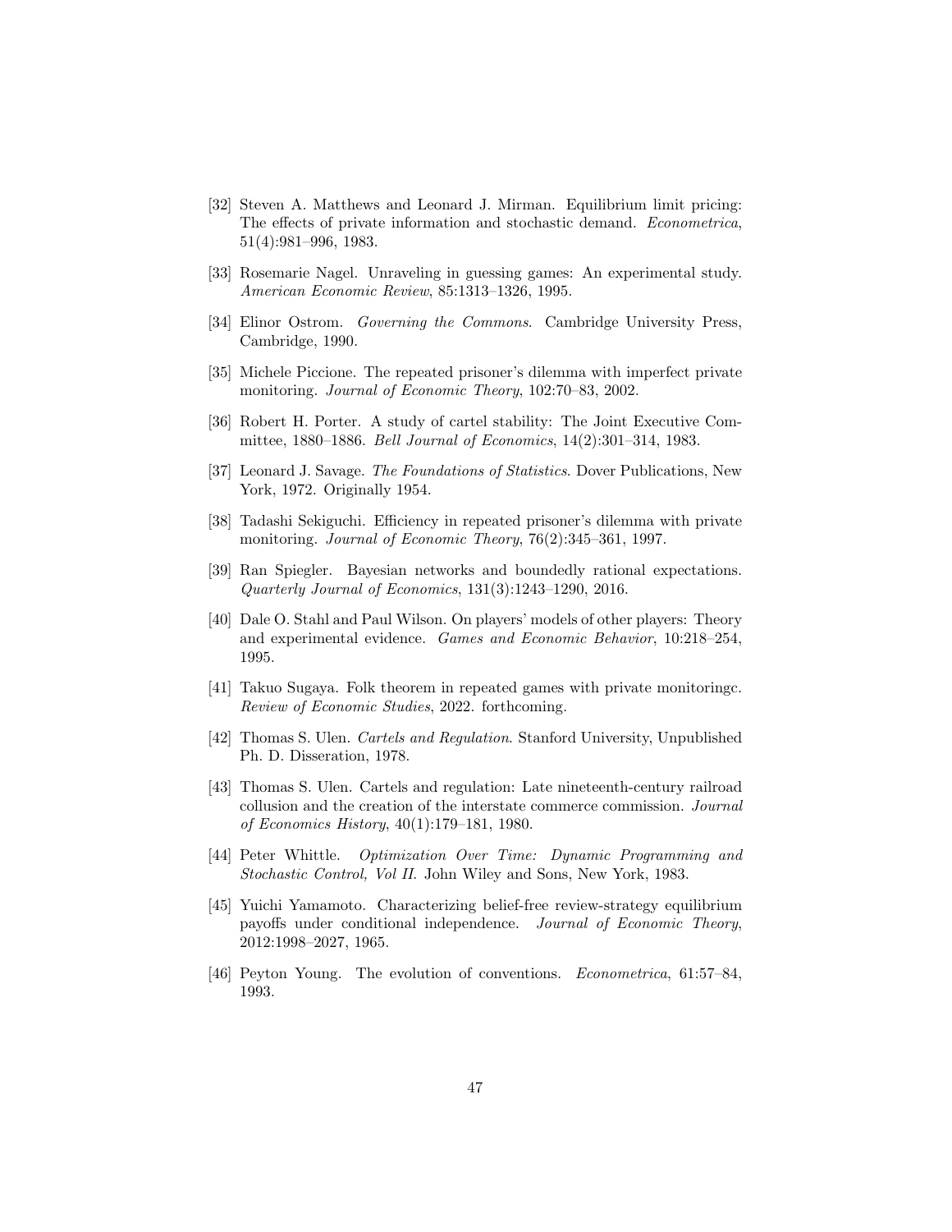[32] Steven A. Matthews and Leonard J. Mirman. Equilibrium limit pricing: The effects of private information and stochastic demand. *Econometrica*, 51(4):981–996, 1983.

[33] Rosemarie Nagel. Unraveling in guessing games: An experimental study. *American Economic Review*, 85:1313–1326, 1995.

[34] Elinor Ostrom. *Governing the Commons*. Cambridge University Press, Cambridge, 1990.

[35] Michele Piccione. The repeated prisoner's dilemma with imperfect private monitoring. *Journal of Economic Theory*, 102:70–83, 2002.

[36] Robert H. Porter. A study of cartel stability: The Joint Executive Committee, 1880–1886. *Bell Journal of Economics*, 14(2):301–314, 1983.

[37] Leonard J. Savage. *The Foundations of Statistics*. Dover Publications, New York, 1972. Originally 1954.

[38] Tadashi Sekiguchi. Efficiency in repeated prisoner's dilemma with private monitoring. *Journal of Economic Theory*, 76(2):345–361, 1997.

[39] Ran Spiegler. Bayesian networks and boundedly rational expectations. *Quarterly Journal of Economics*, 131(3):1243–1290, 2016.

[40] Dale O. Stahl and Paul Wilson. On players' models of other players: Theory and experimental evidence. *Games and Economic Behavior*, 10:218–254, 1995.

[41] Takuo Sugaya. Folk theorem in repeated games with private monitoringc. *Review of Economic Studies*, 2022. forthcoming.

[42] Thomas S. Ulen. *Cartels and Regulation*. Stanford University, Unpublished Ph. D. Disseration, 1978.

[43] Thomas S. Ulen. Cartels and regulation: Late nineteenth-century railroad collusion and the creation of the interstate commerce commission. *Journal of Economics History*, 40(1):179–181, 1980.

[44] Peter Whittle. *Optimization Over Time: Dynamic Programming and Stochastic Control, Vol II*. John Wiley and Sons, New York, 1983.

[45] Yuichi Yamamoto. Characterizing belief-free review-strategy equilibrium payoffs under conditional independence. *Journal of Economic Theory*, 2012:1998–2027, 1965.

[46] Peyton Young. The evolution of conventions. *Econometrica*, 61:57–84, 1993.